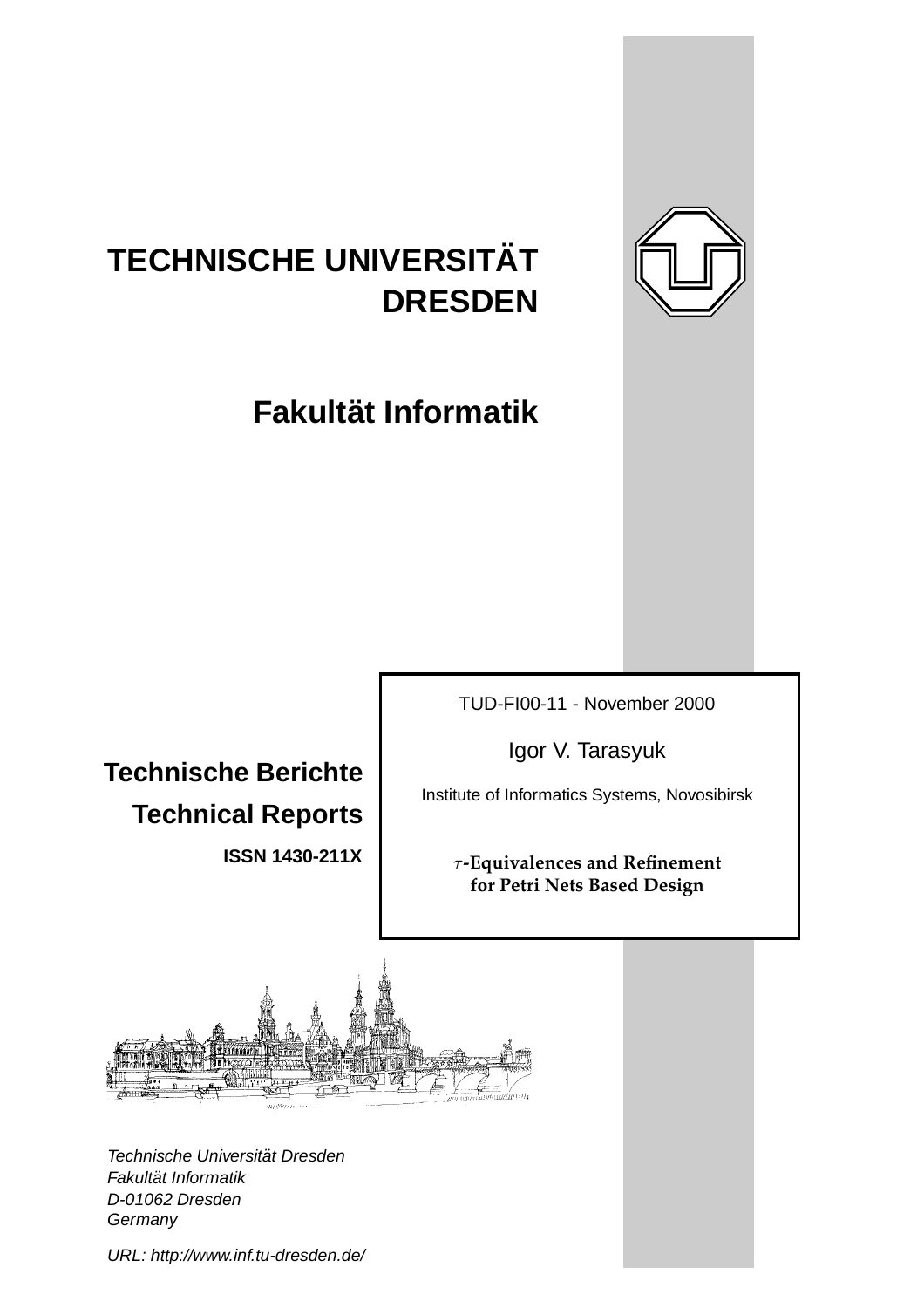# TECHNISCHE UNIVERSITÄT DRESDEN

## Fakultät Informatik

**Technische Berichte**
**Technical Reports**

**ISSN 1430-211X**

TUD-FI00-11 - November 2000

Igor V. Tarasyuk

Institute of Informatics Systems, Novosibirsk

**$\tau$-Equivalences and Refinement for Petri Nets Based Design**

*Technische Universität Dresden*
*Fakultät Informatik*
*D-01062 Dresden*
*Germany*

*URL: http://www.inf.tu-dresden.de/*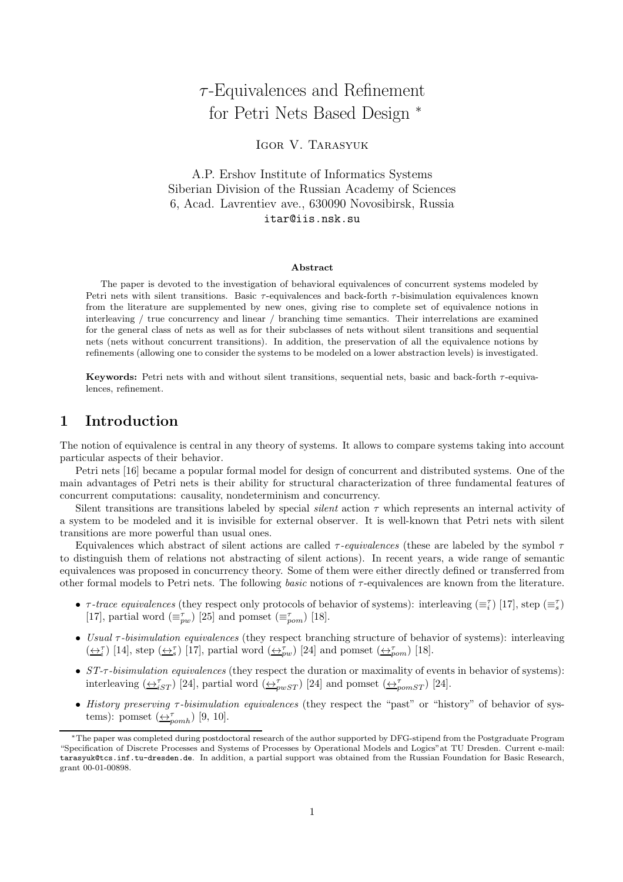# $\tau$-Equivalences and Refinement for Petri Nets Based Design *

Igor V. Tarasyuk

A.P. Ershov Institute of Informatics Systems
Siberian Division of the Russian Academy of Sciences
6, Acad. Lavrentiev ave., 630090 Novosibirsk, Russia
itar@iis.nsk.su

**Abstract**

The paper is devoted to the investigation of behavioral equivalences of concurrent systems modeled by Petri nets with silent transitions. Basic $\tau$-equivalences and back-forth $\tau$-bisimulation equivalences known from the literature are supplemented by new ones, giving rise to complete set of equivalence notions in interleaving / true concurrency and linear / branching time semantics. Their interrelations are examined for the general class of nets as well as for their subclasses of nets without silent transitions and sequential nets (nets without concurrent transitions). In addition, the preservation of all the equivalence notions by refinements (allowing one to consider the systems to be modeled on a lower abstraction levels) is investigated.

**Keywords:** Petri nets with and without silent transitions, sequential nets, basic and back-forth $\tau$-equivalences, refinement.

## 1 Introduction

The notion of equivalence is central in any theory of systems. It allows to compare systems taking into account particular aspects of their behavior.

Petri nets [16] became a popular formal model for design of concurrent and distributed systems. One of the main advantages of Petri nets is their ability for structural characterization of three fundamental features of concurrent computations: causality, nondeterminism and concurrency.

Silent transitions are transitions labeled by special *silent* action $\tau$ which represents an internal activity of a system to be modeled and it is invisible for external observer. It is well-known that Petri nets with silent transitions are more powerful than usual ones.

Equivalences which abstract of silent actions are called *$\tau$-equivalences* (these are labeled by the symbol $\tau$ to distinguish them of relations not abstracting of silent actions). In recent years, a wide range of semantic equivalences was proposed in concurrency theory. Some of them were either directly defined or transferred from other formal models to Petri nets. The following *basic* notions of $\tau$-equivalences are known from the literature.

- *$\tau$-trace equivalences* (they respect only protocols of behavior of systems): interleaving ($\equiv_i^\tau$) [17], step ($\equiv_s^\tau$) [17], partial word ($\equiv_{pw}^\tau$) [25] and pomset ($\equiv_{pom}^\tau$) [18].
- *Usual $\tau$-bisimulation equivalences* (they respect branching structure of behavior of systems): interleaving ($\underline{\leftrightarrow}_i^\tau$) [14], step ($\underline{\leftrightarrow}_s^\tau$) [17], partial word ($\underline{\leftrightarrow}_{pw}^\tau$) [24] and pomset ($\underline{\leftrightarrow}_{pom}^\tau$) [18].
- *ST-$\tau$-bisimulation equivalences* (they respect the duration or maximality of events in behavior of systems): interleaving ($\underline{\leftrightarrow}_{iST}^\tau$) [24], partial word ($\underline{\leftrightarrow}_{pwST}^\tau$) [24] and pomset ($\underline{\leftrightarrow}_{pomST}^\tau$) [24].
- *History preserving $\tau$-bisimulation equivalences* (they respect the "past" or "history" of behavior of systems): pomset ($\underline{\leftrightarrow}_{pomh}^\tau$) [9, 10].

*The paper was completed during postdoctoral research of the author supported by DFG-stipend from the Postgraduate Program "Specification of Discrete Processes and Systems of Processes by Operational Models and Logics"at TU Dresden. Current e-mail: tarasyuk@tcs.inf.tu-dresden.de. In addition, a partial support was obtained from the Russian Foundation for Basic Research, grant 00-01-00898.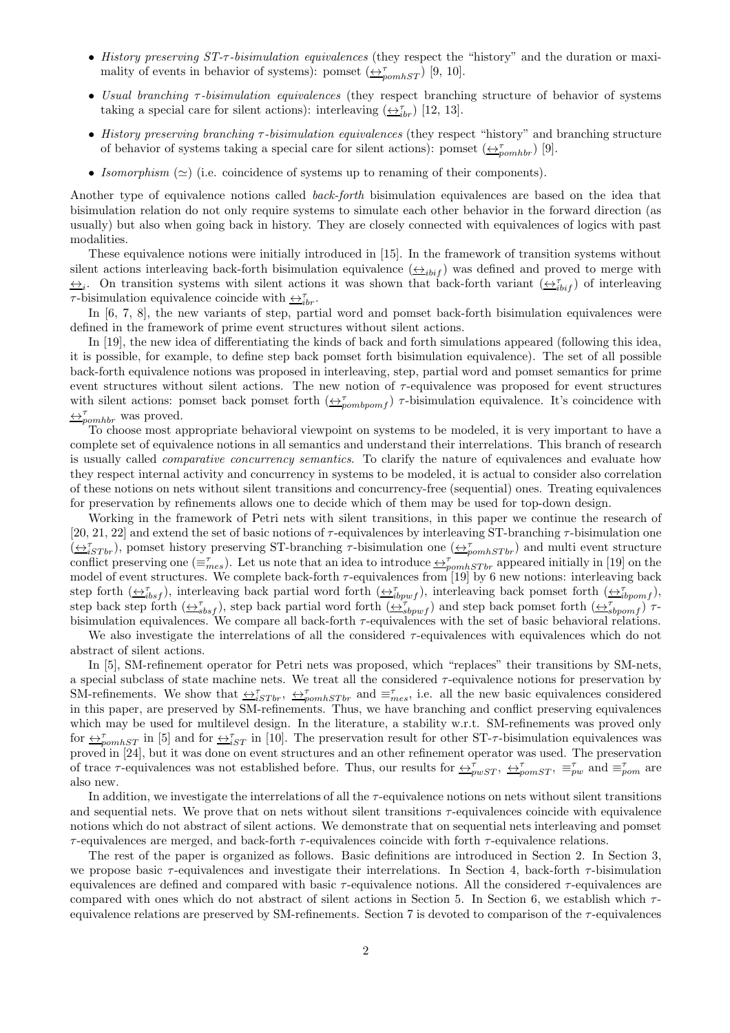- *History preserving ST-τ-bisimulation equivalences* (they respect the "history" and the duration or maximality of events in behavior of systems): pomset ($\underline{\leftrightarrow}^{\tau}_{pomhST}$) [9, 10].
- *Usual branching τ-bisimulation equivalences* (they respect branching structure of behavior of systems taking a special care for silent actions): interleaving ($\underline{\leftrightarrow}^{\tau}_{ibr}$) [12, 13].
- *History preserving branching τ-bisimulation equivalences* (they respect "history" and branching structure of behavior of systems taking a special care for silent actions): pomset ($\underline{\leftrightarrow}^{\tau}_{pomhbr}$) [9].
- *Isomorphism* ($\simeq$) (i.e. coincidence of systems up to renaming of their components).

Another type of equivalence notions called *back-forth* bisimulation equivalences are based on the idea that bisimulation relation do not only require systems to simulate each other behavior in the forward direction (as usually) but also when going back in history. They are closely connected with equivalences of logics with past modalities.

These equivalence notions were initially introduced in [15]. In the framework of transition systems without silent actions interleaving back-forth bisimulation equivalence ($\underline{\leftrightarrow}_{ibif}$) was defined and proved to merge with $\underline{\leftrightarrow}_{i}$. On transition systems with silent actions it was shown that back-forth variant ($\underline{\leftrightarrow}^{\tau}_{ibif}$) of interleaving τ-bisimulation equivalence coincide with $\underline{\leftrightarrow}^{\tau}_{ibr}$.

In [6, 7, 8], the new variants of step, partial word and pomset back-forth bisimulation equivalences were defined in the framework of prime event structures without silent actions.

In [19], the new idea of differentiating the kinds of back and forth simulations appeared (following this idea, it is possible, for example, to define step back pomset forth bisimulation equivalence). The set of all possible back-forth equivalence notions was proposed in interleaving, step, partial word and pomset semantics for prime event structures without silent actions. The new notion of τ-equivalence was proposed for event structures with silent actions: pomset back pomset forth ($\underline{\leftrightarrow}^{\tau}_{pombpomf}$) τ-bisimulation equivalence. It's coincidence with $\underline{\leftrightarrow}^{\tau}_{pomhbr}$ was proved.

To choose most appropriate behavioral viewpoint on systems to be modeled, it is very important to have a complete set of equivalence notions in all semantics and understand their interrelations. This branch of research is usually called *comparative concurrency semantics*. To clarify the nature of equivalences and evaluate how they respect internal activity and concurrency in systems to be modeled, it is actual to consider also correlation of these notions on nets without silent transitions and concurrency-free (sequential) ones. Treating equivalences for preservation by refinements allows one to decide which of them may be used for top-down design.

Working in the framework of Petri nets with silent transitions, in this paper we continue the research of [20, 21, 22] and extend the set of basic notions of τ-equivalences by interleaving ST-branching τ-bisimulation one ($\underline{\leftrightarrow}^{\tau}_{iSTbr}$), pomset history preserving ST-branching τ-bisimulation one ($\underline{\leftrightarrow}^{\tau}_{pomhSTbr}$) and multi event structure conflict preserving one ($\equiv^{\tau}_{mes}$). Let us note that an idea to introduce $\underline{\leftrightarrow}^{\tau}_{pomhSTbr}$ appeared initially in [19] on the model of event structures. We complete back-forth τ-equivalences from [19] by 6 new notions: interleaving back step forth ($\underline{\leftrightarrow}^{\tau}_{ibsf}$), interleaving back partial word forth ($\underline{\leftrightarrow}^{\tau}_{ibpwf}$), interleaving back pomset forth ($\underline{\leftrightarrow}^{\tau}_{ibpomf}$), step back step forth ($\underline{\leftrightarrow}^{\tau}_{sbsf}$), step back partial word forth ($\underline{\leftrightarrow}^{\tau}_{sbpwf}$) and step back pomset forth ($\underline{\leftrightarrow}^{\tau}_{sbpomf}$) τ-bisimulation equivalences. We compare all back-forth τ-equivalences with the set of basic behavioral relations.

We also investigate the interrelations of all the considered τ-equivalences with equivalences which do not abstract of silent actions.

In [5], SM-refinement operator for Petri nets was proposed, which "replaces" their transitions by SM-nets, a special subclass of state machine nets. We treat all the considered τ-equivalence notions for preservation by SM-refinements. We show that $\underline{\leftrightarrow}^{\tau}_{iSTbr}$, $\underline{\leftrightarrow}^{\tau}_{pomhSTbr}$ and $\equiv^{\tau}_{mes}$, i.e. all the new basic equivalences considered in this paper, are preserved by SM-refinements. Thus, we have branching and conflict preserving equivalences which may be used for multilevel design. In the literature, a stability w.r.t. SM-refinements was proved only for $\underline{\leftrightarrow}^{\tau}_{pomhST}$ in [5] and for $\underline{\leftrightarrow}^{\tau}_{iST}$ in [10]. The preservation result for other ST-τ-bisimulation equivalences was proved in [24], but it was done on event structures and an other refinement operator was used. The preservation of trace τ-equivalences was not established before. Thus, our results for $\underline{\leftrightarrow}^{\tau}_{pwST}$, $\underline{\leftrightarrow}^{\tau}_{pomST}$, $\equiv^{\tau}_{pw}$ and $\equiv^{\tau}_{pom}$ are also new.

In addition, we investigate the interrelations of all the τ-equivalence notions on nets without silent transitions and sequential nets. We prove that on nets without silent transitions τ-equivalences coincide with equivalence notions which do not abstract of silent actions. We demonstrate that on sequential nets interleaving and pomset τ-equivalences are merged, and back-forth τ-equivalences coincide with forth τ-equivalence relations.

The rest of the paper is organized as follows. Basic definitions are introduced in Section 2. In Section 3, we propose basic τ-equivalences and investigate their interrelations. In Section 4, back-forth τ-bisimulation equivalences are defined and compared with basic τ-equivalence notions. All the considered τ-equivalences are compared with ones which do not abstract of silent actions in Section 5. In Section 6, we establish which τ-equivalence relations are preserved by SM-refinements. Section 7 is devoted to comparison of the τ-equivalences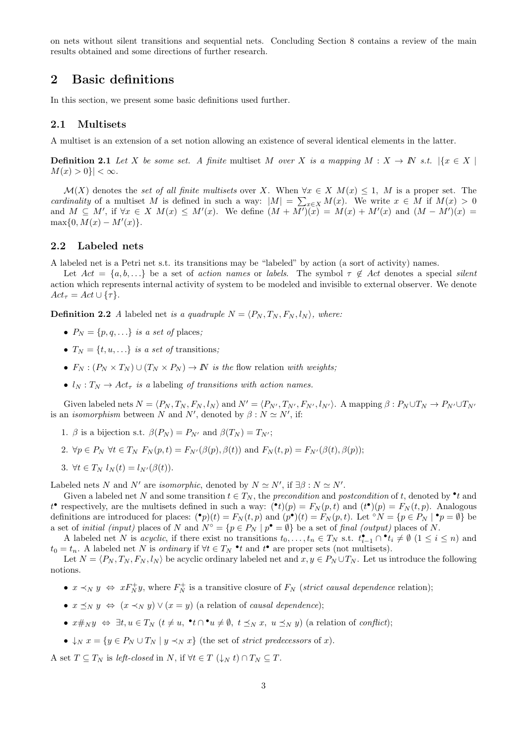on nets without silent transitions and sequential nets. Concluding Section 8 contains a review of the main results obtained and some directions of further research.

# 2 Basic definitions

In this section, we present some basic definitions used further.

## 2.1 Multisets

A multiset is an extension of a set notion allowing an existence of several identical elements in the latter.

**Definition 2.1** *Let $X$ be some set. A finite* multiset *$M$ over $X$ is a mapping $M : X \to \mathbb{N}$ s.t. $|\{x \in X \mid M(x) > 0\}| < \infty$.*

$\mathcal{M}(X)$ denotes the *set of all finite multisets* over $X$. When $\forall x \in X\ M(x) \leq 1$, $M$ is a proper set. The *cardinality* of a multiset $M$ is defined in such a way: $|M| = \sum_{x\in X} M(x)$. We write $x \in M$ if $M(x) > 0$ and $M \subseteq M'$, if $\forall x \in X\ M(x) \leq M'(x)$. We define $(M + M')(x) = M(x) + M'(x)$ and $(M - M')(x) = \max\{0, M(x) - M'(x)\}$.

## 2.2 Labeled nets

A labeled net is a Petri net s.t. its transitions may be "labeled" by action (a sort of activity) names.

Let $Act = \{a, b, \ldots\}$ be a set of *action names* or *labels*. The symbol $\tau \notin Act$ denotes a special *silent* action which represents internal activity of system to be modeled and invisible to external observer. We denote $Act_\tau = Act \cup \{\tau\}$.

**Definition 2.2** *A* labeled net *is a quadruple $N = \langle P_N, T_N, F_N, l_N\rangle$, where:*

- *$P_N = \{p, q, \ldots\}$ is a set of* places*;*
- *$T_N = \{t, u, \ldots\}$ is a set of* transitions*;*
- *$F_N : (P_N \times T_N) \cup (T_N \times P_N) \to \mathbb{N}$ is the* flow relation *with weights;*
- *$l_N : T_N \to Act_\tau$ is a* labeling *of transitions with action names.*

Given labeled nets $N = \langle P_N, T_N, F_N, l_N\rangle$ and $N' = \langle P_{N'}, T_{N'}, F_{N'}, l_{N'}\rangle$. A mapping $\beta : P_N \cup T_N \to P_{N'} \cup T_{N'}$ is an *isomorphism* between $N$ and $N'$, denoted by $\beta : N \simeq N'$, if:

1. $\beta$ is a bijection s.t. $\beta(P_N) = P_{N'}$ and $\beta(T_N) = T_{N'}$;
2. $\forall p \in P_N\ \forall t \in T_N\ F_N(p, t) = F_{N'}(\beta(p), \beta(t))$ and $F_N(t, p) = F_{N'}(\beta(t), \beta(p))$;
3. $\forall t \in T_N\ l_N(t) = l_{N'}(\beta(t))$.

Labeled nets $N$ and $N'$ are *isomorphic*, denoted by $N \simeq N'$, if $\exists \beta : N \simeq N'$.

Given a labeled net $N$ and some transition $t \in T_N$, the *precondition* and *postcondition* of $t$, denoted by ${}^\bullet t$ and $t^\bullet$ respectively, are the multisets defined in such a way: $({}^\bullet t)(p) = F_N(p, t)$ and $(t^\bullet)(p) = F_N(t, p)$. Analogous definitions are introduced for places: $({}^\bullet p)(t) = F_N(t, p)$ and $(p^\bullet)(t) = F_N(p, t)$. Let ${}^\circ N = \{p \in P_N \mid {}^\bullet p = \emptyset\}$ be a set of *initial (input)* places of $N$ and $N^\circ = \{p \in P_N \mid p^\bullet = \emptyset\}$ be a set of *final (output)* places of $N$.

A labeled net $N$ is *acyclic*, if there exist no transitions $t_0, \ldots, t_n \in T_N$ s.t. $t_{i-1}^\bullet \cap {}^\bullet t_i \neq \emptyset$ $(1 \leq i \leq n)$ and $t_0 = t_n$. A labeled net $N$ is *ordinary* if $\forall t \in T_N\ {}^\bullet t$ and $t^\bullet$ are proper sets (not multisets).

Let $N = \langle P_N, T_N, F_N, l_N\rangle$ be acyclic ordinary labeled net and $x, y \in P_N \cup T_N$. Let us introduce the following notions.

- $x \prec_N y \ \Leftrightarrow\ xF_N^+ y$, where $F_N^+$ is a transitive closure of $F_N$ (*strict causal dependence* relation);
- $x \preceq_N y \ \Leftrightarrow\ (x \prec_N y) \vee (x = y)$ (a relation of *causal dependence*);
- $x \#_N y \ \Leftrightarrow\ \exists t, u \in T_N\ (t \neq u,\ {}^\bullet t \cap {}^\bullet u \neq \emptyset,\ t \preceq_N x,\ u \preceq_N y)$ (a relation of *conflict*);
- $\downarrow_N x = \{y \in P_N \cup T_N \mid y \prec_N x\}$ (the set of *strict predecessors* of $x$).

A set $T \subseteq T_N$ is *left-closed* in $N$, if $\forall t \in T\ (\downarrow_N t) \cap T_N \subseteq T$.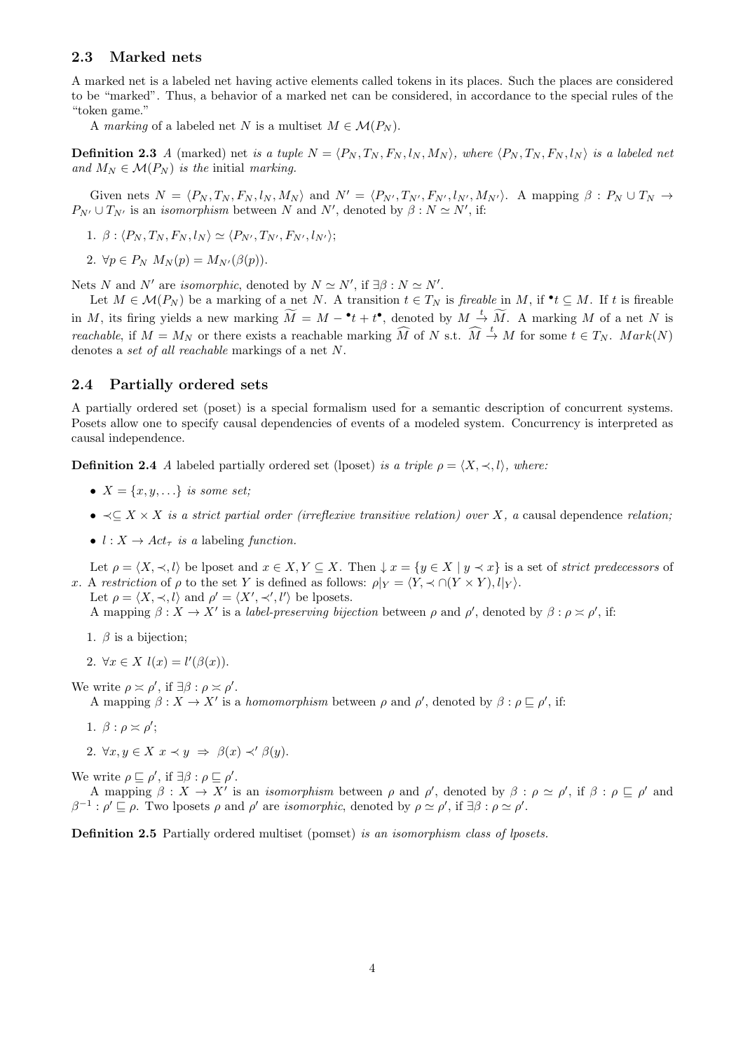### 2.3 Marked nets

A marked net is a labeled net having active elements called tokens in its places. Such the places are considered to be "marked". Thus, a behavior of a marked net can be considered, in accordance to the special rules of the "token game."

A *marking* of a labeled net $N$ is a multiset $M \in \mathcal{M}(P_N)$.

**Definition 2.3** *A (marked) net is a tuple $N = \langle P_N, T_N, F_N, l_N, M_N \rangle$, where $\langle P_N, T_N, F_N, l_N \rangle$ is a labeled net and $M_N \in \mathcal{M}(P_N)$ is the* initial *marking.*

Given nets $N = \langle P_N, T_N, F_N, l_N, M_N \rangle$ and $N' = \langle P_{N'}, T_{N'}, F_{N'}, l_{N'}, M_{N'} \rangle$. A mapping $\beta : P_N \cup T_N \to P_{N'} \cup T_{N'}$ is an *isomorphism* between $N$ and $N'$, denoted by $\beta : N \simeq N'$, if:

1. $\beta : \langle P_N, T_N, F_N, l_N \rangle \simeq \langle P_{N'}, T_{N'}, F_{N'}, l_{N'} \rangle$;
2. $\forall p \in P_N \ M_N(p) = M_{N'}(\beta(p))$.

Nets $N$ and $N'$ are *isomorphic*, denoted by $N \simeq N'$, if $\exists \beta : N \simeq N'$.

Let $M \in \mathcal{M}(P_N)$ be a marking of a net $N$. A transition $t \in T_N$ is *fireable* in $M$, if ${}^\bullet t \subseteq M$. If $t$ is fireable in $M$, its firing yields a new marking $\widetilde{M} = M - {}^\bullet t + t^\bullet$, denoted by $M \stackrel{t}{\to} \widetilde{M}$. A marking $M$ of a net $N$ is *reachable*, if $M = M_N$ or there exists a reachable marking $\widehat{M}$ of $N$ s.t. $\widehat{M} \stackrel{t}{\to} M$ for some $t \in T_N$. $Mark(N)$ denotes a *set of all reachable* markings of a net $N$.

### 2.4 Partially ordered sets

A partially ordered set (poset) is a special formalism used for a semantic description of concurrent systems. Posets allow one to specify causal dependencies of events of a modeled system. Concurrency is interpreted as causal independence.

**Definition 2.4** *A labeled partially ordered set (lposet) is a triple $\rho = \langle X, \prec, l \rangle$, where:*

- *$X = \{x, y, \ldots\}$ is some set;*
- *$\prec \subseteq X \times X$ is a strict partial order (irreflexive transitive relation) over $X$, a* causal dependence *relation;*
- *$l : X \to Act_\tau$ is a* labeling *function.*

Let $\rho = \langle X, \prec, l \rangle$ be lposet and $x \in X, Y \subseteq X$. Then $\downarrow x = \{y \in X \mid y \prec x\}$ is a set of *strict predecessors* of $x$. A *restriction* of $\rho$ to the set $Y$ is defined as follows: $\rho|_Y = \langle Y, \prec \cap (Y \times Y), l|_Y \rangle$.

Let $\rho = \langle X, \prec, l \rangle$ and $\rho' = \langle X', \prec', l' \rangle$ be lposets.

A mapping $\beta : X \to X'$ is a *label-preserving bijection* between $\rho$ and $\rho'$, denoted by $\beta : \rho \asymp \rho'$, if:

1. $\beta$ is a bijection;
2. $\forall x \in X \ l(x) = l'(\beta(x))$.

We write $\rho \asymp \rho'$, if $\exists \beta : \rho \asymp \rho'$.

A mapping $\beta : X \to X'$ is a *homomorphism* between $\rho$ and $\rho'$, denoted by $\beta : \rho \sqsubseteq \rho'$, if:

1. $\beta : \rho \asymp \rho'$;
2. $\forall x, y \in X \ x \prec y \ \Rightarrow \ \beta(x) \prec' \beta(y)$.

We write $\rho \sqsubseteq \rho'$, if $\exists \beta : \rho \sqsubseteq \rho'$.

A mapping $\beta : X \to X'$ is an *isomorphism* between $\rho$ and $\rho'$, denoted by $\beta : \rho \simeq \rho'$, if $\beta : \rho \sqsubseteq \rho'$ and $\beta^{-1} : \rho' \sqsubseteq \rho$. Two lposets $\rho$ and $\rho'$ are *isomorphic*, denoted by $\rho \simeq \rho'$, if $\exists \beta : \rho \simeq \rho'$.

**Definition 2.5** Partially ordered multiset (pomset) *is an isomorphism class of lposets.*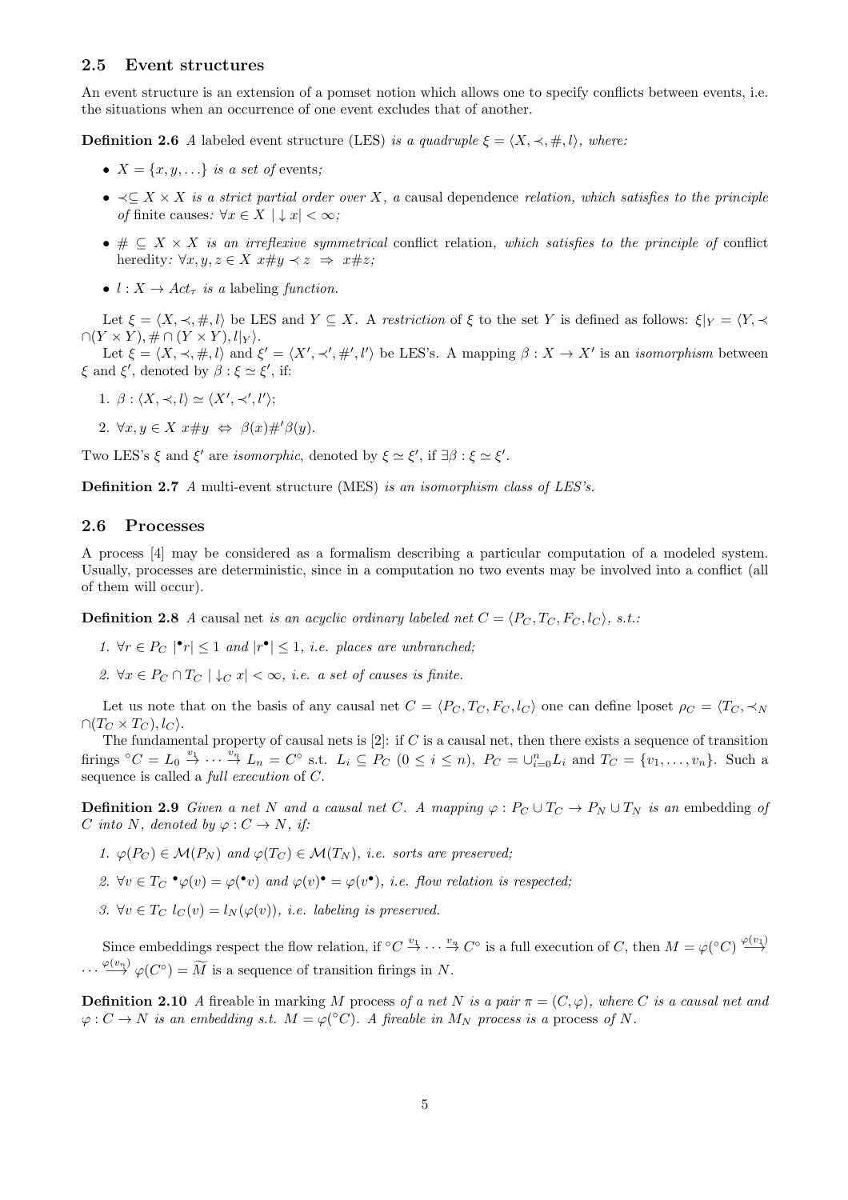### 2.5 Event structures

An event structure is an extension of a pomset notion which allows one to specify conflicts between events, i.e. the situations when an occurrence of one event excludes that of another.

**Definition 2.6** *A* labeled event structure (LES) *is a quadruple* $\xi = \langle X, \prec, \#, l\rangle$*, where:*

- $X = \{x, y, \ldots\}$ *is a set of* events*;*
- $\prec \subseteq X \times X$ *is a strict partial order over* $X$*, a* causal dependence *relation, which satisfies to the principle of* finite causes*:* $\forall x \in X \ |\downarrow x| < \infty$*;*
- $\# \subseteq X \times X$ *is an irreflexive symmetrical* conflict relation*, which satisfies to the principle of* conflict heredity*:* $\forall x, y, z \in X \ x\#y \prec z \ \Rightarrow \ x\#z$*;*
- $l : X \to Act_\tau$ *is a* labeling *function.*

Let $\xi = \langle X, \prec, \#, l\rangle$ be LES and $Y \subseteq X$. A *restriction* of $\xi$ to the set $Y$ is defined as follows: $\xi|_Y = \langle Y, \prec \cap (Y \times Y), \# \cap (Y \times Y), l|_Y\rangle$.

Let $\xi = \langle X, \prec, \#, l\rangle$ and $\xi' = \langle X', \prec', \#', l'\rangle$ be LES's. A mapping $\beta : X \to X'$ is an *isomorphism* between $\xi$ and $\xi'$, denoted by $\beta : \xi \simeq \xi'$, if:

1. $\beta : \langle X, \prec, l\rangle \simeq \langle X', \prec', l'\rangle$;
2. $\forall x, y \in X \ x\#y \ \Leftrightarrow \ \beta(x)\#'\beta(y)$.

Two LES's $\xi$ and $\xi'$ are *isomorphic*, denoted by $\xi \simeq \xi'$, if $\exists \beta : \xi \simeq \xi'$.

**Definition 2.7** *A* multi-event structure (MES) *is an isomorphism class of LES's.*

### 2.6 Processes

A process [4] may be considered as a formalism describing a particular computation of a modeled system. Usually, processes are deterministic, since in a computation no two events may be involved into a conflict (all of them will occur).

**Definition 2.8** *A* causal net *is an acyclic ordinary labeled net* $C = \langle P_C, T_C, F_C, l_C\rangle$*, s.t.:*

1. $\forall r \in P_C \ |{}^\bullet r| \le 1$ *and* $|r^\bullet| \le 1$*, i.e. places are unbranched;*
2. $\forall x \in P_C \cap T_C \ |\downarrow_C x| < \infty$*, i.e. a set of causes is finite.*

Let us note that on the basis of any causal net $C = \langle P_C, T_C, F_C, l_C\rangle$ one can define lposet $\rho_C = \langle T_C, \prec_N \cap (T_C \times T_C), l_C\rangle$.

The fundamental property of causal nets is [2]: if $C$ is a causal net, then there exists a sequence of transition firings ${}^\circ C = L_0 \stackrel{v_1}{\to} \cdots \stackrel{v_n}{\to} L_n = C^\circ$ s.t. $L_i \subseteq P_C$ $(0 \le i \le n)$, $P_C = \cup_{i=0}^n L_i$ and $T_C = \{v_1, \ldots, v_n\}$. Such a sequence is called a *full execution* of $C$.

**Definition 2.9** *Given a net* $N$ *and a causal net* $C$*. A mapping* $\varphi : P_C \cup T_C \to P_N \cup T_N$ *is an* embedding *of* $C$ *into* $N$*, denoted by* $\varphi : C \to N$*, if:*

1. $\varphi(P_C) \in \mathcal{M}(P_N)$ *and* $\varphi(T_C) \in \mathcal{M}(T_N)$*, i.e. sorts are preserved;*
2. $\forall v \in T_C \ {}^\bullet\varphi(v) = \varphi({}^\bullet v)$ *and* $\varphi(v)^\bullet = \varphi(v^\bullet)$*, i.e. flow relation is respected;*
3. $\forall v \in T_C \ l_C(v) = l_N(\varphi(v))$*, i.e. labeling is preserved.*

Since embeddings respect the flow relation, if ${}^\circ C \stackrel{v_1}{\to} \cdots \stackrel{v_n}{\to} C^\circ$ is a full execution of $C$, then $M = \varphi({}^\circ C) \stackrel{\varphi(v_1)}{\longrightarrow} \cdots \stackrel{\varphi(v_n)}{\longrightarrow} \varphi(C^\circ) = \widetilde{M}$ is a sequence of transition firings in $N$.

**Definition 2.10** *A* fireable in marking $M$ process *of a net* $N$ *is a pair* $\pi = (C, \varphi)$*, where* $C$ *is a causal net and* $\varphi : C \to N$ *is an embedding s.t.* $M = \varphi({}^\circ C)$*. A fireable in* $M_N$ *process is a* process *of* $N$*.*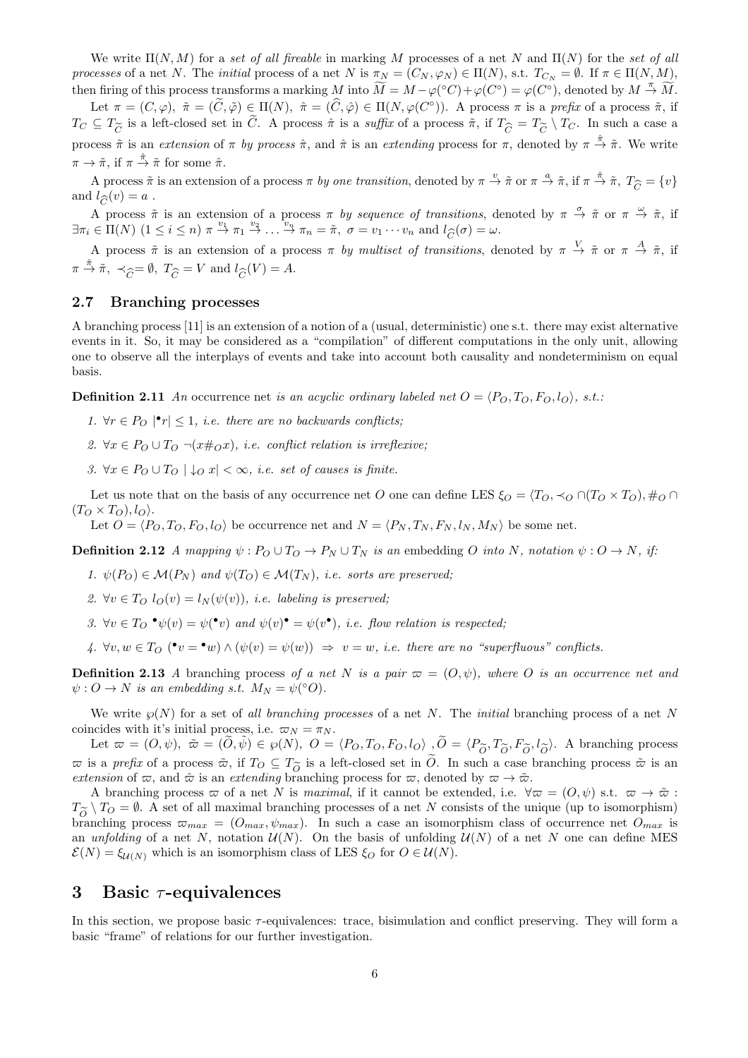We write $\Pi(N, M)$ for a *set of all fireable* in marking $M$ processes of a net $N$ and $\Pi(N)$ for the *set of all processes* of a net $N$. The *initial* process of a net $N$ is $\pi_N = (C_N, \varphi_N) \in \Pi(N)$, s.t. $T_{C_N} = \emptyset$. If $\pi \in \Pi(N, M)$, then firing of this process transforms a marking $M$ into $\widetilde{M} = M - \varphi({}^\circ C) + \varphi(C^\circ) = \varphi(C^\circ)$, denoted by $M \stackrel{\pi}{\to} \widetilde{M}$.

Let $\pi = (C, \varphi)$, $\tilde{\pi} = (\widetilde{C}, \tilde{\varphi}) \in \Pi(N)$, $\hat{\pi} = (\widehat{C}, \hat{\varphi}) \in \Pi(N, \varphi(C^\circ))$. A process $\pi$ is a *prefix* of a process $\tilde{\pi}$, if $T_C \subseteq T_{\widetilde{C}}$ is a left-closed set in $\widetilde{C}$. A process $\hat{\pi}$ is a *suffix* of a process $\tilde{\pi}$, if $T_{\widehat{C}} = T_{\widetilde{C}} \setminus T_C$. In such a case a process $\tilde{\pi}$ is an *extension* of $\pi$ *by process* $\hat{\pi}$, and $\hat{\pi}$ is an *extending* process for $\pi$, denoted by $\pi \stackrel{\hat{\pi}}{\to} \tilde{\pi}$. We write $\pi \to \tilde{\pi}$, if $\pi \stackrel{\hat{\pi}}{\to} \tilde{\pi}$ for some $\hat{\pi}$.

A process $\tilde{\pi}$ is an extension of a process $\pi$ *by one transition*, denoted by $\pi \stackrel{v}{\to} \tilde{\pi}$ or $\pi \stackrel{a}{\to} \tilde{\pi}$, if $\pi \stackrel{\hat{\pi}}{\to} \tilde{\pi}$, $T_{\widehat{C}} = \{v\}$ and $l_{\widehat{C}}(v) = a$ .

A process $\tilde{\pi}$ is an extension of a process $\pi$ *by sequence of transitions*, denoted by $\pi \stackrel{\sigma}{\to} \tilde{\pi}$ or $\pi \stackrel{\omega}{\to} \tilde{\pi}$, if $\exists \pi_i \in \Pi(N)$ $(1 \le i \le n)$ $\pi \stackrel{v_1}{\to} \pi_1 \stackrel{v_2}{\to} \ldots \stackrel{v_n}{\to} \pi_n = \tilde{\pi}$, $\sigma = v_1 \cdots v_n$ and $l_{\widetilde{C}}(\sigma) = \omega$.

A process $\tilde{\pi}$ is an extension of a process $\pi$ *by multiset of transitions*, denoted by $\pi \stackrel{V}{\to} \tilde{\pi}$ or $\pi \stackrel{A}{\to} \tilde{\pi}$, if $\pi \stackrel{\hat{\pi}}{\to} \tilde{\pi}$, $\prec_{\widehat{C}} = \emptyset$, $T_{\widehat{C}} = V$ and $l_{\widehat{C}}(V) = A$.

### 2.7 Branching processes

A branching process [11] is an extension of a notion of a (usual, deterministic) one s.t. there may exist alternative events in it. So, it may be considered as a "compilation" of different computations in the only unit, allowing one to observe all the interplays of events and take into account both causality and nondeterminism on equal basis.

**Definition 2.11** *An* occurrence net *is an acyclic ordinary labeled net $O = \langle P_O, T_O, F_O, l_O\rangle$, s.t.:*

1. *$\forall r \in P_O$ $|{}^\bullet r| \le 1$, i.e. there are no backwards conflicts;*
2. *$\forall x \in P_O \cup T_O$ $\neg(x \#_O x)$, i.e. conflict relation is irreflexive;*
3. *$\forall x \in P_O \cup T_O$ $|\downarrow_O x| < \infty$, i.e. set of causes is finite.*

Let us note that on the basis of any occurrence net $O$ one can define LES $\xi_O = \langle T_O, \prec_O \cap (T_O \times T_O), \#_O \cap (T_O \times T_O), l_O\rangle$.

Let $O = \langle P_O, T_O, F_O, l_O\rangle$ be occurrence net and $N = \langle P_N, T_N, F_N, l_N, M_N\rangle$ be some net.

**Definition 2.12** *A mapping $\psi : P_O \cup T_O \to P_N \cup T_N$ is an* embedding *$O$ into $N$, notation $\psi : O \to N$, if:*

1. *$\psi(P_O) \in \mathcal{M}(P_N)$ and $\psi(T_O) \in \mathcal{M}(T_N)$, i.e. sorts are preserved;*
2. *$\forall v \in T_O$ $l_O(v) = l_N(\psi(v))$, i.e. labeling is preserved;*
3. *$\forall v \in T_O$ ${}^\bullet\psi(v) = \psi({}^\bullet v)$ and $\psi(v)^\bullet = \psi(v^\bullet)$, i.e. flow relation is respected;*
4. *$\forall v, w \in T_O$ $({}^\bullet v = {}^\bullet w) \wedge (\psi(v) = \psi(w)) \Rightarrow v = w$, i.e. there are no "superfluous" conflicts.*

**Definition 2.13** *A* branching process *of a net $N$ is a pair $\varpi = (O, \psi)$, where $O$ is an occurrence net and $\psi : O \to N$ is an embedding s.t. $M_N = \psi({}^\circ O)$.*

We write $\wp(N)$ for a set of *all branching processes* of a net $N$. The *initial* branching process of a net $N$ coincides with it's initial process, i.e. $\varpi_N = \pi_N$.

Let $\varpi = (O, \psi)$, $\tilde{\varpi} = (\widetilde{O}, \tilde{\psi}) \in \wp(N)$, $O = \langle P_O, T_O, F_O, l_O\rangle$ , $\widetilde{O} = \langle P_{\widetilde{O}}, T_{\widetilde{O}}, F_{\widetilde{O}}, l_{\widetilde{O}}\rangle$. A branching process $\varpi$ is a *prefix* of a process $\tilde{\varpi}$, if $T_O \subseteq T_{\widetilde{O}}$ is a left-closed set in $\widetilde{O}$. In such a case branching process $\tilde{\varpi}$ is an *extension* of $\varpi$, and $\hat{\varpi}$ is an *extending* branching process for $\varpi$, denoted by $\varpi \to \tilde{\varpi}$.

A branching process $\varpi$ of a net $N$ is *maximal*, if it cannot be extended, i.e. $\forall \varpi = (O, \psi)$ s.t. $\varpi \to \tilde{\varpi}$ : $T_{\widetilde{O}} \setminus T_O = \emptyset$. A set of maximal branching processes of a net $N$ consists of the unique (up to isomorphism) branching process $\varpi_{max} = (O_{max}, \psi_{max})$. In such a case an isomorphism class of occurrence net $O_{max}$ is an *unfolding* of a net $N$, notation $\mathcal{U}(N)$. On the basis of unfolding $\mathcal{U}(N)$ of a net $N$ one can define MES $\mathcal{E}(N) = \xi_{\mathcal{U}(N)}$ which is an isomorphism class of LES $\xi_O$ for $O \in \mathcal{U}(N)$.

## 3 Basic $\tau$-equivalences

In this section, we propose basic $\tau$-equivalences: trace, bisimulation and conflict preserving. They will form a basic "frame" of relations for our further investigation.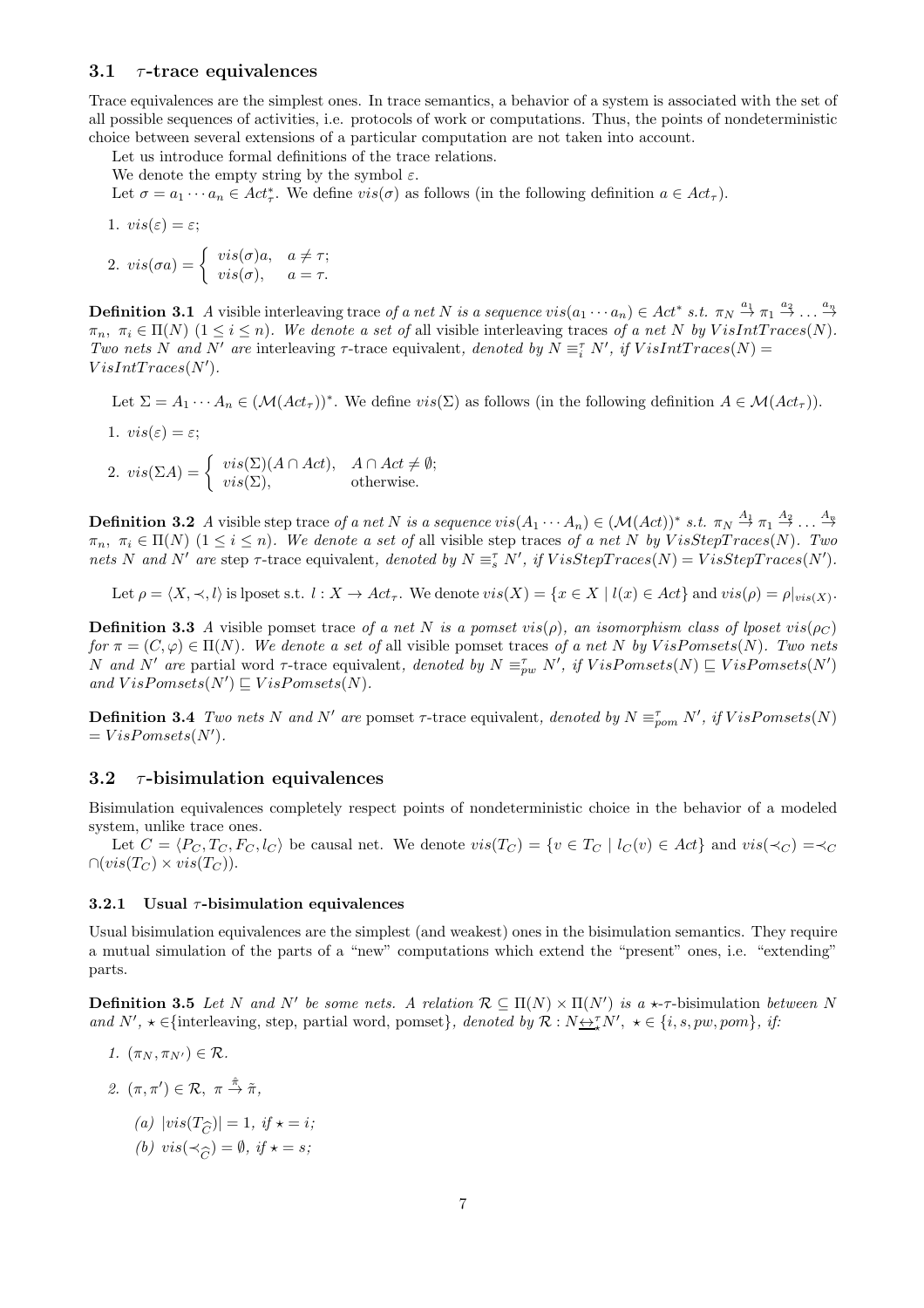### 3.1 $\tau$-trace equivalences

Trace equivalences are the simplest ones. In trace semantics, a behavior of a system is associated with the set of all possible sequences of activities, i.e. protocols of work or computations. Thus, the points of nondeterministic choice between several extensions of a particular computation are not taken into account.

Let us introduce formal definitions of the trace relations.

We denote the empty string by the symbol $\varepsilon$.

Let $\sigma = a_1 \cdots a_n \in Act_\tau^*$. We define $vis(\sigma)$ as follows (in the following definition $a \in Act_\tau$).

1. $vis(\varepsilon) = \varepsilon$;

2. $vis(\sigma a) = \begin{cases} vis(\sigma)a, & a \neq \tau; \\ vis(\sigma), & a = \tau. \end{cases}$

**Definition 3.1** *A* visible interleaving trace *of a net $N$ is a sequence $vis(a_1 \cdots a_n) \in Act^*$ s.t. $\pi_N \stackrel{a_1}{\to} \pi_1 \stackrel{a_2}{\to} \ldots \stackrel{a_n}{\to} \pi_n,\ \pi_i \in \Pi(N)\ (1 \leq i \leq n)$. We denote a set of* all visible interleaving traces *of a net $N$ by $VisIntTraces(N)$. Two nets $N$ and $N'$ are* interleaving $\tau$-trace equivalent*, denoted by $N \equiv_i^\tau N'$, if $VisIntTraces(N) = VisIntTraces(N')$.*

Let $\Sigma = A_1 \cdots A_n \in (\mathcal{M}(Act_\tau))^*$. We define $vis(\Sigma)$ as follows (in the following definition $A \in \mathcal{M}(Act_\tau)$).

1. $vis(\varepsilon) = \varepsilon$;

2. $vis(\Sigma A) = \begin{cases} vis(\Sigma)(A \cap Act), & A \cap Act \neq \emptyset; \\ vis(\Sigma), & \text{otherwise}. \end{cases}$

**Definition 3.2** *A* visible step trace *of a net $N$ is a sequence $vis(A_1 \cdots A_n) \in (\mathcal{M}(Act))^*$ s.t. $\pi_N \stackrel{A_1}{\to} \pi_1 \stackrel{A_2}{\to} \ldots \stackrel{A_n}{\to} \pi_n,\ \pi_i \in \Pi(N)\ (1 \leq i \leq n)$. We denote a set of* all visible step traces *of a net $N$ by $VisStepTraces(N)$. Two nets $N$ and $N'$ are* step $\tau$-trace equivalent*, denoted by $N \equiv_s^\tau N'$, if $VisStepTraces(N) = VisStepTraces(N')$.*

Let $\rho = \langle X, \prec, l \rangle$ is lposet s.t. $l : X \to Act_\tau$. We denote $vis(X) = \{x \in X \mid l(x) \in Act\}$ and $vis(\rho) = \rho|_{vis(X)}$.

**Definition 3.3** *A* visible pomset trace *of a net $N$ is a pomset $vis(\rho)$, an isomorphism class of lposet $vis(\rho_C)$ for $\pi = (C, \varphi) \in \Pi(N)$. We denote a set of* all visible pomset traces *of a net $N$ by $VisPomsets(N)$. Two nets $N$ and $N'$ are* partial word $\tau$-trace equivalent*, denoted by $N \equiv_{pw}^\tau N'$, if $VisPomsets(N) \sqsubseteq VisPomsets(N')$ and $VisPomsets(N') \sqsubseteq VisPomsets(N)$.*

**Definition 3.4** *Two nets $N$ and $N'$ are* pomset $\tau$-trace equivalent*, denoted by $N \equiv_{pom}^\tau N'$, if $VisPomsets(N) = VisPomsets(N')$.*

### 3.2 $\tau$-bisimulation equivalences

Bisimulation equivalences completely respect points of nondeterministic choice in the behavior of a modeled system, unlike trace ones.

Let $C = \langle P_C, T_C, F_C, l_C \rangle$ be causal net. We denote $vis(T_C) = \{v \in T_C \mid l_C(v) \in Act\}$ and $vis(\prec_C) = \prec_C \cap (vis(T_C) \times vis(T_C))$.

#### 3.2.1 Usual $\tau$-bisimulation equivalences

Usual bisimulation equivalences are the simplest (and weakest) ones in the bisimulation semantics. They require a mutual simulation of the parts of a "new" computations which extend the "present" ones, i.e. "extending" parts.

**Definition 3.5** *Let $N$ and $N'$ be some nets. A relation $\mathcal{R} \subseteq \Pi(N) \times \Pi(N')$ is a $\star$-$\tau$-*bisimulation *between $N$ and $N'$, $\star \in$\{interleaving, step, partial word, pomset\}, denoted by $\mathcal{R} : N \underline{\leftrightarrow}_\star^\tau N'$, $\star \in \{i, s, pw, pom\}$, if:*

1. *$(\pi_N, \pi_{N'}) \in \mathcal{R}$.*

2. *$(\pi, \pi') \in \mathcal{R},\ \pi \stackrel{\hat{\pi}}{\to} \tilde{\pi}$,*

   *(a) $|vis(T_{\widehat{C}})| = 1$, if $\star = i$;*

   *(b) $vis(\prec_{\widehat{C}}) = \emptyset$, if $\star = s$;*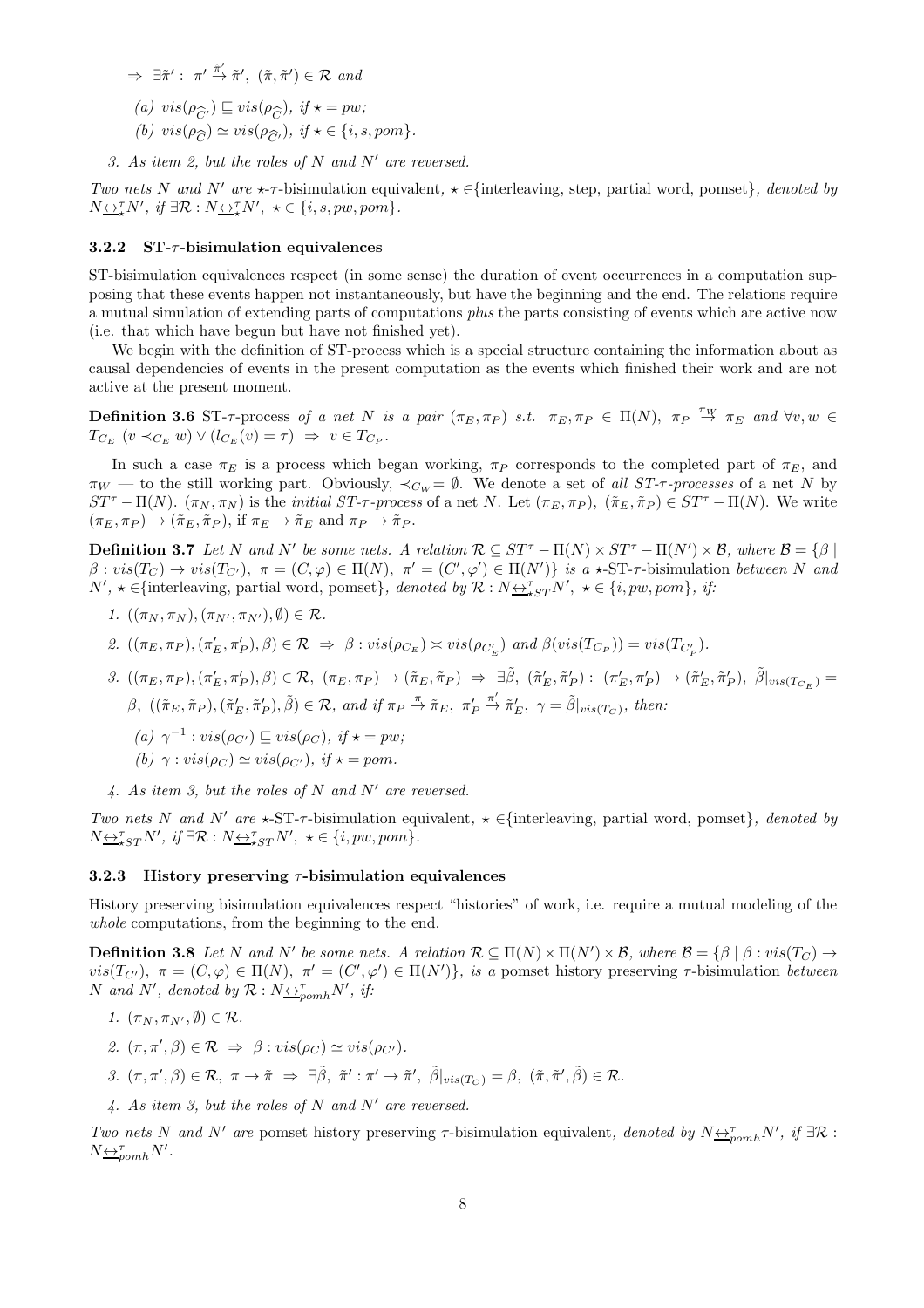$\Rightarrow\ \exists\tilde{\pi}':\ \pi' \stackrel{\hat{\pi}'}{\to} \tilde{\pi}',\ (\tilde{\pi}, \tilde{\pi}') \in \mathcal{R}$ *and*

(a) $vis(\rho_{\widehat{C}'}) \sqsubseteq vis(\rho_{\widehat{C}})$, *if* $\star = pw$;

(b) $vis(\rho_{\widehat{C}}) \simeq vis(\rho_{\widehat{C}'})$, *if* $\star \in \{i, s, pom\}$.

3. *As item 2, but the roles of $N$ and $N'$ are reversed.*

*Two nets $N$ and $N'$ are* $\star$-$\tau$-bisimulation equivalent, $\star \in$ {interleaving, step, partial word, pomset}, *denoted by* $N \underline{\leftrightarrow}_{\star}^{\tau} N'$, *if* $\exists \mathcal{R} : N \underline{\leftrightarrow}_{\star}^{\tau} N',\ \star \in \{i, s, pw, pom\}$.

### 3.2.2 ST-$\tau$-bisimulation equivalences

ST-bisimulation equivalences respect (in some sense) the duration of event occurrences in a computation supposing that these events happen not instantaneously, but have the beginning and the end. The relations require a mutual simulation of extending parts of computations *plus* the parts consisting of events which are active now (i.e. that which have begun but have not finished yet).

We begin with the definition of ST-process which is a special structure containing the information about as causal dependencies of events in the present computation as the events which finished their work and are not active at the present moment.

**Definition 3.6** ST-$\tau$-process *of a net $N$ is a pair* $(\pi_E, \pi_P)$ *s.t.* $\pi_E, \pi_P \in \Pi(N)$, $\pi_P \stackrel{\pi_W}{\to} \pi_E$ *and* $\forall v, w \in T_{C_E}\ (v \prec_{C_E} w) \vee (l_{C_E}(v) = \tau)\ \Rightarrow\ v \in T_{C_P}$.

In such a case $\pi_E$ is a process which began working, $\pi_P$ corresponds to the completed part of $\pi_E$, and $\pi_W$ — to the still working part. Obviously, $\prec_{C_W} = \emptyset$. We denote a set of *all ST-$\tau$-processes* of a net $N$ by $ST^\tau - \Pi(N)$. $(\pi_N, \pi_N)$ is the *initial ST-$\tau$-process* of a net $N$. Let $(\pi_E, \pi_P),\ (\tilde{\pi}_E, \tilde{\pi}_P) \in ST^\tau - \Pi(N)$. We write $(\pi_E, \pi_P) \to (\tilde{\pi}_E, \tilde{\pi}_P)$, if $\pi_E \to \tilde{\pi}_E$ and $\pi_P \to \tilde{\pi}_P$.

**Definition 3.7** *Let $N$ and $N'$ be some nets. A relation* $\mathcal{R} \subseteq ST^\tau - \Pi(N) \times ST^\tau - \Pi(N') \times \mathcal{B}$, *where* $\mathcal{B} = \{\beta \mid \beta : vis(T_C) \to vis(T_{C'}),\ \pi = (C, \varphi) \in \Pi(N),\ \pi' = (C', \varphi') \in \Pi(N')\}$ *is a* $\star$-ST-$\tau$-bisimulation *between $N$ and $N'$*, $\star \in$ {interleaving, partial word, pomset}, *denoted by* $\mathcal{R} : N \underline{\leftrightarrow}_{\star ST}^{\tau} N',\ \star \in \{i, pw, pom\}$, *if:*

1. $((\pi_N, \pi_N), (\pi_{N'}, \pi_{N'}), \emptyset) \in \mathcal{R}$.
2. $((\pi_E, \pi_P), (\pi'_E, \pi'_P), \beta) \in \mathcal{R}\ \Rightarrow\ \beta : vis(\rho_{C_E}) \asymp vis(\rho_{C'_E})$ *and* $\beta(vis(T_{C_P})) = vis(T_{C'_P})$.
3. $((\pi_E, \pi_P), (\pi'_E, \pi'_P), \beta) \in \mathcal{R},\ (\pi_E, \pi_P) \to (\tilde{\pi}_E, \tilde{\pi}_P)\ \Rightarrow\ \exists \tilde{\beta},\ (\tilde{\pi}'_E, \tilde{\pi}'_P) :\ (\pi'_E, \pi'_P) \to (\tilde{\pi}'_E, \tilde{\pi}'_P),\ \tilde{\beta}|_{vis(T_{C_E})} = \beta,\ ((\tilde{\pi}_E, \tilde{\pi}_P), (\tilde{\pi}'_E, \tilde{\pi}'_P), \tilde{\beta}) \in \mathcal{R}$, *and if* $\pi_P \stackrel{\pi}{\to} \tilde{\pi}_E,\ \pi'_P \stackrel{\pi'}{\to} \tilde{\pi}'_E,\ \gamma = \tilde{\beta}|_{vis(T_C)}$, *then:*

   (a) $\gamma^{-1} : vis(\rho_{C'}) \sqsubseteq vis(\rho_C)$, *if* $\star = pw$;

   (b) $\gamma : vis(\rho_C) \simeq vis(\rho_{C'})$, *if* $\star = pom$.
4. *As item 3, but the roles of $N$ and $N'$ are reversed.*

*Two nets $N$ and $N'$ are* $\star$-ST-$\tau$-bisimulation equivalent, $\star \in$ {interleaving, partial word, pomset}, *denoted by* $N \underline{\leftrightarrow}_{\star ST}^{\tau} N'$, *if* $\exists \mathcal{R} : N \underline{\leftrightarrow}_{\star ST}^{\tau} N',\ \star \in \{i, pw, pom\}$.

### 3.2.3 History preserving $\tau$-bisimulation equivalences

History preserving bisimulation equivalences respect "histories" of work, i.e. require a mutual modeling of the *whole* computations, from the beginning to the end.

**Definition 3.8** *Let $N$ and $N'$ be some nets. A relation* $\mathcal{R} \subseteq \Pi(N) \times \Pi(N') \times \mathcal{B}$, *where* $\mathcal{B} = \{\beta \mid \beta : vis(T_C) \to vis(T_{C'}),\ \pi = (C, \varphi) \in \Pi(N),\ \pi' = (C', \varphi') \in \Pi(N')\}$, *is a* pomset history preserving $\tau$-bisimulation *between $N$ and $N'$, denoted by* $\mathcal{R} : N \underline{\leftrightarrow}_{pomh}^{\tau} N'$, *if:*

1. $(\pi_N, \pi_{N'}, \emptyset) \in \mathcal{R}$.
2. $(\pi, \pi', \beta) \in \mathcal{R}\ \Rightarrow\ \beta : vis(\rho_C) \simeq vis(\rho_{C'})$.
3. $(\pi, \pi', \beta) \in \mathcal{R},\ \pi \to \tilde{\pi}\ \Rightarrow\ \exists \tilde{\beta},\ \tilde{\pi}' : \pi' \to \tilde{\pi}',\ \tilde{\beta}|_{vis(T_C)} = \beta,\ (\tilde{\pi}, \tilde{\pi}', \tilde{\beta}) \in \mathcal{R}$.
4. *As item 3, but the roles of $N$ and $N'$ are reversed.*

*Two nets $N$ and $N'$ are* pomset history preserving $\tau$-bisimulation equivalent, *denoted by* $N \underline{\leftrightarrow}_{pomh}^{\tau} N'$, *if* $\exists \mathcal{R} : N \underline{\leftrightarrow}_{pomh}^{\tau} N'$.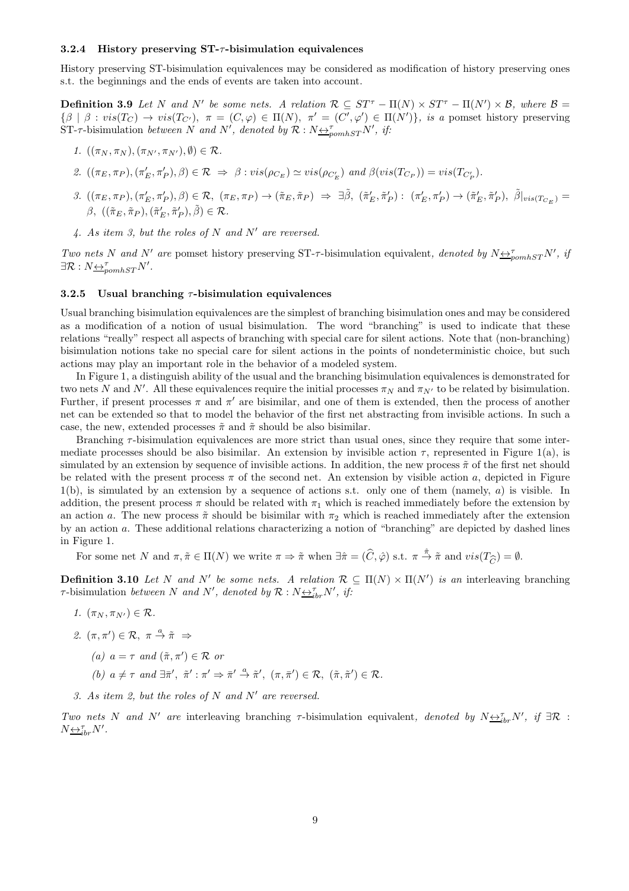### 3.2.4 History preserving ST-$\tau$-bisimulation equivalences

History preserving ST-bisimulation equivalences may be considered as modification of history preserving ones s.t. the beginnings and the ends of events are taken into account.

**Definition 3.9** *Let $N$ and $N'$ be some nets. A relation $\mathcal{R} \subseteq ST^\tau - \Pi(N) \times ST^\tau - \Pi(N') \times \mathcal{B}$, where $\mathcal{B} = \{\beta \mid \beta : vis(T_C) \to vis(T_{C'}),\ \pi = (C, \varphi) \in \Pi(N),\ \pi' = (C', \varphi') \in \Pi(N')\}$, is a* pomset history preserving ST-$\tau$-bisimulation *between $N$ and $N'$, denoted by $\mathcal{R} : N \underline{\leftrightarrow}^\tau_{pomhST} N'$, if:*

1. $((\pi_N, \pi_N), (\pi_{N'}, \pi_{N'}), \emptyset) \in \mathcal{R}$.
2. $((\pi_E, \pi_P), (\pi'_E, \pi'_P), \beta) \in \mathcal{R} \ \Rightarrow\ \beta : vis(\rho_{C_E}) \simeq vis(\rho_{C'_E})$ *and* $\beta(vis(T_{C_P})) = vis(T_{C'_P})$.
3. $((\pi_E, \pi_P), (\pi'_E, \pi'_P), \beta) \in \mathcal{R},\ (\pi_E, \pi_P) \to (\tilde{\pi}_E, \tilde{\pi}_P)\ \Rightarrow\ \exists \tilde{\beta},\ (\tilde{\pi}'_E, \tilde{\pi}'_P) :\ (\pi'_E, \pi'_P) \to (\tilde{\pi}'_E, \tilde{\pi}'_P),\ \tilde{\beta}|_{vis(T_{C_E})} = \beta,\ ((\tilde{\pi}_E, \tilde{\pi}_P), (\tilde{\pi}'_E, \tilde{\pi}'_P), \tilde{\beta}) \in \mathcal{R}$.
4. *As item 3, but the roles of $N$ and $N'$ are reversed.*

*Two nets $N$ and $N'$ are* pomset history preserving ST-$\tau$-bisimulation equivalent*, denoted by $N \underline{\leftrightarrow}^\tau_{pomhST} N'$, if $\exists \mathcal{R} : N \underline{\leftrightarrow}^\tau_{pomhST} N'$.*

### 3.2.5 Usual branching $\tau$-bisimulation equivalences

Usual branching bisimulation equivalences are the simplest of branching bisimulation ones and may be considered as a modification of a notion of usual bisimulation. The word "branching" is used to indicate that these relations "really" respect all aspects of branching with special care for silent actions. Note that (non-branching) bisimulation notions take no special care for silent actions in the points of nondeterministic choice, but such actions may play an important role in the behavior of a modeled system.

In Figure 1, a distinguish ability of the usual and the branching bisimulation equivalences is demonstrated for two nets $N$ and $N'$. All these equivalences require the initial processes $\pi_N$ and $\pi_{N'}$ to be related by bisimulation. Further, if present processes $\pi$ and $\pi'$ are bisimilar, and one of them is extended, then the process of another net can be extended so that to model the behavior of the first net abstracting from invisible actions. In such a case, the new, extended processes $\tilde{\pi}$ and $\tilde{\pi}$ should be also bisimilar.

Branching $\tau$-bisimulation equivalences are more strict than usual ones, since they require that some intermediate processes should be also bisimilar. An extension by invisible action $\tau$, represented in Figure 1(a), is simulated by an extension by sequence of invisible actions. In addition, the new process $\tilde{\pi}$ of the first net should be related with the present process $\pi$ of the second net. An extension by visible action $a$, depicted in Figure 1(b), is simulated by an extension by a sequence of actions s.t. only one of them (namely, $a$) is visible. In addition, the present process $\pi$ should be related with $\pi_1$ which is reached immediately before the extension by an action $a$. The new process $\tilde{\pi}$ should be bisimilar with $\pi_2$ which is reached immediately after the extension by an action $a$. These additional relations characterizing a notion of "branching" are depicted by dashed lines in Figure 1.

For some net $N$ and $\pi, \tilde{\pi} \in \Pi(N)$ we write $\pi \Rightarrow \tilde{\pi}$ when $\exists \hat{\pi} = (\widehat{C}, \hat{\varphi})$ s.t. $\pi \xrightarrow{\hat{\pi}} \tilde{\pi}$ and $vis(T_{\widehat{C}}) = \emptyset$.

**Definition 3.10** *Let $N$ and $N'$ be some nets. A relation $\mathcal{R} \subseteq \Pi(N) \times \Pi(N')$ is an* interleaving branching $\tau$-bisimulation *between $N$ and $N'$, denoted by $\mathcal{R} : N \underline{\leftrightarrow}^\tau_{ibr} N'$, if:*

1. $(\pi_N, \pi_{N'}) \in \mathcal{R}$.
2. $(\pi, \pi') \in \mathcal{R},\ \pi \xrightarrow{a} \tilde{\pi}\ \Rightarrow$
   (a) $a = \tau$ *and* $(\tilde{\pi}, \pi') \in \mathcal{R}$ *or*
   (b) $a \neq \tau$ *and* $\exists \bar{\pi}',\ \tilde{\pi}' : \pi' \Rightarrow \bar{\pi}' \xrightarrow{a} \tilde{\pi}',\ (\pi, \bar{\pi}') \in \mathcal{R},\ (\tilde{\pi}, \tilde{\pi}') \in \mathcal{R}$.
3. *As item 2, but the roles of $N$ and $N'$ are reversed.*

*Two nets $N$ and $N'$ are* interleaving branching $\tau$-bisimulation equivalent*, denoted by $N \underline{\leftrightarrow}^\tau_{ibr} N'$, if $\exists \mathcal{R} : N \underline{\leftrightarrow}^\tau_{ibr} N'$.*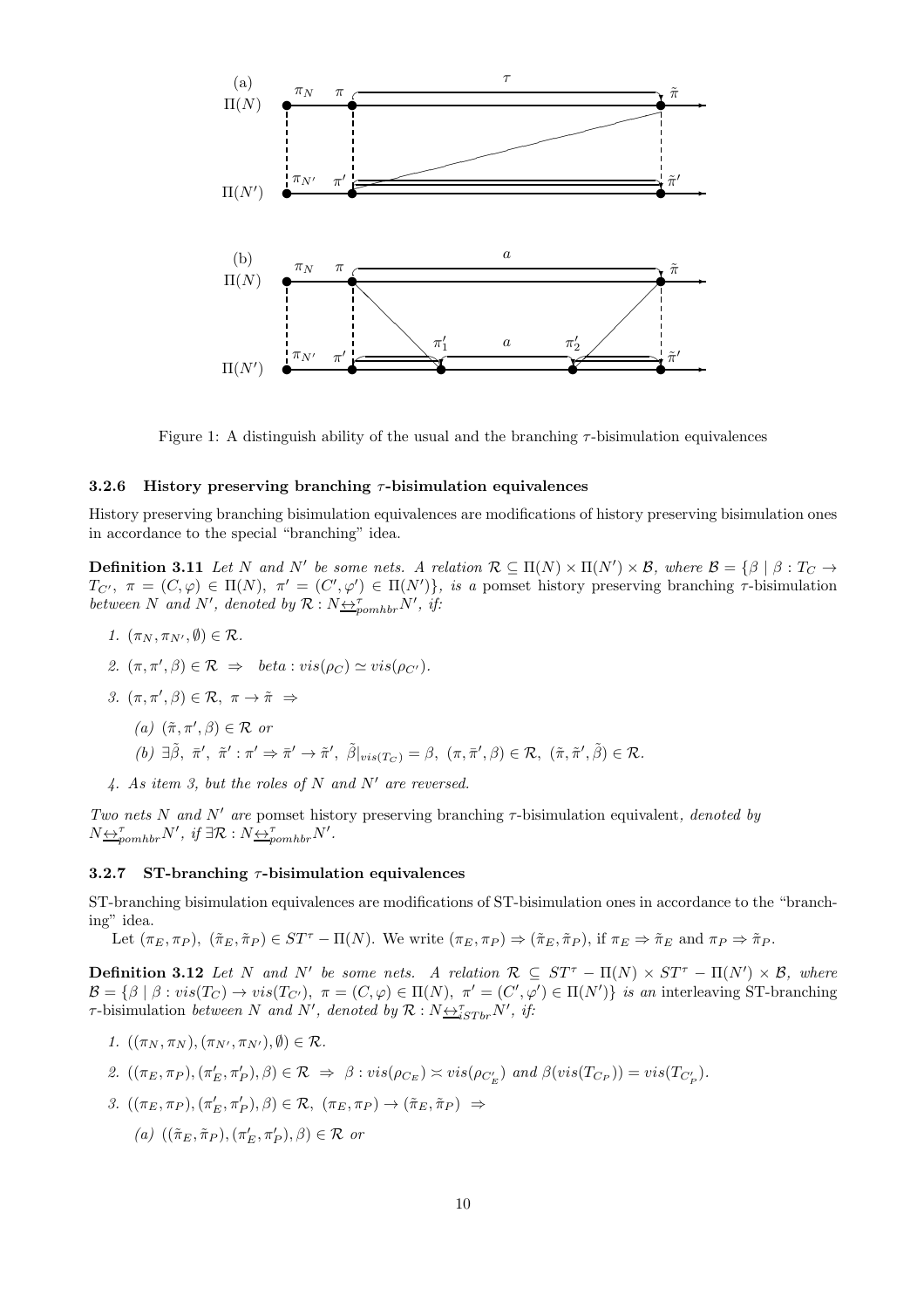Figure 1: A distinguish ability of the usual and the branching $\tau$-bisimulation equivalences

### 3.2.6 History preserving branching $\tau$-bisimulation equivalences

History preserving branching bisimulation equivalences are modifications of history preserving bisimulation ones in accordance to the special "branching" idea.

**Definition 3.11** *Let $N$ and $N'$ be some nets. A relation $\mathcal{R} \subseteq \Pi(N) \times \Pi(N') \times \mathcal{B}$, where $\mathcal{B} = \{\beta \mid \beta : T_C \rightarrow T_{C'},\ \pi = (C, \varphi) \in \Pi(N),\ \pi' = (C', \varphi') \in \Pi(N')\}$, is a* pomset history preserving branching $\tau$-bisimulation *between $N$ and $N'$, denoted by $\mathcal{R} : N \underline{\leftrightarrow}^{\tau}_{pomhbr} N'$, if:*

1. $(\pi_N, \pi_{N'}, \emptyset) \in \mathcal{R}$.
2. $(\pi, \pi', \beta) \in \mathcal{R} \ \Rightarrow \ \ beta : vis(\rho_C) \simeq vis(\rho_{C'})$.
3. $(\pi, \pi', \beta) \in \mathcal{R},\ \pi \rightarrow \tilde{\pi} \ \Rightarrow$
   (a) $(\tilde{\pi}, \pi', \beta) \in \mathcal{R}$ *or*
   (b) $\exists \tilde{\beta},\ \bar{\pi}',\ \tilde{\pi}' : \pi' \Rightarrow \bar{\pi}' \rightarrow \tilde{\pi}',\ \tilde{\beta}|_{vis(T_C)} = \beta,\ (\pi, \bar{\pi}', \beta) \in \mathcal{R},\ (\tilde{\pi}, \tilde{\pi}', \tilde{\beta}) \in \mathcal{R}$.
4. *As item 3, but the roles of $N$ and $N'$ are reversed.*

*Two nets $N$ and $N'$ are* pomset history preserving branching $\tau$-bisimulation equivalent*, denoted by $N \underline{\leftrightarrow}^{\tau}_{pomhbr} N'$, if $\exists \mathcal{R} : N \underline{\leftrightarrow}^{\tau}_{pomhbr} N'$.*

### 3.2.7 ST-branching $\tau$-bisimulation equivalences

ST-branching bisimulation equivalences are modifications of ST-bisimulation ones in accordance to the "branching" idea.

Let $(\pi_E, \pi_P),\ (\tilde{\pi}_E, \tilde{\pi}_P) \in ST^{\tau} - \Pi(N)$. We write $(\pi_E, \pi_P) \Rightarrow (\tilde{\pi}_E, \tilde{\pi}_P)$, if $\pi_E \Rightarrow \tilde{\pi}_E$ and $\pi_P \Rightarrow \tilde{\pi}_P$.

**Definition 3.12** *Let $N$ and $N'$ be some nets. A relation $\mathcal{R} \subseteq ST^{\tau} - \Pi(N) \times ST^{\tau} - \Pi(N') \times \mathcal{B}$, where $\mathcal{B} = \{\beta \mid \beta : vis(T_C) \rightarrow vis(T_{C'}),\ \pi = (C, \varphi) \in \Pi(N),\ \pi' = (C', \varphi') \in \Pi(N')\}$ is an* interleaving ST-branching $\tau$-bisimulation *between $N$ and $N'$, denoted by $\mathcal{R} : N \underline{\leftrightarrow}^{\tau}_{iSTbr} N'$, if:*

1. $((\pi_N, \pi_N), (\pi_{N'}, \pi_{N'}), \emptyset) \in \mathcal{R}$.
2. $((\pi_E, \pi_P), (\pi'_E, \pi'_P), \beta) \in \mathcal{R} \ \Rightarrow \ \beta : vis(\rho_{C_E}) \asymp vis(\rho_{C'_E})$ *and* $\beta(vis(T_{C_P})) = vis(T_{C'_P})$.
3. $((\pi_E, \pi_P), (\pi'_E, \pi'_P), \beta) \in \mathcal{R},\ (\pi_E, \pi_P) \rightarrow (\tilde{\pi}_E, \tilde{\pi}_P) \ \Rightarrow$
   (a) $((\tilde{\pi}_E, \tilde{\pi}_P), (\pi'_E, \pi'_P), \beta) \in \mathcal{R}$ *or*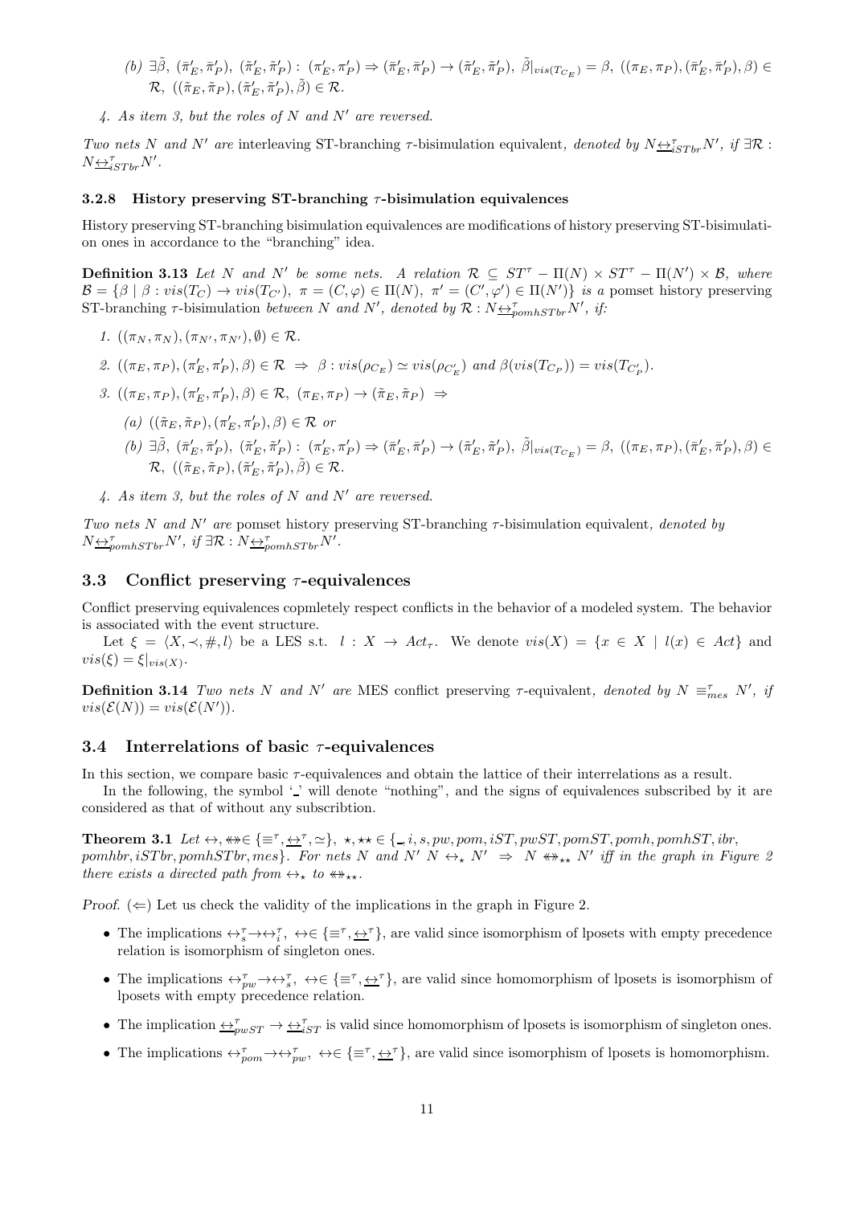(b) $\exists\tilde{\beta},\ (\bar{\pi}'_E, \bar{\pi}'_P),\ (\tilde{\pi}'_E, \tilde{\pi}'_P):\ (\pi'_E, \pi'_P) \Rightarrow (\bar{\pi}'_E, \bar{\pi}'_P) \to (\tilde{\pi}'_E, \tilde{\pi}'_P),\ \tilde{\beta}|_{vis(T_{C_E})} = \beta,\ ((\pi_E, \pi_P), (\bar{\pi}'_E, \bar{\pi}'_P), \beta) \in \mathcal{R},\ ((\tilde{\pi}_E, \tilde{\pi}_P), (\tilde{\pi}'_E, \tilde{\pi}'_P), \tilde{\beta}) \in \mathcal{R}$.

4. *As item 3, but the roles of $N$ and $N'$ are reversed.*

*Two nets $N$ and $N'$ are* interleaving ST-branching $\tau$-bisimulation equivalent*, denoted by $N \underline{\leftrightarrow}^{\tau}_{iSTbr} N'$, if $\exists \mathcal{R}:\ N \underline{\leftrightarrow}^{\tau}_{iSTbr} N'$.*

### 3.2.8 History preserving ST-branching $\tau$-bisimulation equivalences

History preserving ST-branching bisimulation equivalences are modifications of history preserving ST-bisimulation ones in accordance to the "branching" idea.

**Definition 3.13** *Let $N$ and $N'$ be some nets. A relation $\mathcal{R} \subseteq ST^{\tau} - \Pi(N) \times ST^{\tau} - \Pi(N') \times \mathcal{B}$, where $\mathcal{B} = \{\beta \mid \beta : vis(T_C) \to vis(T_{C'}),\ \pi = (C, \varphi) \in \Pi(N),\ \pi' = (C', \varphi') \in \Pi(N')\}$ is a* pomset history preserving ST-branching $\tau$-bisimulation *between $N$ and $N'$, denoted by $\mathcal{R} : N \underline{\leftrightarrow}^{\tau}_{pomhSTbr} N'$, if:*

1. $((\pi_N, \pi_N), (\pi_{N'}, \pi_{N'}), \emptyset) \in \mathcal{R}$.
2. $((\pi_E, \pi_P), (\pi'_E, \pi'_P), \beta) \in \mathcal{R}\ \Rightarrow\ \beta : vis(\rho_{C_E}) \simeq vis(\rho_{C'_E})$ *and* $\beta(vis(T_{C_P})) = vis(T_{C'_P})$.
3. $((\pi_E, \pi_P), (\pi'_E, \pi'_P), \beta) \in \mathcal{R},\ (\pi_E, \pi_P) \to (\tilde{\pi}_E, \tilde{\pi}_P)\ \Rightarrow$
   (a) $((\tilde{\pi}_E, \tilde{\pi}_P), (\pi'_E, \pi'_P), \beta) \in \mathcal{R}$ *or*
   (b) $\exists\tilde{\beta},\ (\bar{\pi}'_E, \bar{\pi}'_P),\ (\tilde{\pi}'_E, \tilde{\pi}'_P):\ (\pi'_E, \pi'_P) \Rightarrow (\bar{\pi}'_E, \bar{\pi}'_P) \to (\tilde{\pi}'_E, \tilde{\pi}'_P),\ \tilde{\beta}|_{vis(T_{C_E})} = \beta,\ ((\pi_E, \pi_P), (\bar{\pi}'_E, \bar{\pi}'_P), \beta) \in \mathcal{R},\ ((\tilde{\pi}_E, \tilde{\pi}_P), (\tilde{\pi}'_E, \tilde{\pi}'_P), \tilde{\beta}) \in \mathcal{R}$.
4. *As item 3, but the roles of $N$ and $N'$ are reversed.*

*Two nets $N$ and $N'$ are* pomset history preserving ST-branching $\tau$-bisimulation equivalent*, denoted by $N \underline{\leftrightarrow}^{\tau}_{pomhSTbr} N'$, if $\exists \mathcal{R} : N \underline{\leftrightarrow}^{\tau}_{pomhSTbr} N'$.*

## 3.3 Conflict preserving $\tau$-equivalences

Conflict preserving equivalences copmletely respect conflicts in the behavior of a modeled system. The behavior is associated with the event structure.

Let $\xi = \langle X, \prec, \#, l\rangle$ be a LES s.t. $l : X \to Act_{\tau}$. We denote $vis(X) = \{x \in X \mid l(x) \in Act\}$ and $vis(\xi) = \xi|_{vis(X)}$.

**Definition 3.14** *Two nets $N$ and $N'$ are* MES conflict preserving $\tau$-equivalent*, denoted by $N \equiv^{\tau}_{mes} N'$, if $vis(\mathcal{E}(N)) = vis(\mathcal{E}(N'))$.*

## 3.4 Interrelations of basic $\tau$-equivalences

In this section, we compare basic $\tau$-equivalences and obtain the lattice of their interrelations as a result.

In the following, the symbol '$\_$' will denote "nothing", and the signs of equivalences subscribed by it are considered as that of without any subscribtion.

**Theorem 3.1** *Let $\leftrightarrow, \leftrightarrow\!\!\!\!\!\!\;\!\leftrightarrow \in \{\equiv^{\tau}, \underline{\leftrightarrow}^{\tau}, \simeq\}$, $\star, \star\star \in \{\_, i, s, pw, pom, iST, pwST, pomST, pomh, pomhST, ibr, pomhbr, iSTbr, pomhSTbr, mes\}$. For nets $N$ and $N'$ $N \leftrightarrow_{\star} N'\ \Rightarrow\ N \leftrightarrow\!\!\!\!\!\!\;\!\leftrightarrow_{\star\star} N'$ iff in the graph in Figure 2 there exists a directed path from $\leftrightarrow_{\star}$ to $\leftrightarrow\!\!\!\!\!\!\;\!\leftrightarrow_{\star\star}$.*

*Proof.* ($\Leftarrow$) Let us check the validity of the implications in the graph in Figure 2.

- The implications $\leftrightarrow^{\tau}_{s} \to \leftrightarrow^{\tau}_{i}$, $\leftrightarrow \in \{\equiv^{\tau}, \underline{\leftrightarrow}^{\tau}\}$, are valid since isomorphism of lposets with empty precedence relation is isomorphism of singleton ones.
- The implications $\leftrightarrow^{\tau}_{pw} \to \leftrightarrow^{\tau}_{s}$, $\leftrightarrow \in \{\equiv^{\tau}, \underline{\leftrightarrow}^{\tau}\}$, are valid since homomorphism of lposets is isomorphism of lposets with empty precedence relation.
- The implication $\underline{\leftrightarrow}^{\tau}_{pwST} \to \underline{\leftrightarrow}^{\tau}_{iST}$ is valid since homomorphism of lposets is isomorphism of singleton ones.
- The implications $\leftrightarrow^{\tau}_{pom} \to \leftrightarrow^{\tau}_{pw}$, $\leftrightarrow \in \{\equiv^{\tau}, \underline{\leftrightarrow}^{\tau}\}$, are valid since isomorphism of lposets is homomorphism.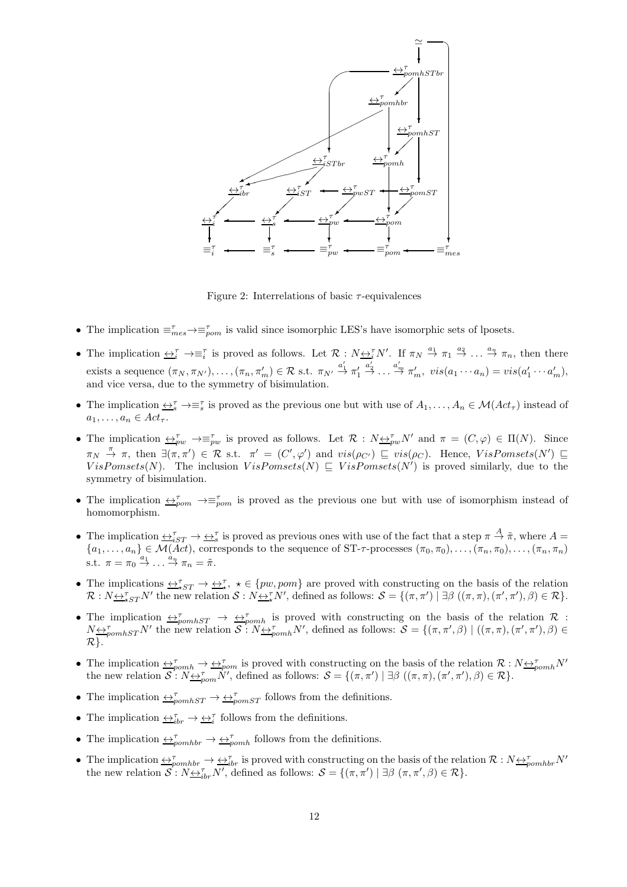Figure 2: Interrelations of basic $\tau$-equivalences

- The implication $\equiv^\tau_{mes} \to \equiv^\tau_{pom}$ is valid since isomorphic LES's have isomorphic sets of lposets.
- The implication $\underline{\leftrightarrow}^\tau_i \to \equiv^\tau_i$ is proved as follows. Let $\mathcal{R} : N\underline{\leftrightarrow}^\tau_i N'$. If $\pi_N \stackrel{a_1}{\to} \pi_1 \stackrel{a_2}{\to} \ldots \stackrel{a_n}{\to} \pi_n$, then there exists a sequence $(\pi_N, \pi_{N'}), \ldots, (\pi_n, \pi'_m) \in \mathcal{R}$ s.t. $\pi_{N'} \stackrel{a'_1}{\to} \pi'_1 \stackrel{a'_2}{\to} \ldots \stackrel{a'_m}{\to} \pi'_m$, $vis(a_1 \cdots a_n) = vis(a'_1 \cdots a'_m)$, and vice versa, due to the symmetry of bisimulation.
- The implication $\underline{\leftrightarrow}^\tau_s \to \equiv^\tau_s$ is proved as the previous one but with use of $A_1, \ldots, A_n \in \mathcal{M}(Act_\tau)$ instead of $a_1, \ldots, a_n \in Act_\tau$.
- The implication $\underline{\leftrightarrow}^\tau_{pw} \to \equiv^\tau_{pw}$ is proved as follows. Let $\mathcal{R} : N\underline{\leftrightarrow}^\tau_{pw} N'$ and $\pi = (C, \varphi) \in \Pi(N)$. Since $\pi_N \stackrel{\pi}{\to} \pi$, then $\exists (\pi, \pi') \in \mathcal{R}$ s.t. $\pi' = (C', \varphi')$ and $vis(\rho_{C'}) \sqsubseteq vis(\rho_C)$. Hence, $VisPomsets(N') \sqsubseteq VisPomsets(N)$. The inclusion $VisPomsets(N) \sqsubseteq VisPomsets(N')$ is proved similarly, due to the symmetry of bisimulation.
- The implication $\underline{\leftrightarrow}^\tau_{pom} \to \equiv^\tau_{pom}$ is proved as the previous one but with use of isomorphism instead of homomorphism.
- The implication $\underline{\leftrightarrow}^\tau_{iST} \to \underline{\leftrightarrow}^\tau_s$ is proved as previous ones with use of the fact that a step $\pi \stackrel{A}{\to} \tilde{\pi}$, where $A = \{a_1, \ldots, a_n\} \in \mathcal{M}(Act)$, corresponds to the sequence of ST-$\tau$-processes $(\pi_0, \pi_0), \ldots, (\pi_n, \pi_0), \ldots, (\pi_n, \pi_n)$ s.t. $\pi = \pi_0 \stackrel{a_1}{\to} \ldots \stackrel{a_n}{\to} \pi_n = \tilde{\pi}$.
- The implications $\underline{\leftrightarrow}^\tau_{\star ST} \to \underline{\leftrightarrow}^\tau_\star$, $\star \in \{pw, pom\}$ are proved with constructing on the basis of the relation $\mathcal{R} : N\underline{\leftrightarrow}^\tau_{\star ST} N'$ the new relation $\mathcal{S} : N\underline{\leftrightarrow}^\tau_\star N'$, defined as follows: $\mathcal{S} = \{(\pi, \pi') \mid \exists \beta \ ((\pi, \pi), (\pi', \pi'), \beta) \in \mathcal{R}\}$.
- The implication $\underline{\leftrightarrow}^\tau_{pomhST} \to \underline{\leftrightarrow}^\tau_{pomh}$ is proved with constructing on the basis of the relation $\mathcal{R} : N\underline{\leftrightarrow}^\tau_{pomhST} N'$ the new relation $\mathcal{S} : N\underline{\leftrightarrow}^\tau_{pomh} N'$, defined as follows: $\mathcal{S} = \{(\pi, \pi', \beta) \mid ((\pi, \pi), (\pi', \pi'), \beta) \in \mathcal{R}\}$.
- The implication $\underline{\leftrightarrow}^\tau_{pomh} \to \underline{\leftrightarrow}^\tau_{pom}$ is proved with constructing on the basis of the relation $\mathcal{R} : N\underline{\leftrightarrow}^\tau_{pomh} N'$ the new relation $\mathcal{S} : N\underline{\leftrightarrow}^\tau_{pom} N'$, defined as follows: $\mathcal{S} = \{(\pi, \pi') \mid \exists \beta \ ((\pi, \pi), (\pi', \pi'), \beta) \in \mathcal{R}\}$.
- The implication $\underline{\leftrightarrow}^\tau_{pomhST} \to \underline{\leftrightarrow}^\tau_{pomST}$ follows from the definitions.
- The implication $\underline{\leftrightarrow}^\tau_{ibr} \to \underline{\leftrightarrow}^\tau_i$ follows from the definitions.
- The implication $\underline{\leftrightarrow}^\tau_{pomhbr} \to \underline{\leftrightarrow}^\tau_{pomh}$ follows from the definitions.
- The implication $\underline{\leftrightarrow}^\tau_{pomhbr} \to \underline{\leftrightarrow}^\tau_{ibr}$ is proved with constructing on the basis of the relation $\mathcal{R} : N\underline{\leftrightarrow}^\tau_{pomhbr} N'$ the new relation $\mathcal{S} : N\underline{\leftrightarrow}^\tau_{ibr} N'$, defined as follows: $\mathcal{S} = \{(\pi, \pi') \mid \exists \beta \ (\pi, \pi', \beta) \in \mathcal{R}\}$.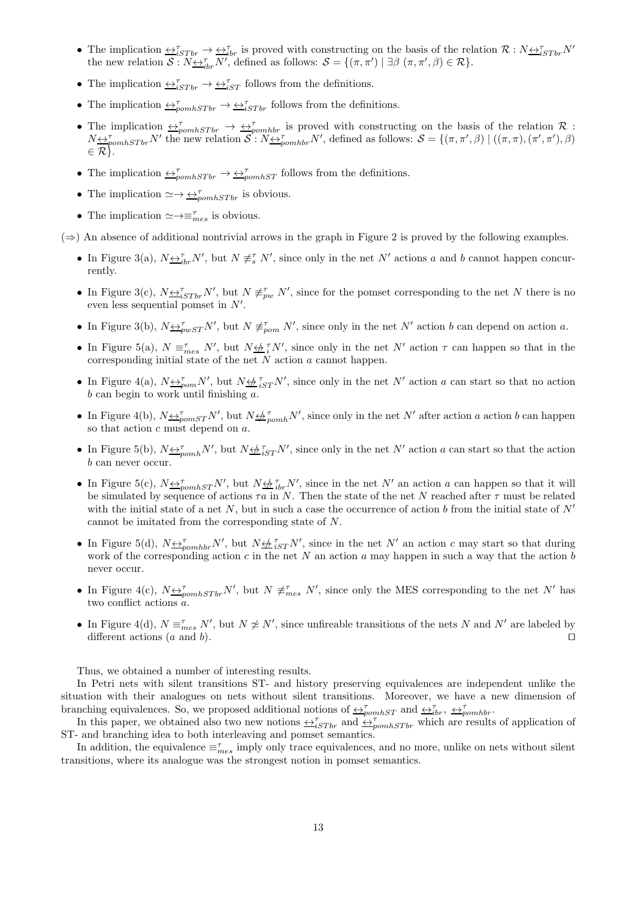- The implication $\underline{\leftrightarrow}^{\tau}_{iSTbr} \to \underline{\leftrightarrow}^{\tau}_{ibr}$ is proved with constructing on the basis of the relation $\mathcal{R} : N\underline{\leftrightarrow}^{\tau}_{iSTbr}N'$ the new relation $\mathcal{S} : N\underline{\leftrightarrow}^{\tau}_{ibr}N'$, defined as follows: $\mathcal{S} = \{(\pi, \pi') \mid \exists \beta \ (\pi, \pi', \beta) \in \mathcal{R}\}$.
- The implication $\underline{\leftrightarrow}^{\tau}_{iSTbr} \to \underline{\leftrightarrow}^{\tau}_{iST}$ follows from the definitions.
- The implication $\underline{\leftrightarrow}^{\tau}_{pomhSTbr} \to \underline{\leftrightarrow}^{\tau}_{iSTbr}$ follows from the definitions.
- The implication $\underline{\leftrightarrow}^{\tau}_{pomhSTbr} \to \underline{\leftrightarrow}^{\tau}_{pomhbr}$ is proved with constructing on the basis of the relation $\mathcal{R} : N\underline{\leftrightarrow}^{\tau}_{pomhSTbr}N'$ the new relation $\mathcal{S} : N\underline{\leftrightarrow}^{\tau}_{pomhbr}N'$, defined as follows: $\mathcal{S} = \{(\pi, \pi', \beta) \mid ((\pi, \pi), (\pi', \pi'), \beta) \in \mathcal{R}\}$.
- The implication $\underline{\leftrightarrow}^{\tau}_{pomhSTbr} \to \underline{\leftrightarrow}^{\tau}_{pomhST}$ follows from the definitions.
- The implication $\simeq \to \underline{\leftrightarrow}^{\tau}_{pomhSTbr}$ is obvious.
- The implication $\simeq \to \equiv^{\tau}_{mes}$ is obvious.

($\Rightarrow$) An absence of additional nontrivial arrows in the graph in Figure 2 is proved by the following examples.

- In Figure 3(a), $N\underline{\leftrightarrow}^{\tau}_{ibr}N'$, but $N \not\equiv^{\tau}_{s} N'$, since only in the net $N'$ actions $a$ and $b$ cannot happen concurrently.
- In Figure 3(c), $N\underline{\leftrightarrow}^{\tau}_{iSTbr}N'$, but $N \not\equiv^{\tau}_{pw} N'$, since for the pomset corresponding to the net $N$ there is no even less sequential pomset in $N'$.
- In Figure 3(b), $N\underline{\leftrightarrow}^{\tau}_{pwST}N'$, but $N \not\equiv^{\tau}_{pom} N'$, since only in the net $N'$ action $b$ can depend on action $a$.
- In Figure 5(a), $N \equiv^{\tau}_{mes} N'$, but $N\underline{\not\leftrightarrow}^{\tau}_{i}N'$, since only in the net $N'$ action $\tau$ can happen so that in the corresponding initial state of the net $N$ action $a$ cannot happen.
- In Figure 4(a), $N\underline{\leftrightarrow}^{\tau}_{pom}N'$, but $N\underline{\not\leftrightarrow}^{\tau}_{iST}N'$, since only in the net $N'$ action $a$ can start so that no action $b$ can begin to work until finishing $a$.
- In Figure 4(b), $N\underline{\leftrightarrow}^{\tau}_{pomST}N'$, but $N\underline{\not\leftrightarrow}^{\tau}_{pomh}N'$, since only in the net $N'$ after action $a$ action $b$ can happen so that action $c$ must depend on $a$.
- In Figure 5(b), $N\underline{\leftrightarrow}^{\tau}_{pomh}N'$, but $N\underline{\not\leftrightarrow}^{\tau}_{iST}N'$, since only in the net $N'$ action $a$ can start so that the action $b$ can never occur.
- In Figure 5(c), $N\underline{\leftrightarrow}^{\tau}_{pomhST}N'$, but $N\underline{\not\leftrightarrow}^{\tau}_{ibr}N'$, since in the net $N'$ an action $a$ can happen so that it will be simulated by sequence of actions $\tau a$ in $N$. Then the state of the net $N$ reached after $\tau$ must be related with the initial state of a net $N$, but in such a case the occurrence of action $b$ from the initial state of $N'$ cannot be imitated from the corresponding state of $N$.
- In Figure 5(d), $N\underline{\leftrightarrow}^{\tau}_{pomhbr}N'$, but $N\underline{\not\leftrightarrow}^{\tau}_{iST}N'$, since in the net $N'$ an action $c$ may start so that during work of the corresponding action $c$ in the net $N$ an action $a$ may happen in such a way that the action $b$ never occur.
- In Figure 4(c), $N\underline{\leftrightarrow}^{\tau}_{pomhSTbr}N'$, but $N \not\equiv^{\tau}_{mes} N'$, since only the MES corresponding to the net $N'$ has two conflict actions $a$.
- In Figure 4(d), $N \equiv^{\tau}_{mes} N'$, but $N \not\simeq N'$, since unfireable transitions of the nets $N$ and $N'$ are labeled by different actions ($a$ and $b$). ⊓⊔

Thus, we obtained a number of interesting results.

In Petri nets with silent transitions ST- and history preserving equivalences are independent unlike the situation with their analogues on nets without silent transitions. Moreover, we have a new dimension of branching equivalences. So, we proposed additional notions of $\underline{\leftrightarrow}^{\tau}_{pomhST}$ and $\underline{\leftrightarrow}^{\tau}_{ibr}$, $\underline{\leftrightarrow}^{\tau}_{pomhbr}$.

In this paper, we obtained also two new notions $\underline{\leftrightarrow}^{\tau}_{iSTbr}$ and $\underline{\leftrightarrow}^{\tau}_{pomhSTbr}$ which are results of application of ST- and branching idea to both interleaving and pomset semantics.

In addition, the equivalence $\equiv^{\tau}_{mes}$ imply only trace equivalences, and no more, unlike on nets without silent transitions, where its analogue was the strongest notion in pomset semantics.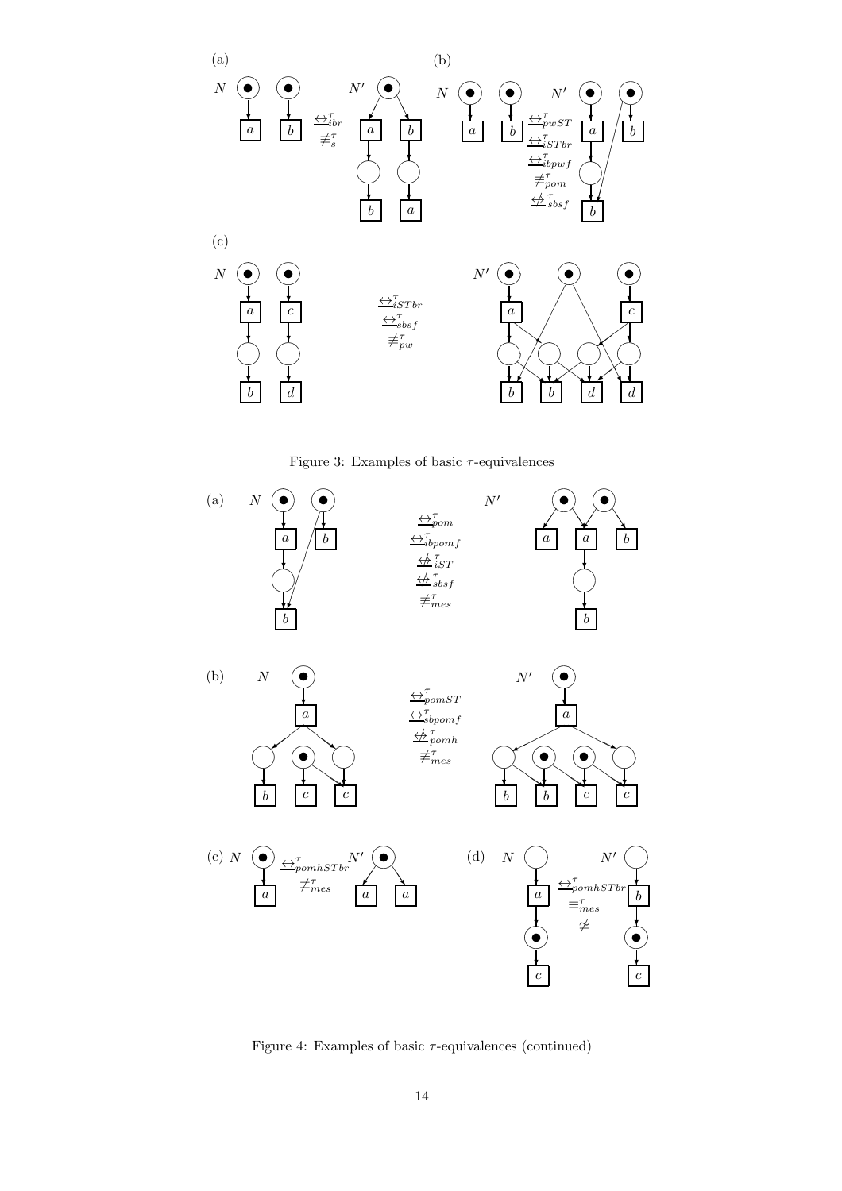Figure 3: Examples of basic $\tau$-equivalences

Figure 4: Examples of basic $\tau$-equivalences (continued)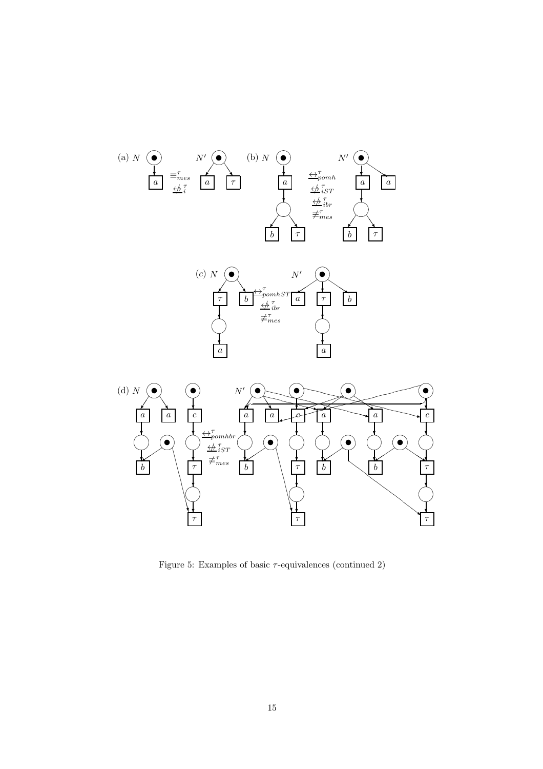Figure 5: Examples of basic $\tau$-equivalences (continued 2)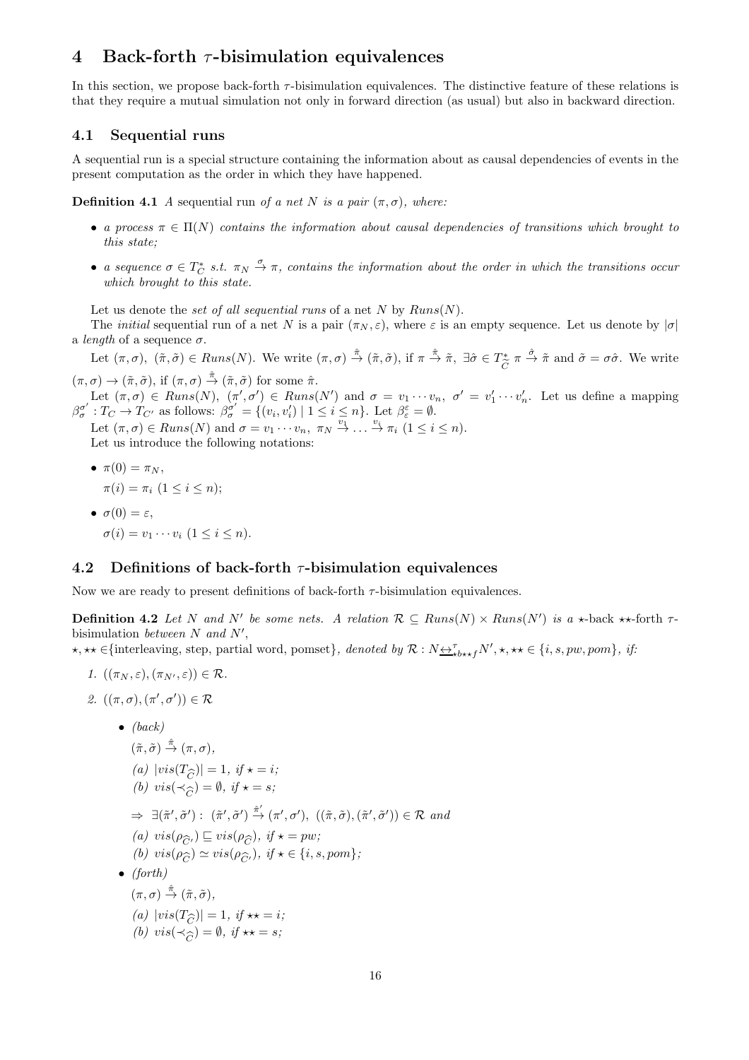# 4 Back-forth $\tau$-bisimulation equivalences

In this section, we propose back-forth $\tau$-bisimulation equivalences. The distinctive feature of these relations is that they require a mutual simulation not only in forward direction (as usual) but also in backward direction.

## 4.1 Sequential runs

A sequential run is a special structure containing the information about as causal dependencies of events in the present computation as the order in which they have happened.

**Definition 4.1** *A* sequential run *of a net $N$ is a pair $(\pi, \sigma)$, where:*

- *a process $\pi \in \Pi(N)$ contains the information about causal dependencies of transitions which brought to this state;*
- *a sequence $\sigma \in T_C^*$ s.t. $\pi_N \stackrel{\sigma}{\to} \pi$, contains the information about the order in which the transitions occur which brought to this state.*

Let us denote the *set of all sequential runs* of a net $N$ by $Runs(N)$.

The *initial* sequential run of a net $N$ is a pair $(\pi_N, \varepsilon)$, where $\varepsilon$ is an empty sequence. Let us denote by $|\sigma|$ a *length* of a sequence $\sigma$.

Let $(\pi, \sigma),\ (\tilde{\pi}, \tilde{\sigma}) \in Runs(N)$. We write $(\pi, \sigma) \stackrel{\hat{\pi}}{\to} (\tilde{\pi}, \tilde{\sigma})$, if $\pi \stackrel{\hat{\pi}}{\to} \tilde{\pi},\ \exists \hat{\sigma} \in T_{\widehat{C}}^*\ \pi \stackrel{\hat{\sigma}}{\to} \tilde{\pi}$ and $\tilde{\sigma} = \sigma\hat{\sigma}$. We write $(\pi, \sigma) \to (\tilde{\pi}, \tilde{\sigma})$, if $(\pi, \sigma) \stackrel{\hat{\pi}}{\to} (\tilde{\pi}, \tilde{\sigma})$ for some $\hat{\pi}$.

Let $(\pi, \sigma) \in Runs(N),\ (\pi', \sigma') \in Runs(N')$ and $\sigma = v_1 \cdots v_n,\ \sigma' = v_1' \cdots v_n'$. Let us define a mapping $\beta_\sigma^{\sigma'} : T_C \to T_{C'}$ as follows: $\beta_\sigma^{\sigma'} = \{(v_i, v_i') \mid 1 \le i \le n\}$. Let $\beta_\varepsilon^\varepsilon = \emptyset$.

Let $(\pi, \sigma) \in Runs(N)$ and $\sigma = v_1 \cdots v_n,\ \pi_N \stackrel{v_1}{\to} \ldots \stackrel{v_i}{\to} \pi_i\ (1 \le i \le n)$.

Let us introduce the following notations:

- $\pi(0) = \pi_N$,
  $\pi(i) = \pi_i\ (1 \le i \le n)$;
- $\sigma(0) = \varepsilon$,
  $\sigma(i) = v_1 \cdots v_i\ (1 \le i \le n)$.

## 4.2 Definitions of back-forth $\tau$-bisimulation equivalences

Now we are ready to present definitions of back-forth $\tau$-bisimulation equivalences.

**Definition 4.2** *Let $N$ and $N'$ be some nets. A relation $\mathcal{R} \subseteq Runs(N) \times Runs(N')$ is a $\star$-back $\star\star$-forth $\tau$-*bisimulation *between $N$ and $N'$,*
$\star, \star\star \in$*{interleaving, step, partial word, pomset}, denoted by $\mathcal{R} : N \underline{\leftrightarrow}^\tau_{\star b \star\star f} N', \star, \star\star \in \{i, s, pw, pom\}$, if:*

1. $((\pi_N, \varepsilon), (\pi_{N'}, \varepsilon)) \in \mathcal{R}$.
2. $((\pi, \sigma), (\pi', \sigma')) \in \mathcal{R}$
   - *(back)*
     $(\tilde{\pi}, \tilde{\sigma}) \stackrel{\hat{\pi}}{\to} (\pi, \sigma)$,
     *(a) $|vis(T_{\widehat{C}})| = 1$, if $\star = i$;*
     *(b) $vis(\prec_{\widehat{C}}) = \emptyset$, if $\star = s$;*
     $\Rightarrow\ \exists (\tilde{\pi}', \tilde{\sigma}') :\ (\tilde{\pi}', \tilde{\sigma}') \stackrel{\hat{\pi}'}{\to} (\pi', \sigma'),\ ((\tilde{\pi}, \tilde{\sigma}), (\tilde{\pi}', \tilde{\sigma}')) \in \mathcal{R}$ *and*
     *(a) $vis(\rho_{\widehat{C}'}) \sqsubseteq vis(\rho_{\widehat{C}})$, if $\star = pw$;*
     *(b) $vis(\rho_{\widehat{C}}) \simeq vis(\rho_{\widehat{C}'})$, if $\star \in \{i, s, pom\}$;*
   - *(forth)*
     $(\pi, \sigma) \stackrel{\hat{\pi}}{\to} (\tilde{\pi}, \tilde{\sigma})$,
     *(a) $|vis(T_{\widehat{C}})| = 1$, if $\star\star = i$;*
     *(b) $vis(\prec_{\widehat{C}}) = \emptyset$, if $\star\star = s$;*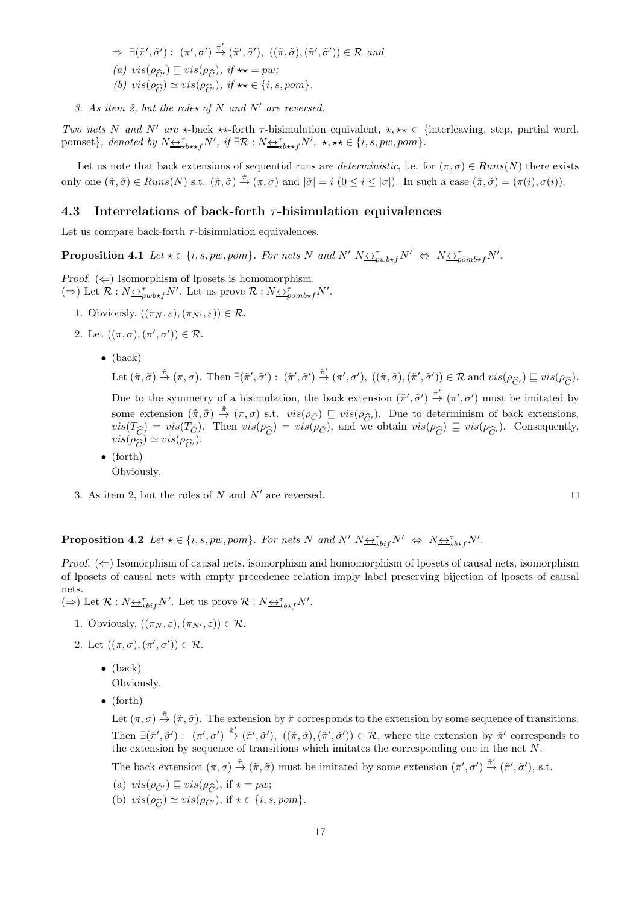$\Rightarrow\ \exists(\tilde{\pi}', \tilde{\sigma}') :\ (\pi', \sigma') \stackrel{\hat{\pi}'}{\rightarrow} (\tilde{\pi}', \tilde{\sigma}'),\ ((\tilde{\pi}, \tilde{\sigma}), (\tilde{\pi}', \tilde{\sigma}')) \in \mathcal{R}$ *and*

*(a)* $vis(\rho_{\widehat{C}'}) \sqsubseteq vis(\rho_{\widehat{C}})$, *if* $\star\star = pw$;

*(b)* $vis(\rho_{\widehat{C}}) \simeq vis(\rho_{\widehat{C}'})$, *if* $\star\star \in \{i, s, pom\}$.

*3. As item 2, but the roles of N and N′ are reversed.*

*Two nets N and N′ are* $\star$*-back* $\star\star$*-forth* $\tau$*-bisimulation equivalent,* $\star, \star\star \in$ {interleaving, step, partial word, pomset}*, denoted by* $N \underline{\leftrightarrow}^{\tau}_{\star b \star\star f} N'$*, if* $\exists \mathcal{R} : N \underline{\leftrightarrow}^{\tau}_{\star b \star\star f} N',\ \star, \star\star \in \{i, s, pw, pom\}$.

Let us note that back extensions of sequential runs are *deterministic*, i.e. for $(\pi, \sigma) \in Runs(N)$ there exists only one $(\tilde{\pi}, \tilde{\sigma}) \in Runs(N)$ s.t. $(\tilde{\pi}, \tilde{\sigma}) \stackrel{\hat{\pi}}{\rightarrow} (\pi, \sigma)$ and $|\tilde{\sigma}| = i$ $(0 \leq i \leq |\sigma|)$. In such a case $(\tilde{\pi}, \tilde{\sigma}) = (\pi(i), \sigma(i))$.

## 4.3 Interrelations of back-forth $\tau$-bisimulation equivalences

Let us compare back-forth $\tau$-bisimulation equivalences.

**Proposition 4.1** *Let* $\star \in \{i, s, pw, pom\}$*. For nets N and N′* $N \underline{\leftrightarrow}^{\tau}_{pwb\star f} N' \ \Leftrightarrow\ N \underline{\leftrightarrow}^{\tau}_{pomb\star f} N'$.

*Proof.* $(\Leftarrow)$ Isomorphism of lposets is homomorphism.
$(\Rightarrow)$ Let $\mathcal{R} : N \underline{\leftrightarrow}^{\tau}_{pwb\star f} N'$. Let us prove $\mathcal{R} : N \underline{\leftrightarrow}^{\tau}_{pomb\star f} N'$.

1. Obviously, $((\pi_N, \varepsilon), (\pi_{N'}, \varepsilon)) \in \mathcal{R}$.
2. Let $((\pi, \sigma), (\pi', \sigma')) \in \mathcal{R}$.
   - (back)

     Let $(\tilde{\pi}, \tilde{\sigma}) \stackrel{\hat{\pi}}{\rightarrow} (\pi, \sigma)$. Then $\exists (\tilde{\pi}', \tilde{\sigma}') :\ (\tilde{\pi}', \tilde{\sigma}') \stackrel{\hat{\pi}'}{\rightarrow} (\pi', \sigma'),\ ((\tilde{\pi}, \tilde{\sigma}), (\tilde{\pi}', \tilde{\sigma}')) \in \mathcal{R}$ and $vis(\rho_{\widehat{C}'}) \sqsubseteq vis(\rho_{\widehat{C}})$.

     Due to the symmetry of a bisimulation, the back extension $(\tilde{\pi}', \tilde{\sigma}') \stackrel{\hat{\pi}'}{\rightarrow} (\pi', \sigma')$ must be imitated by some extension $(\tilde{\tilde{\pi}}, \tilde{\tilde{\sigma}}) \stackrel{\bar{\pi}}{\rightarrow} (\pi, \sigma)$ s.t. $vis(\rho_{\bar{C}}) \sqsubseteq vis(\rho_{\widehat{C}'})$. Due to determinism of back extensions, $vis(T_{\widehat{C}}) = vis(T_{\bar{C}})$. Then $vis(\rho_{\widehat{C}}) = vis(\rho_{\bar{C}})$, and we obtain $vis(\rho_{\widehat{C}}) \sqsubseteq vis(\rho_{\widehat{C}'})$. Consequently, $vis(\rho_{\widehat{C}}) \simeq vis(\rho_{\widehat{C}'})$.
   - (forth)

     Obviously.
3. As item 2, but the roles of $N$ and $N'$ are reversed. ◻

**Proposition 4.2** *Let* $\star \in \{i, s, pw, pom\}$*. For nets N and N′* $N \underline{\leftrightarrow}^{\tau}_{\star bif} N' \ \Leftrightarrow\ N \underline{\leftrightarrow}^{\tau}_{\star b\star f} N'$.

*Proof.* $(\Leftarrow)$ Isomorphism of causal nets, isomorphism and homomorphism of lposets of causal nets, isomorphism of lposets of causal nets with empty precedence relation imply label preserving bijection of lposets of causal nets.
$(\Rightarrow)$ Let $\mathcal{R} : N \underline{\leftrightarrow}^{\tau}_{\star bif} N'$. Let us prove $\mathcal{R} : N \underline{\leftrightarrow}^{\tau}_{\star b\star f} N'$.

1. Obviously, $((\pi_N, \varepsilon), (\pi_{N'}, \varepsilon)) \in \mathcal{R}$.
2. Let $((\pi, \sigma), (\pi', \sigma')) \in \mathcal{R}$.
   - (back)

     Obviously.
   - (forth)

     Let $(\pi, \sigma) \stackrel{\hat{\pi}}{\rightarrow} (\tilde{\pi}, \tilde{\sigma})$. The extension by $\hat{\pi}$ corresponds to the extension by some sequence of transitions. Then $\exists (\tilde{\pi}', \tilde{\sigma}') :\ (\pi', \sigma') \stackrel{\hat{\pi}'}{\rightarrow} (\tilde{\pi}', \tilde{\sigma}'),\ ((\tilde{\pi}, \tilde{\sigma}), (\tilde{\pi}', \tilde{\sigma}')) \in \mathcal{R}$, where the extension by $\hat{\pi}'$ corresponds to the extension by sequence of transitions which imitates the corresponding one in the net $N$.

     The back extension $(\pi, \sigma) \stackrel{\hat{\pi}}{\rightarrow} (\tilde{\pi}, \tilde{\sigma})$ must be imitated by some extension $(\bar{\pi}', \bar{\sigma}') \stackrel{\bar{\pi}'}{\rightarrow} (\tilde{\pi}', \tilde{\sigma}')$, s.t.

     (a) $vis(\rho_{\bar{C}'}) \sqsubseteq vis(\rho_{\widehat{C}})$, if $\star = pw$;

     (b) $vis(\rho_{\widehat{C}}) \simeq vis(\rho_{\bar{C}'})$, if $\star \in \{i, s, pom\}$.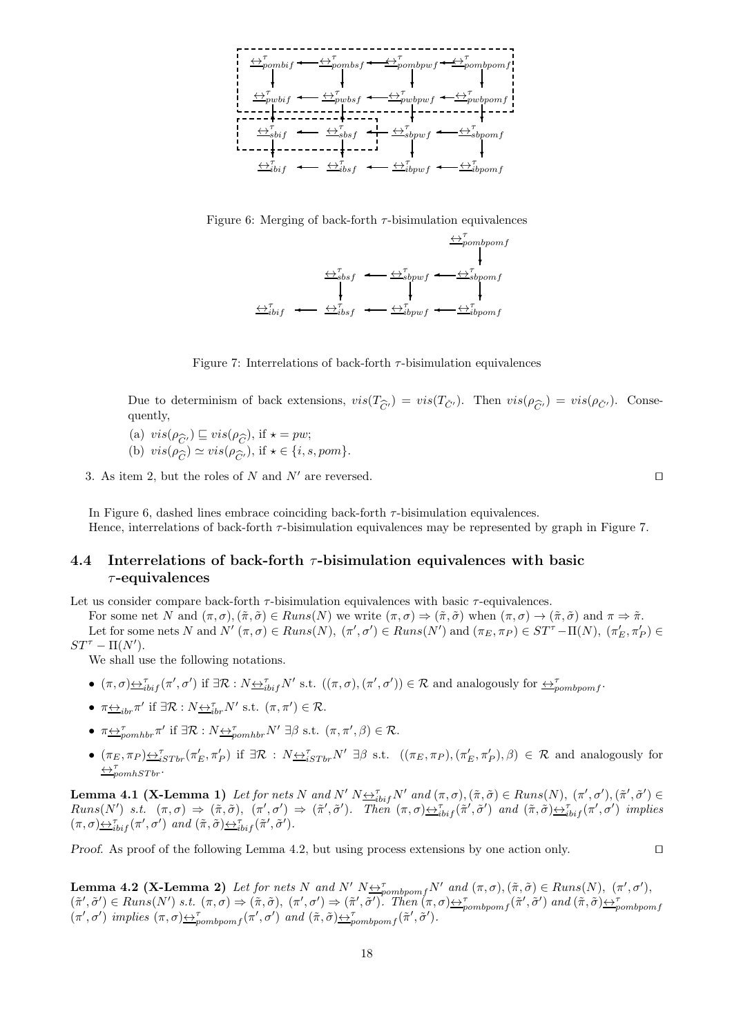Figure 6: Merging of back-forth $\tau$-bisimulation equivalences

Figure 7: Interrelations of back-forth $\tau$-bisimulation equivalences

Due to determinism of back extensions, $vis(T_{\widehat{C}'}) = vis(T_{\bar{C}'})$. Then $vis(\rho_{\widehat{C}'}) = vis(\rho_{\bar{C}'})$. Consequently,

(a) $vis(\rho_{\widehat{C}'}) \sqsubseteq vis(\rho_{\widehat{C}})$, if $\star = pw$;

(b) $vis(\rho_{\widehat{C}}) \simeq vis(\rho_{\widehat{C}'})$, if $\star \in \{i, s, pom\}$.

3. As item 2, but the roles of $N$ and $N'$ are reversed. ⊓⊔

In Figure 6, dashed lines embrace coinciding back-forth $\tau$-bisimulation equivalences.

Hence, interrelations of back-forth $\tau$-bisimulation equivalences may be represented by graph in Figure 7.

## 4.4 Interrelations of back-forth $\tau$-bisimulation equivalences with basic $\tau$-equivalences

Let us consider compare back-forth $\tau$-bisimulation equivalences with basic $\tau$-equivalences.

For some net $N$ and $(\pi, \sigma), (\tilde{\pi}, \tilde{\sigma}) \in Runs(N)$ we write $(\pi, \sigma) \Rightarrow (\tilde{\pi}, \tilde{\sigma})$ when $(\pi, \sigma) \to (\tilde{\pi}, \tilde{\sigma})$ and $\pi \Rightarrow \tilde{\pi}$.

Let for some nets $N$ and $N'$ $(\pi, \sigma) \in Runs(N)$, $(\pi', \sigma') \in Runs(N')$ and $(\pi_E, \pi_P) \in ST^\tau - \Pi(N)$, $(\pi'_E, \pi'_P) \in ST^\tau - \Pi(N')$.

We shall use the following notations.

- $(\pi, \sigma) \underline{\leftrightarrow}^\tau_{ibif} (\pi', \sigma')$ if $\exists \mathcal{R} : N \underline{\leftrightarrow}^\tau_{ibif} N'$ s.t. $((\pi, \sigma), (\pi', \sigma')) \in \mathcal{R}$ and analogously for $\underline{\leftrightarrow}^\tau_{pombpomf}$.
- $\pi \underline{\leftrightarrow}_{ibr} \pi'$ if $\exists \mathcal{R} : N \underline{\leftrightarrow}^\tau_{ibr} N'$ s.t. $(\pi, \pi') \in \mathcal{R}$.
- $\pi \underline{\leftrightarrow}^\tau_{pomhbr} \pi'$ if $\exists \mathcal{R} : N \underline{\leftrightarrow}^\tau_{pomhbr} N'$ $\exists \beta$ s.t. $(\pi, \pi', \beta) \in \mathcal{R}$.
- $(\pi_E, \pi_P) \underline{\leftrightarrow}^\tau_{iSTbr} (\pi'_E, \pi'_P)$ if $\exists \mathcal{R} : N \underline{\leftrightarrow}^\tau_{iSTbr} N'$ $\exists \beta$ s.t. $((\pi_E, \pi_P), (\pi'_E, \pi'_P), \beta) \in \mathcal{R}$ and analogously for $\underline{\leftrightarrow}^\tau_{pomhSTbr}$.

**Lemma 4.1 (X-Lemma 1)** *Let for nets $N$ and $N'$ $N \underline{\leftrightarrow}^\tau_{ibif} N'$ and $(\pi, \sigma), (\tilde{\pi}, \tilde{\sigma}) \in Runs(N)$, $(\pi', \sigma'), (\tilde{\pi}', \tilde{\sigma}') \in Runs(N')$ s.t. $(\pi, \sigma) \Rightarrow (\tilde{\pi}, \tilde{\sigma})$, $(\pi', \sigma') \Rightarrow (\tilde{\pi}', \tilde{\sigma}')$. Then $(\pi, \sigma) \underline{\leftrightarrow}^\tau_{ibif} (\tilde{\pi}', \tilde{\sigma}')$ and $(\tilde{\pi}, \tilde{\sigma}) \underline{\leftrightarrow}^\tau_{ibif} (\pi', \sigma')$ implies $(\pi, \sigma) \underline{\leftrightarrow}^\tau_{ibif} (\pi', \sigma')$ and $(\tilde{\pi}, \tilde{\sigma}) \underline{\leftrightarrow}^\tau_{ibif} (\tilde{\pi}', \tilde{\sigma}')$.*

*Proof.* As proof of the following Lemma 4.2, but using process extensions by one action only. ⊓⊔

**Lemma 4.2 (X-Lemma 2)** *Let for nets $N$ and $N'$ $N \underline{\leftrightarrow}^\tau_{pombpomf} N'$ and $(\pi, \sigma), (\tilde{\pi}, \tilde{\sigma}) \in Runs(N)$, $(\pi', \sigma')$, $(\tilde{\pi}', \tilde{\sigma}') \in Runs(N')$ s.t. $(\pi, \sigma) \Rightarrow (\tilde{\pi}, \tilde{\sigma})$, $(\pi', \sigma') \Rightarrow (\tilde{\pi}', \tilde{\sigma}')$. Then $(\pi, \sigma) \underline{\leftrightarrow}^\tau_{pombpomf} (\tilde{\pi}', \tilde{\sigma}')$ and $(\tilde{\pi}, \tilde{\sigma}) \underline{\leftrightarrow}^\tau_{pombpomf} (\pi', \sigma')$ implies $(\pi, \sigma) \underline{\leftrightarrow}^\tau_{pombpomf} (\pi', \sigma')$ and $(\tilde{\pi}, \tilde{\sigma}) \underline{\leftrightarrow}^\tau_{pombpomf} (\tilde{\pi}', \tilde{\sigma}')$.*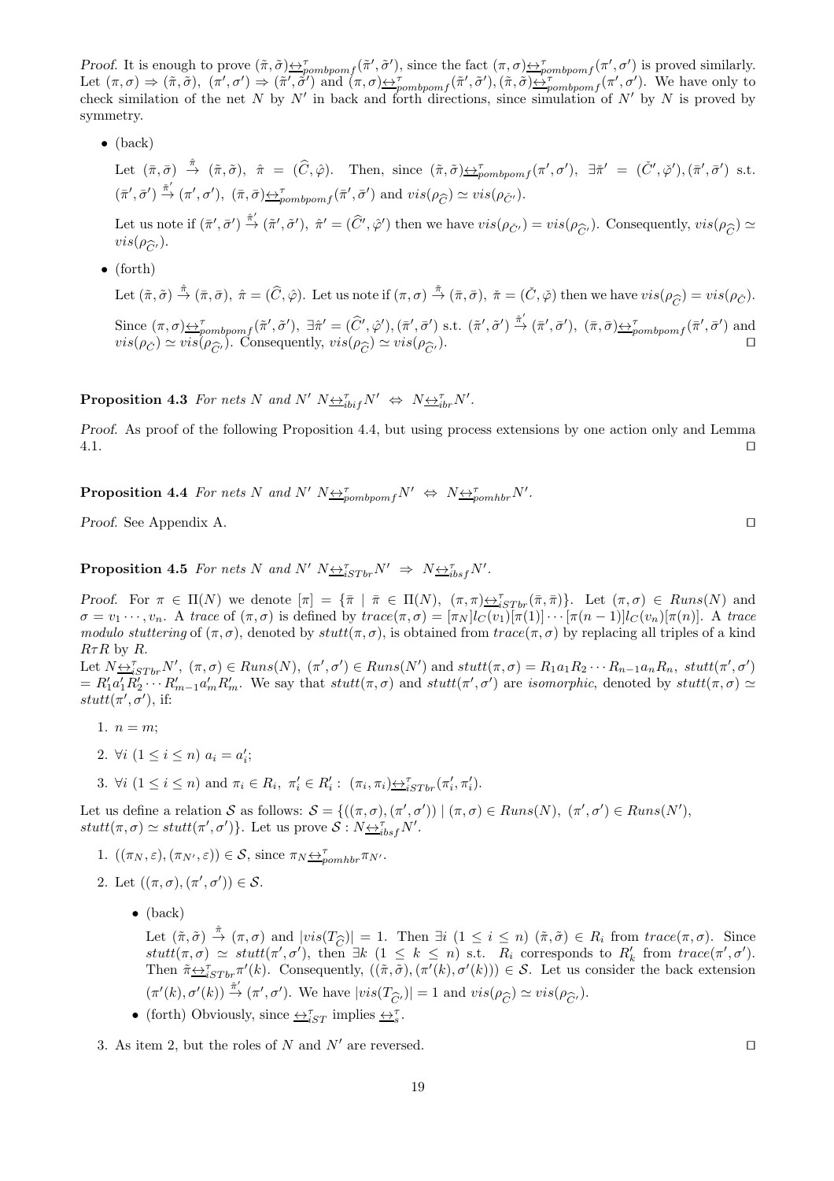*Proof.* It is enough to prove $(\tilde{\pi},\tilde{\sigma})\underline{\leftrightarrow}^{\tau}_{pombpomf}(\tilde{\pi}',\tilde{\sigma}')$, since the fact $(\pi,\sigma)\underline{\leftrightarrow}^{\tau}_{pombpomf}(\pi',\sigma')$ is proved similarly. Let $(\pi,\sigma)\Rightarrow(\tilde{\pi},\tilde{\sigma}),\ (\pi',\sigma')\Rightarrow(\tilde{\pi}',\tilde{\sigma}')$ and $(\pi,\sigma)\underline{\leftrightarrow}^{\tau}_{pombpomf}(\tilde{\pi}',\tilde{\sigma}'),(\tilde{\pi},\tilde{\sigma})\underline{\leftrightarrow}^{\tau}_{pombpomf}(\pi',\sigma')$. We have only to check similation of the net $N$ by $N'$ in back and forth directions, since simulation of $N'$ by $N$ is proved by symmetry.

- (back)

  Let $(\bar{\pi},\bar{\sigma})\stackrel{\hat{\pi}}{\to}(\tilde{\pi},\tilde{\sigma}),\ \hat{\pi}=(\widehat{C},\hat{\varphi})$. Then, since $(\tilde{\pi},\tilde{\sigma})\underline{\leftrightarrow}^{\tau}_{pombpomf}(\pi',\sigma'),\ \exists\check{\pi}'=(\check{C}',\check{\varphi}'),(\bar{\pi}',\bar{\sigma}')$ s.t. $(\bar{\pi}',\bar{\sigma}')\stackrel{\check{\pi}'}{\to}(\pi',\sigma'),\ (\bar{\pi},\bar{\sigma})\underline{\leftrightarrow}^{\tau}_{pombpomf}(\bar{\pi}',\bar{\sigma}')$ and $vis(\rho_{\widehat{C}})\simeq vis(\rho_{\check{C}'})$.

  Let us note if $(\bar{\pi}',\bar{\sigma}')\stackrel{\hat{\pi}'}{\to}(\tilde{\pi}',\tilde{\sigma}'),\ \hat{\pi}'=(\widehat{C}',\hat{\varphi}')$ then we have $vis(\rho_{\check{C}'})=vis(\rho_{\widehat{C}'})$. Consequently, $vis(\rho_{\widehat{C}})\simeq vis(\rho_{\widehat{C}'})$.

- (forth)

  Let $(\tilde{\pi},\tilde{\sigma})\stackrel{\hat{\pi}}{\to}(\bar{\pi},\bar{\sigma}),\ \hat{\pi}=(\widehat{C},\hat{\varphi})$. Let us note if $(\pi,\sigma)\stackrel{\check{\pi}}{\to}(\bar{\pi},\bar{\sigma}),\ \check{\pi}=(\check{C},\check{\varphi})$ then we have $vis(\rho_{\widehat{C}})=vis(\rho_{\check{C}})$.

  Since $(\pi,\sigma)\underline{\leftrightarrow}^{\tau}_{pombpomf}(\tilde{\pi}',\tilde{\sigma}'),\ \exists\hat{\pi}'=(\widehat{C}',\hat{\varphi}'),(\bar{\pi}',\bar{\sigma}')$ s.t. $(\tilde{\pi}',\tilde{\sigma}')\stackrel{\hat{\pi}'}{\to}(\bar{\pi}',\bar{\sigma}'),\ (\bar{\pi},\bar{\sigma})\underline{\leftrightarrow}^{\tau}_{pombpomf}(\bar{\pi}',\bar{\sigma}')$ and $vis(\rho_{\check{C}})\simeq vis(\rho_{\widehat{C}'})$. Consequently, $vis(\rho_{\widehat{C}})\simeq vis(\rho_{\widehat{C}'})$. ◻

**Proposition 4.3** *For nets $N$ and $N'$ $N\underline{\leftrightarrow}^{\tau}_{ibif}N'\ \Leftrightarrow\ N\underline{\leftrightarrow}^{\tau}_{ibr}N'$.*

*Proof.* As proof of the following Proposition 4.4, but using process extensions by one action only and Lemma 4.1. ◻

**Proposition 4.4** *For nets $N$ and $N'$ $N\underline{\leftrightarrow}^{\tau}_{pombpomf}N'\ \Leftrightarrow\ N\underline{\leftrightarrow}^{\tau}_{pomhbr}N'$.*

*Proof.* See Appendix A. ◻

**Proposition 4.5** *For nets $N$ and $N'$ $N\underline{\leftrightarrow}^{\tau}_{iSTbr}N'\ \Rightarrow\ N\underline{\leftrightarrow}^{\tau}_{ibsf}N'$.*

*Proof.* For $\pi\in\Pi(N)$ we denote $[\pi]=\{\bar{\pi}\mid\bar{\pi}\in\Pi(N),\ (\pi,\pi)\underline{\leftrightarrow}^{\tau}_{iSTbr}(\bar{\pi},\bar{\pi})\}$. Let $(\pi,\sigma)\in Runs(N)$ and $\sigma=v_1\cdots,v_n$. A *trace* of $(\pi,\sigma)$ is defined by $trace(\pi,\sigma)=[\pi_N]l_C(v_1)[\pi(1)]\cdots[\pi(n-1)]l_C(v_n)[\pi(n)]$. A *trace modulo stuttering* of $(\pi,\sigma)$, denoted by $stutt(\pi,\sigma)$, is obtained from $trace(\pi,\sigma)$ by replacing all triples of a kind $R\tau R$ by $R$.
Let $N\underline{\leftrightarrow}^{\tau}_{iSTbr}N',\ (\pi,\sigma)\in Runs(N),\ (\pi',\sigma')\in Runs(N')$ and $stutt(\pi,\sigma)=R_1a_1R_2\cdots R_{n-1}a_nR_n,\ stutt(\pi',\sigma')=R_1'a_1'R_2'\cdots R_{m-1}'a_m'R_m'$. We say that $stutt(\pi,\sigma)$ and $stutt(\pi',\sigma')$ are *isomorphic*, denoted by $stutt(\pi,\sigma)\simeq stutt(\pi',\sigma')$, if:

1. $n=m$;
2. $\forall i\ (1\leq i\leq n)\ a_i=a_i'$;
3. $\forall i\ (1\leq i\leq n)$ and $\pi_i\in R_i,\ \pi_i'\in R_i':\ (\pi_i,\pi_i)\underline{\leftrightarrow}^{\tau}_{iSTbr}(\pi_i',\pi_i')$.

Let us define a relation $\mathcal{S}$ as follows: $\mathcal{S}=\{((\pi,\sigma),(\pi',\sigma'))\mid(\pi,\sigma)\in Runs(N),\ (\pi',\sigma')\in Runs(N'),$ $stutt(\pi,\sigma)\simeq stutt(\pi',\sigma')\}$. Let us prove $\mathcal{S}:N\underline{\leftrightarrow}^{\tau}_{ibsf}N'$.

1. $((\pi_N,\varepsilon),(\pi_{N'},\varepsilon))\in\mathcal{S}$, since $\pi_N\underline{\leftrightarrow}^{\tau}_{pomhbr}\pi_{N'}$.
2. Let $((\pi,\sigma),(\pi',\sigma'))\in\mathcal{S}$.
   - (back)

     Let $(\tilde{\pi},\tilde{\sigma})\stackrel{\hat{\pi}}{\to}(\pi,\sigma)$ and $|vis(T_{\widehat{C}})|=1$. Then $\exists i\ (1\leq i\leq n)\ (\tilde{\pi},\tilde{\sigma})\in R_i$ from $trace(\pi,\sigma)$. Since $stutt(\pi,\sigma)\simeq stutt(\pi',\sigma')$, then $\exists k\ (1\leq k\leq n)$ s.t. $R_i$ corresponds to $R_k'$ from $trace(\pi',\sigma')$. Then $\tilde{\pi}\underline{\leftrightarrow}^{\tau}_{iSTbr}\pi'(k)$. Consequently, $((\tilde{\pi},\tilde{\sigma}),(\pi'(k),\sigma'(k)))\in\mathcal{S}$. Let us consider the back extension $(\pi'(k),\sigma'(k))\stackrel{\hat{\pi}'}{\to}(\pi',\sigma')$. We have $|vis(T_{\widehat{C}'})|=1$ and $vis(\rho_{\widehat{C}})\simeq vis(\rho_{\widehat{C}'})$.
   - (forth) Obviously, since $\underline{\leftrightarrow}^{\tau}_{iST}$ implies $\underline{\leftrightarrow}^{\tau}_{s}$.
3. As item 2, but the roles of $N$ and $N'$ are reversed. ◻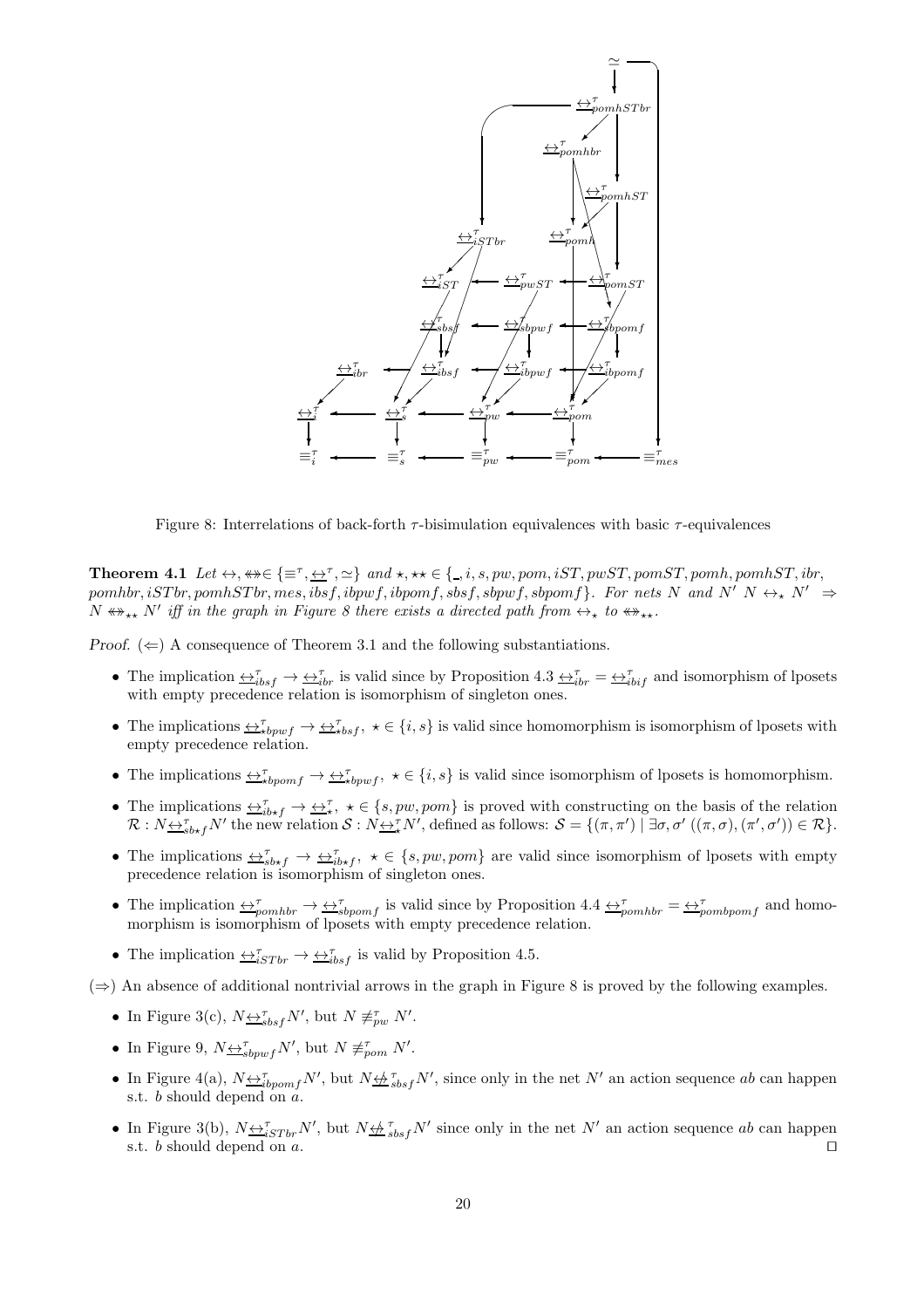Figure 8: Interrelations of back-forth $\tau$-bisimulation equivalences with basic $\tau$-equivalences

**Theorem 4.1** *Let $\leftrightarrow, \leftrightarrow\!\!\!\!\!\!\leftrightarrow \in \{\equiv^\tau, \underline{\leftrightarrow}^\tau, \simeq\}$ and $\star, \star\star \in \{\_, i, s, pw, pom, iST, pwST, pomST, pomh, pomhST, ibr, pomhbr, iSTbr, pomhSTbr, mes, ibsf, ibpwf, ibpomf, sbsf, sbpwf, sbpomf\}$. For nets $N$ and $N'$ $N \leftrightarrow_\star N' \Rightarrow N \leftrightarrow\!\!\!\!\!\!\leftrightarrow_{\star\star} N'$ iff in the graph in Figure 8 there exists a directed path from $\leftrightarrow_\star$ to $\leftrightarrow\!\!\!\!\!\!\leftrightarrow_{\star\star}$.*

*Proof.* ($\Leftarrow$) A consequence of Theorem 3.1 and the following substantiations.

- The implication $\underline{\leftrightarrow}^\tau_{ibsf} \to \underline{\leftrightarrow}^\tau_{ibr}$ is valid since by Proposition 4.3 $\underline{\leftrightarrow}^\tau_{ibr} = \underline{\leftrightarrow}^\tau_{ibif}$ and isomorphism of lposets with empty precedence relation is isomorphism of singleton ones.
- The implications $\underline{\leftrightarrow}^\tau_{\star bpwf} \to \underline{\leftrightarrow}^\tau_{\star bsf}$, $\star \in \{i, s\}$ is valid since homomorphism is isomorphism of lposets with empty precedence relation.
- The implications $\underline{\leftrightarrow}^\tau_{\star bpomf} \to \underline{\leftrightarrow}^\tau_{\star bpwf}$, $\star \in \{i, s\}$ is valid since isomorphism of lposets is homomorphism.
- The implications $\underline{\leftrightarrow}^\tau_{ib\star f} \to \underline{\leftrightarrow}^\tau_{\star}$, $\star \in \{s, pw, pom\}$ is proved with constructing on the basis of the relation $\mathcal{R} : N\underline{\leftrightarrow}^\tau_{sb\star f}N'$ the new relation $\mathcal{S} : N\underline{\leftrightarrow}^\tau_{\star}N'$, defined as follows: $\mathcal{S} = \{(\pi, \pi') \mid \exists \sigma, \sigma' \ ((\pi, \sigma), (\pi', \sigma')) \in \mathcal{R}\}$.
- The implications $\underline{\leftrightarrow}^\tau_{sb\star f} \to \underline{\leftrightarrow}^\tau_{ib\star f}$, $\star \in \{s, pw, pom\}$ are valid since isomorphism of lposets with empty precedence relation is isomorphism of singleton ones.
- The implication $\underline{\leftrightarrow}^\tau_{pomhbr} \to \underline{\leftrightarrow}^\tau_{sbpomf}$ is valid since by Proposition 4.4 $\underline{\leftrightarrow}^\tau_{pomhbr} = \underline{\leftrightarrow}^\tau_{pombpomf}$ and homomorphism is isomorphism of lposets with empty precedence relation.
- The implication $\underline{\leftrightarrow}^\tau_{iSTbr} \to \underline{\leftrightarrow}^\tau_{ibsf}$ is valid by Proposition 4.5.

($\Rightarrow$) An absence of additional nontrivial arrows in the graph in Figure 8 is proved by the following examples.

- In Figure 3(c), $N\underline{\leftrightarrow}^\tau_{sbsf}N'$, but $N \not\equiv^\tau_{pw} N'$.
- In Figure 9, $N\underline{\leftrightarrow}^\tau_{sbpwf}N'$, but $N \not\equiv^\tau_{pom} N'$.
- In Figure 4(a), $N\underline{\leftrightarrow}^\tau_{ibpomf}N'$, but $N \underline{\not\leftrightarrow}^\tau_{sbsf}N'$, since only in the net $N'$ an action sequence $ab$ can happen s.t. $b$ should depend on $a$.
- In Figure 3(b), $N\underline{\leftrightarrow}^\tau_{iSTbr}N'$, but $N \underline{\not\leftrightarrow}^\tau_{sbsf}N'$ since only in the net $N'$ an action sequence $ab$ can happen s.t. $b$ should depend on $a$. ⊓⊔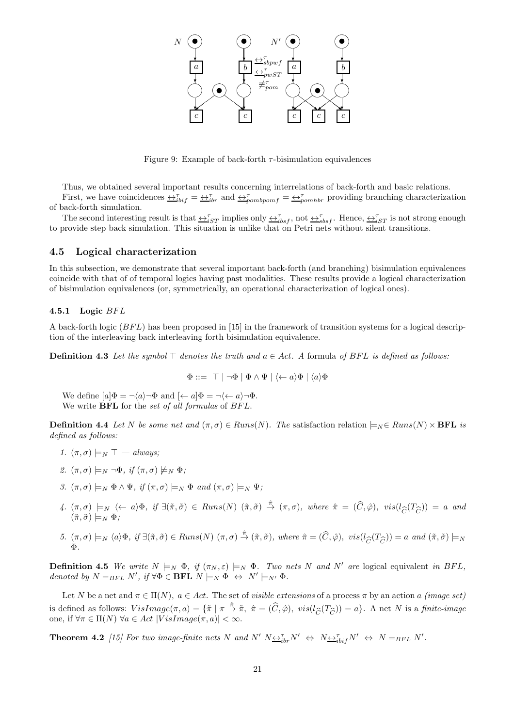Figure 9: Example of back-forth $\tau$-bisimulation equivalences

Thus, we obtained several important results concerning interrelations of back-forth and basic relations.

First, we have coincidences $\underline{\leftrightarrow}^{\tau}_{ibif} = \underline{\leftrightarrow}^{\tau}_{ibr}$ and $\underline{\leftrightarrow}^{\tau}_{pombpomf} = \underline{\leftrightarrow}^{\tau}_{pomhbr}$ providing branching characterization of back-forth simulation.

The second interesting result is that $\underline{\leftrightarrow}^{\tau}_{iST}$ implies only $\underline{\leftrightarrow}^{\tau}_{ibsf}$, not $\underline{\leftrightarrow}^{\tau}_{sbsf}$. Hence, $\underline{\leftrightarrow}^{\tau}_{iST}$ is not strong enough to provide step back simulation. This situation is unlike that on Petri nets without silent transitions.

## 4.5 Logical characterization

In this subsection, we demonstrate that several important back-forth (and branching) bisimulation equivalences coincide with that of of temporal logics having past modalities. These results provide a logical characterization of bisimulation equivalences (or, symmetrically, an operational characterization of logical ones).

### 4.5.1 Logic $BFL$

A back-forth logic ($BFL$) has been proposed in [15] in the framework of transition systems for a logical description of the interleaving back interleaving forth bisimulation equivalence.

**Definition 4.3** *Let the symbol $\top$ denotes the truth and $a \in Act$. A* formula *of $BFL$ is defined as follows:*

$$\Phi ::= \top \mid \neg\Phi \mid \Phi \wedge \Psi \mid \langle\leftarrow a\rangle\Phi \mid \langle a\rangle\Phi$$

We define $[a]\Phi = \neg\langle a\rangle\neg\Phi$ and $[\leftarrow a]\Phi = \neg\langle\leftarrow a\rangle\neg\Phi$.
We write **BFL** for the *set of all formulas* of $BFL$.

**Definition 4.4** *Let $N$ be some net and $(\pi, \sigma) \in Runs(N)$. The* satisfaction relation *$\models_N \in Runs(N) \times$ **BFL** is defined as follows:*

1. *$(\pi, \sigma) \models_N \top$ — always;*
2. *$(\pi, \sigma) \models_N \neg\Phi$, if $(\pi, \sigma) \not\models_N \Phi$;*
3. *$(\pi, \sigma) \models_N \Phi \wedge \Psi$, if $(\pi, \sigma) \models_N \Phi$ and $(\pi, \sigma) \models_N \Psi$;*
4. *$(\pi, \sigma) \models_N \langle\leftarrow a\rangle\Phi$, if $\exists(\tilde{\pi}, \tilde{\sigma}) \in Runs(N)$ $(\tilde{\pi}, \tilde{\sigma}) \xrightarrow{\hat{\pi}} (\pi, \sigma)$, where $\hat{\pi} = (\widehat{C}, \hat{\varphi})$, $vis(l_{\widehat{C}}(T_{\widehat{C}})) = a$ and $(\tilde{\pi}, \tilde{\sigma}) \models_N \Phi$;*
5. *$(\pi, \sigma) \models_N \langle a\rangle\Phi$, if $\exists(\tilde{\pi}, \tilde{\sigma}) \in Runs(N)$ $(\pi, \sigma) \xrightarrow{\hat{\pi}} (\tilde{\pi}, \tilde{\sigma})$, where $\hat{\pi} = (\widehat{C}, \hat{\varphi})$, $vis(l_{\widehat{C}}(T_{\widehat{C}})) = a$ and $(\tilde{\pi}, \tilde{\sigma}) \models_N \Phi$.*

**Definition 4.5** *We write $N \models_N \Phi$, if $(\pi_N, \varepsilon) \models_N \Phi$. Two nets $N$ and $N'$ are* logical equivalent *in $BFL$, denoted by $N =_{BFL} N'$, if $\forall\Phi \in$ **BFL** $N \models_N \Phi \Leftrightarrow N' \models_{N'} \Phi$.*

Let $N$ be a net and $\pi \in \Pi(N)$, $a \in Act$. The set of *visible extensions* of a process $\pi$ by an action $a$ *(image set)* is defined as follows: $VisImage(\pi, a) = \{\tilde{\pi} \mid \pi \xrightarrow{\hat{\pi}} \tilde{\pi},\ \hat{\pi} = (\widehat{C}, \hat{\varphi}),\ vis(l_{\widehat{C}}(T_{\widehat{C}})) = a\}$. A net $N$ is a *finite-image* one, if $\forall\pi \in \Pi(N)$ $\forall a \in Act$ $|VisImage(\pi, a)| < \infty$.

**Theorem 4.2** *[15] For two image-finite nets $N$ and $N'$ $N \underline{\leftrightarrow}^{\tau}_{ibr} N' \Leftrightarrow N \underline{\leftrightarrow}^{\tau}_{ibif} N' \Leftrightarrow N =_{BFL} N'$.*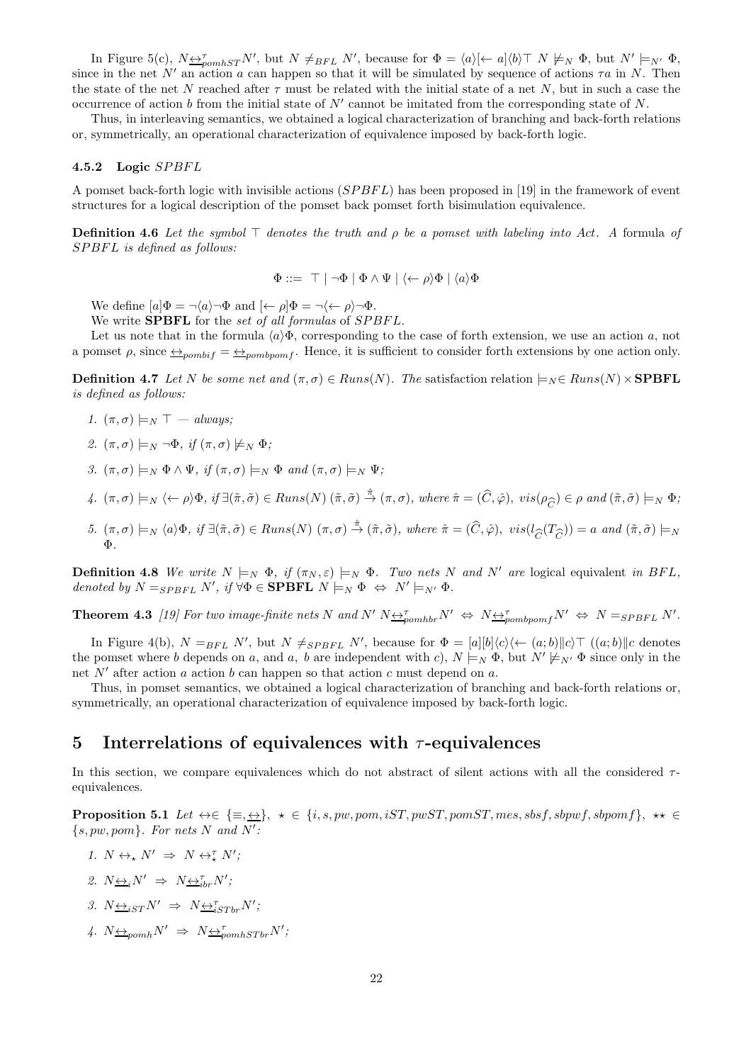In Figure 5(c), $N \underline{\leftrightarrow}^{\tau}_{pomhST} N'$, but $N \neq_{BFL} N'$, because for $\Phi = \langle a\rangle[\leftarrow a]\langle b\rangle\top$ $N \not\models_N \Phi$, but $N' \models_{N'} \Phi$, since in the net $N'$ an action $a$ can happen so that it will be simulated by sequence of actions $\tau a$ in $N$. Then the state of the net $N$ reached after $\tau$ must be related with the initial state of a net $N$, but in such a case the occurrence of action $b$ from the initial state of $N'$ cannot be imitated from the corresponding state of $N$.

Thus, in interleaving semantics, we obtained a logical characterization of branching and back-forth relations or, symmetrically, an operational characterization of equivalence imposed by back-forth logic.

### 4.5.2 Logic $SPBFL$

A pomset back-forth logic with invisible actions ($SPBFL$) has been proposed in [19] in the framework of event structures for a logical description of the pomset back pomset forth bisimulation equivalence.

**Definition 4.6** *Let the symbol $\top$ denotes the truth and $\rho$ be a pomset with labeling into $Act$. A* formula *of $SPBFL$ is defined as follows:*

$$\Phi ::= \ \top \mid \neg\Phi \mid \Phi \wedge \Psi \mid \langle\leftarrow \rho\rangle\Phi \mid \langle a\rangle\Phi$$

We define $[a]\Phi = \neg\langle a\rangle\neg\Phi$ and $[\leftarrow \rho]\Phi = \neg\langle\leftarrow \rho\rangle\neg\Phi$.

We write **SPBFL** for the *set of all formulas* of $SPBFL$.

Let us note that in the formula $\langle a\rangle\Phi$, corresponding to the case of forth extension, we use an action $a$, not a pomset $\rho$, since $\underline{\leftrightarrow}_{pombif} = \underline{\leftrightarrow}_{pombpomf}$. Hence, it is sufficient to consider forth extensions by one action only.

**Definition 4.7** *Let $N$ be some net and $(\pi,\sigma) \in Runs(N)$. The* satisfaction relation $\models_N \in Runs(N) \times$ **SPBFL** *is defined as follows:*

1. $(\pi,\sigma) \models_N \top$ *— always;*
2. $(\pi,\sigma) \models_N \neg\Phi$*, if* $(\pi,\sigma) \not\models_N \Phi$*;*
3. $(\pi,\sigma) \models_N \Phi \wedge \Psi$*, if* $(\pi,\sigma) \models_N \Phi$ *and* $(\pi,\sigma) \models_N \Psi$*;*
4. $(\pi,\sigma) \models_N \langle\leftarrow \rho\rangle\Phi$*, if* $\exists(\tilde{\pi},\tilde{\sigma}) \in Runs(N)$ $(\tilde{\pi},\tilde{\sigma}) \xrightarrow{\hat{\pi}} (\pi,\sigma)$*, where* $\hat{\pi} = (\widehat{C},\hat{\varphi})$*,* $vis(\rho_{\widehat{C}}) \in \rho$ *and* $(\tilde{\pi},\tilde{\sigma}) \models_N \Phi$*;*
5. $(\pi,\sigma) \models_N \langle a\rangle\Phi$*, if* $\exists(\tilde{\pi},\tilde{\sigma}) \in Runs(N)$ $(\pi,\sigma) \xrightarrow{\hat{\pi}} (\tilde{\pi},\tilde{\sigma})$*, where* $\hat{\pi} = (\widehat{C},\hat{\varphi})$*,* $vis(l_{\widehat{C}}(T_{\widehat{C}})) = a$ *and* $(\tilde{\pi},\tilde{\sigma}) \models_N \Phi$.

**Definition 4.8** *We write $N \models_N \Phi$, if $(\pi_N,\varepsilon) \models_N \Phi$. Two nets $N$ and $N'$ are* logical equivalent *in $BFL$, denoted by $N =_{SPBFL} N'$, if $\forall \Phi \in$ **SPBFL** $N \models_N \Phi \Leftrightarrow N' \models_{N'} \Phi$.*

**Theorem 4.3** *[19] For two image-finite nets $N$ and $N'$ $N \underline{\leftrightarrow}^{\tau}_{pomhbr} N' \Leftrightarrow N \underline{\leftrightarrow}^{\tau}_{pombpomf} N' \Leftrightarrow N =_{SPBFL} N'$.*

In Figure 4(b), $N =_{BFL} N'$, but $N \neq_{SPBFL} N'$, because for $\Phi = [a][b]\langle c\rangle\langle\leftarrow (a;b)\|c\rangle\top$ ($(a;b)\|c$ denotes the pomset where $b$ depends on $a$, and $a$, $b$ are independent with $c$), $N \models_N \Phi$, but $N' \not\models_{N'} \Phi$ since only in the net $N'$ after action $a$ action $b$ can happen so that action $c$ must depend on $a$.

Thus, in pomset semantics, we obtained a logical characterization of branching and back-forth relations or, symmetrically, an operational characterization of equivalence imposed by back-forth logic.

## 5 Interrelations of equivalences with $\tau$-equivalences

In this section, we compare equivalences which do not abstract of silent actions with all the considered $\tau$-equivalences.

**Proposition 5.1** *Let $\leftrightarrow \in \{\equiv, \underline{\leftrightarrow}\}$, $\star \in \{i, s, pw, pom, iST, pwST, pomST, mes, sbsf, sbpwf, sbpomf\}$, $\star\star \in \{s, pw, pom\}$. For nets $N$ and $N'$:*

1. $N \leftrightarrow_{\star} N' \Rightarrow N \leftrightarrow^{\tau}_{\star} N'$*;*
2. $N \underline{\leftrightarrow}_{i} N' \Rightarrow N \underline{\leftrightarrow}^{\tau}_{ibr} N'$*;*
3. $N \underline{\leftrightarrow}_{iST} N' \Rightarrow N \underline{\leftrightarrow}^{\tau}_{iSTbr} N'$*;*
4. $N \underline{\leftrightarrow}_{pomh} N' \Rightarrow N \underline{\leftrightarrow}^{\tau}_{pomhSTbr} N'$*;*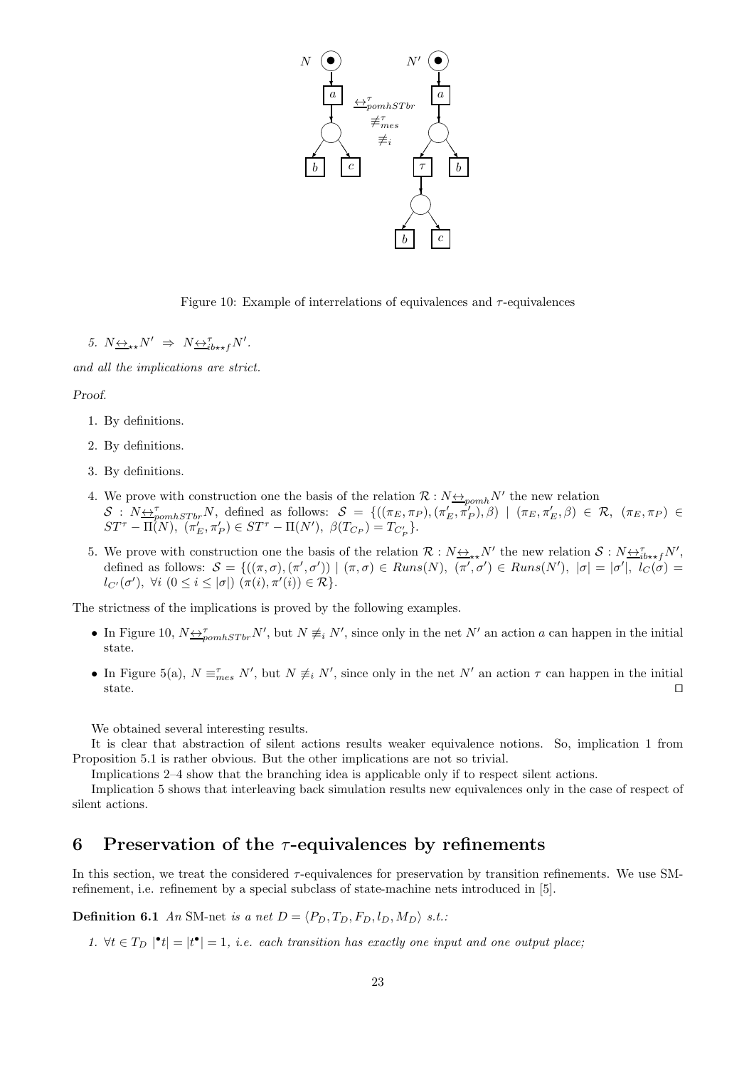Figure 10: Example of interrelations of equivalences and $\tau$-equivalences

5. $N \underline{\leftrightarrow}_{\star\star} N' \;\Rightarrow\; N \underline{\leftrightarrow}^{\tau}_{ib\star\star f} N'$.

*and all the implications are strict.*

*Proof.*

1. By definitions.
2. By definitions.
3. By definitions.
4. We prove with construction one the basis of the relation $\mathcal{R} : N \underline{\leftrightarrow}_{pomh} N'$ the new relation $\mathcal{S} : N \underline{\leftrightarrow}^{\tau}_{pomhSTbr} N$, defined as follows: $\mathcal{S} = \{((\pi_E, \pi_P), (\pi'_E, \pi'_P), \beta) \mid (\pi_E, \pi'_E, \beta) \in \mathcal{R},\ (\pi_E, \pi_P) \in ST^{\tau} - \Pi(N),\ (\pi'_E, \pi'_P) \in ST^{\tau} - \Pi(N'),\ \beta(T_{C_P}) = T_{C'_P}\}$.
5. We prove with construction one the basis of the relation $\mathcal{R} : N \underline{\leftrightarrow}_{\star\star} N'$ the new relation $\mathcal{S} : N \underline{\leftrightarrow}^{\tau}_{ib\star\star f} N'$, defined as follows: $\mathcal{S} = \{((\pi, \sigma), (\pi', \sigma')) \mid (\pi, \sigma) \in Runs(N),\ (\pi', \sigma') \in Runs(N'),\ |\sigma| = |\sigma'|,\ l_C(\sigma) = l_{C'}(\sigma'),\ \forall i\ (0 \leq i \leq |\sigma|)\ (\pi(i), \pi'(i)) \in \mathcal{R}\}$.

The strictness of the implications is proved by the following examples.

- In Figure 10, $N \underline{\leftrightarrow}^{\tau}_{pomhSTbr} N'$, but $N \not\equiv_i N'$, since only in the net $N'$ an action $a$ can happen in the initial state.
- In Figure 5(a), $N \equiv^{\tau}_{mes} N'$, but $N \not\equiv_i N'$, since only in the net $N'$ an action $\tau$ can happen in the initial state. $\square$

We obtained several interesting results.

It is clear that abstraction of silent actions results weaker equivalence notions. So, implication 1 from Proposition 5.1 is rather obvious. But the other implications are not so trivial.

Implications 2–4 show that the branching idea is applicable only if to respect silent actions.

Implication 5 shows that interleaving back simulation results new equivalences only in the case of respect of silent actions.

## 6 Preservation of the $\tau$-equivalences by refinements

In this section, we treat the considered $\tau$-equivalences for preservation by transition refinements. We use SM-refinement, i.e. refinement by a special subclass of state-machine nets introduced in [5].

**Definition 6.1** *An* SM-net *is a net $D = \langle P_D, T_D, F_D, l_D, M_D \rangle$ s.t.:*

1. $\forall t \in T_D\ |{}^{\bullet}t| = |t^{\bullet}| = 1$*, i.e. each transition has exactly one input and one output place;*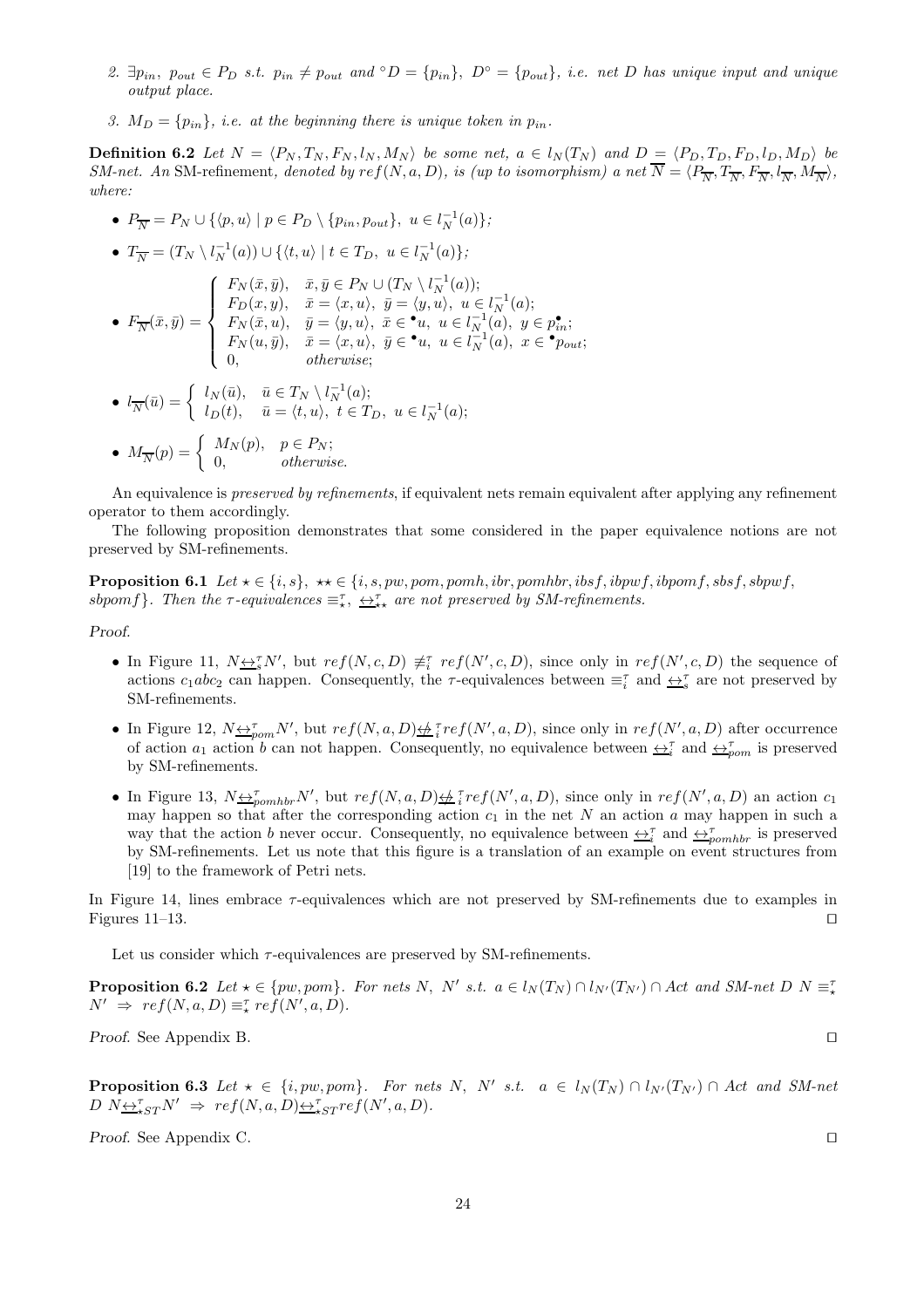2. $\exists p_{in},\ p_{out} \in P_D$ s.t. $p_{in} \neq p_{out}$ and ${}^\circ D = \{p_{in}\}$, $D^\circ = \{p_{out}\}$, i.e. net $D$ has unique input and unique output place.

3. $M_D = \{p_{in}\}$, i.e. at the beginning there is unique token in $p_{in}$.

**Definition 6.2** *Let $N = \langle P_N, T_N, F_N, l_N, M_N\rangle$ be some net, $a \in l_N(T_N)$ and $D = \langle P_D, T_D, F_D, l_D, M_D\rangle$ be SM-net. An* SM-refinement*, denoted by $ref(N, a, D)$, is (up to isomorphism) a net $\overline{N} = \langle P_{\overline{N}}, T_{\overline{N}}, F_{\overline{N}}, l_{\overline{N}}, M_{\overline{N}}\rangle$, where:*

- $P_{\overline{N}} = P_N \cup \{\langle p, u\rangle \mid p \in P_D \setminus \{p_{in}, p_{out}\},\ u \in l_N^{-1}(a)\}$;
- $T_{\overline{N}} = (T_N \setminus l_N^{-1}(a)) \cup \{\langle t, u\rangle \mid t \in T_D,\ u \in l_N^{-1}(a)\}$;
- $F_{\overline{N}}(\bar{x}, \bar{y}) = \begin{cases} F_N(\bar{x}, \bar{y}), & \bar{x}, \bar{y} \in P_N \cup (T_N \setminus l_N^{-1}(a)); \\ F_D(x, y), & \bar{x} = \langle x, u\rangle,\ \bar{y} = \langle y, u\rangle,\ u \in l_N^{-1}(a); \\ F_N(\bar{x}, u), & \bar{y} = \langle y, u\rangle,\ \bar{x} \in {}^\bullet u,\ u \in l_N^{-1}(a),\ y \in p_{in}^\bullet; \\ F_N(u, \bar{y}), & \bar{x} = \langle x, u\rangle,\ \bar{y} \in {}^\bullet u,\ u \in l_N^{-1}(a),\ x \in {}^\bullet p_{out}; \\ 0, & \text{otherwise}; \end{cases}$
- $l_{\overline{N}}(\bar{u}) = \begin{cases} l_N(\bar{u}), & \bar{u} \in T_N \setminus l_N^{-1}(a); \\ l_D(t), & \bar{u} = \langle t, u\rangle,\ t \in T_D,\ u \in l_N^{-1}(a); \end{cases}$
- $M_{\overline{N}}(p) = \begin{cases} M_N(p), & p \in P_N; \\ 0, & \text{otherwise}. \end{cases}$

An equivalence is *preserved by refinements*, if equivalent nets remain equivalent after applying any refinement operator to them accordingly.

The following proposition demonstrates that some considered in the paper equivalence notions are not preserved by SM-refinements.

**Proposition 6.1** *Let $\star \in \{i, s\}$, $\star\star \in \{i, s, pw, pom, pomh, ibr, pomhbr, ibsf, ibpwf, ibpomf, sbsf, sbpwf, sbpomf\}$. Then the $\tau$-equivalences $\equiv_\star^\tau$, $\underline{\leftrightarrow}_{\star\star}^\tau$ are not preserved by SM-refinements.*

*Proof.*

- In Figure 11, $N \underline{\leftrightarrow}_s^\tau N'$, but $ref(N, c, D) \not\equiv_i^\tau ref(N', c, D)$, since only in $ref(N', c, D)$ the sequence of actions $c_1 abc_2$ can happen. Consequently, the $\tau$-equivalences between $\equiv_i^\tau$ and $\underline{\leftrightarrow}_s^\tau$ are not preserved by SM-refinements.
- In Figure 12, $N \underline{\leftrightarrow}_{pom}^\tau N'$, but $ref(N, a, D) \not\underline{\leftrightarrow}_i^\tau ref(N', a, D)$, since only in $ref(N', a, D)$ after occurrence of action $a_1$ action $b$ can not happen. Consequently, no equivalence between $\underline{\leftrightarrow}_i^\tau$ and $\underline{\leftrightarrow}_{pom}^\tau$ is preserved by SM-refinements.
- In Figure 13, $N \underline{\leftrightarrow}_{pomhbr}^\tau N'$, but $ref(N, a, D) \not\underline{\leftrightarrow}_i^\tau ref(N', a, D)$, since only in $ref(N', a, D)$ an action $c_1$ may happen so that after the corresponding action $c_1$ in the net $N$ an action $a$ may happen in such a way that the action $b$ never occur. Consequently, no equivalence between $\underline{\leftrightarrow}_i^\tau$ and $\underline{\leftrightarrow}_{pomhbr}^\tau$ is preserved by SM-refinements. Let us note that this figure is a translation of an example on event structures from [19] to the framework of Petri nets.

In Figure 14, lines embrace $\tau$-equivalences which are not preserved by SM-refinements due to examples in Figures 11–13. $\square$

Let us consider which $\tau$-equivalences are preserved by SM-refinements.

**Proposition 6.2** *Let $\star \in \{pw, pom\}$. For nets $N$, $N'$ s.t. $a \in l_N(T_N) \cap l_{N'}(T_{N'}) \cap Act$ and SM-net $D$ $N \equiv_\star^\tau N' \ \Rightarrow\ ref(N, a, D) \equiv_\star^\tau ref(N', a, D)$.*

*Proof.* See Appendix B. $\square$

**Proposition 6.3** *Let $\star \in \{i, pw, pom\}$. For nets $N$, $N'$ s.t. $a \in l_N(T_N) \cap l_{N'}(T_{N'}) \cap Act$ and SM-net $D$ $N \underline{\leftrightarrow}_{\star ST}^\tau N' \ \Rightarrow\ ref(N, a, D) \underline{\leftrightarrow}_{\star ST}^\tau ref(N', a, D)$.*

*Proof.* See Appendix C. $\square$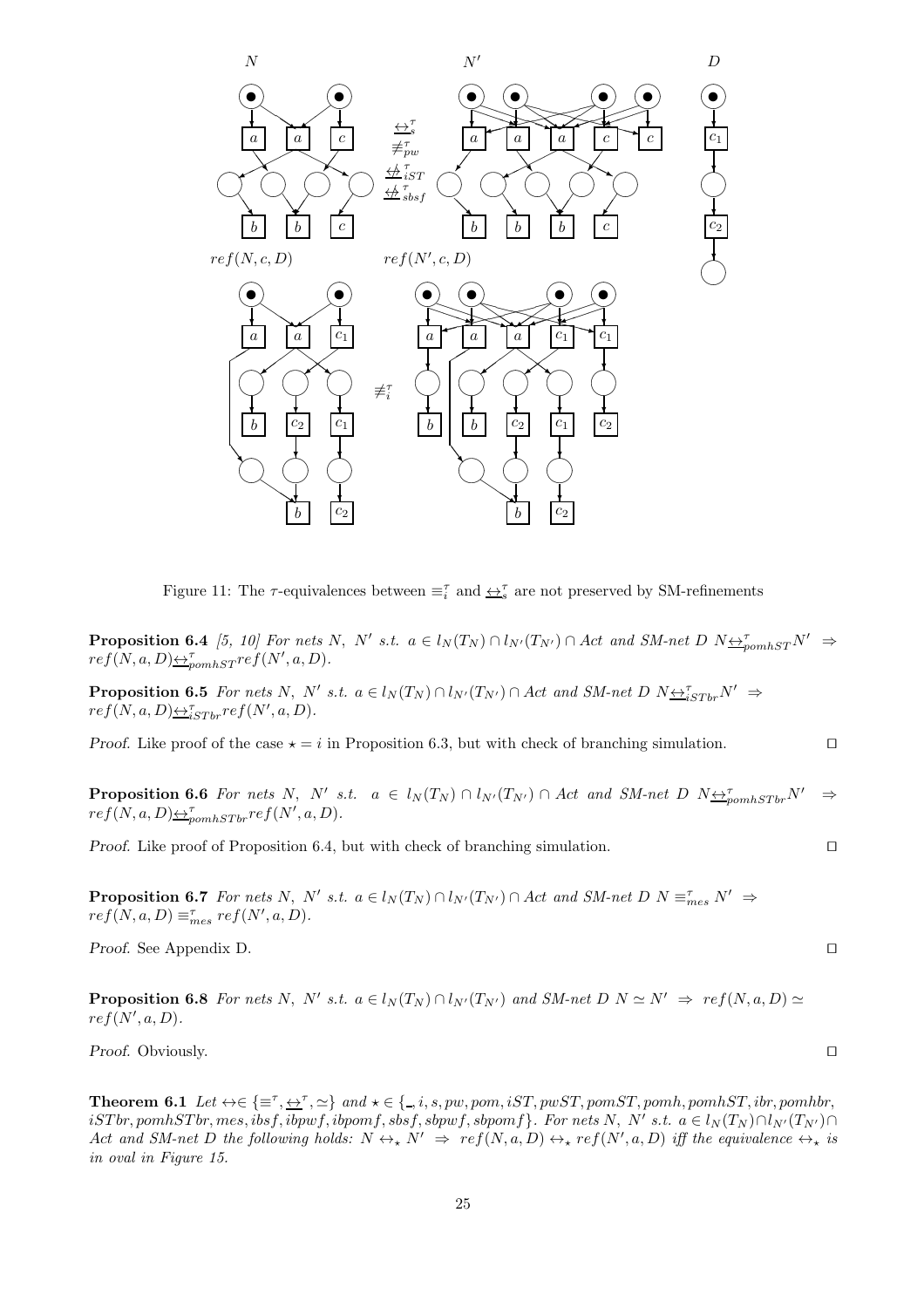Figure 11: The $\tau$-equivalences between $\equiv_i^\tau$ and $\underline{\leftrightarrow}_s^\tau$ are not preserved by SM-refinements

**Proposition 6.4** *[5, 10] For nets $N$, $N'$ s.t. $a \in l_N(T_N) \cap l_{N'}(T_{N'}) \cap Act$ and SM-net $D$ $N \underline{\leftrightarrow}_{pomhST}^\tau N' \Rightarrow ref(N,a,D) \underline{\leftrightarrow}_{pomhST}^\tau ref(N',a,D)$.*

**Proposition 6.5** *For nets $N$, $N'$ s.t. $a \in l_N(T_N) \cap l_{N'}(T_{N'}) \cap Act$ and SM-net $D$ $N \underline{\leftrightarrow}_{iSTbr}^\tau N' \Rightarrow ref(N,a,D) \underline{\leftrightarrow}_{iSTbr}^\tau ref(N',a,D)$.*

*Proof.* Like proof of the case $\star = i$ in Proposition 6.3, but with check of branching simulation. □

**Proposition 6.6** *For nets $N$, $N'$ s.t. $a \in l_N(T_N) \cap l_{N'}(T_{N'}) \cap Act$ and SM-net $D$ $N \underline{\leftrightarrow}_{pomhSTbr}^\tau N' \Rightarrow ref(N,a,D) \underline{\leftrightarrow}_{pomhSTbr}^\tau ref(N',a,D)$.*

*Proof.* Like proof of Proposition 6.4, but with check of branching simulation. □

**Proposition 6.7** *For nets $N$, $N'$ s.t. $a \in l_N(T_N) \cap l_{N'}(T_{N'}) \cap Act$ and SM-net $D$ $N \equiv_{mes}^\tau N' \Rightarrow ref(N,a,D) \equiv_{mes}^\tau ref(N',a,D)$.*

*Proof.* See Appendix D. □

**Proposition 6.8** *For nets $N$, $N'$ s.t. $a \in l_N(T_N) \cap l_{N'}(T_{N'})$ and SM-net $D$ $N \simeq N' \Rightarrow ref(N,a,D) \simeq ref(N',a,D)$.*

*Proof.* Obviously. □

**Theorem 6.1** *Let $\leftrightarrow \in \{\equiv^\tau, \underline{\leftrightarrow}^\tau, \simeq\}$ and $\star \in \{\_, i, s, pw, pom, iST, pwST, pomST, pomh, pomhST, ibr, pomhbr, iSTbr, pomhSTbr, mes, ibsf, ibpwf, ibpomf, sbsf, sbpwf, sbpomf\}$. For nets $N$, $N'$ s.t. $a \in l_N(T_N) \cap l_{N'}(T_{N'}) \cap Act$ and SM-net $D$ the following holds: $N \leftrightarrow_\star N' \Rightarrow ref(N,a,D) \leftrightarrow_\star ref(N',a,D)$ iff the equivalence $\leftrightarrow_\star$ is in oval in Figure 15.*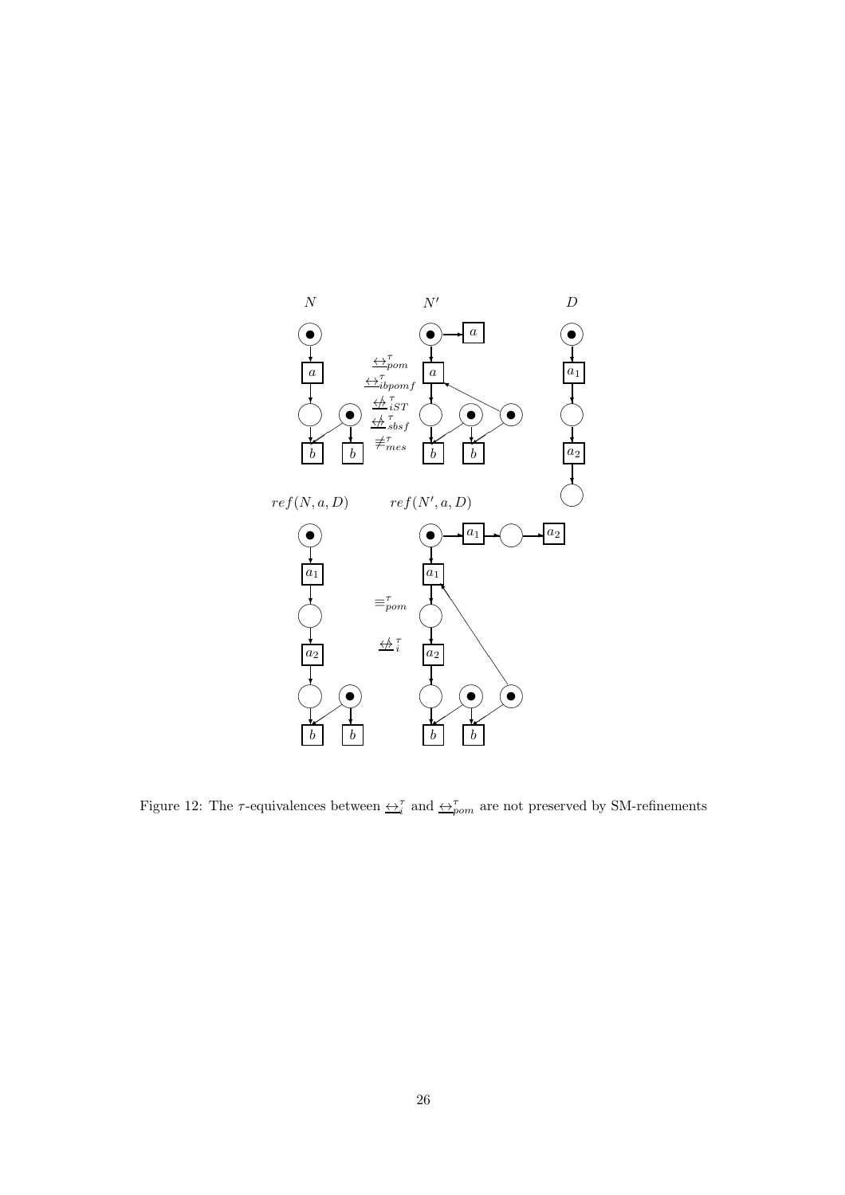Figure 12: The $\tau$-equivalences between $\underline{\leftrightarrow}_i^\tau$ and $\underline{\leftrightarrow}_{pom}^\tau$ are not preserved by SM-refinements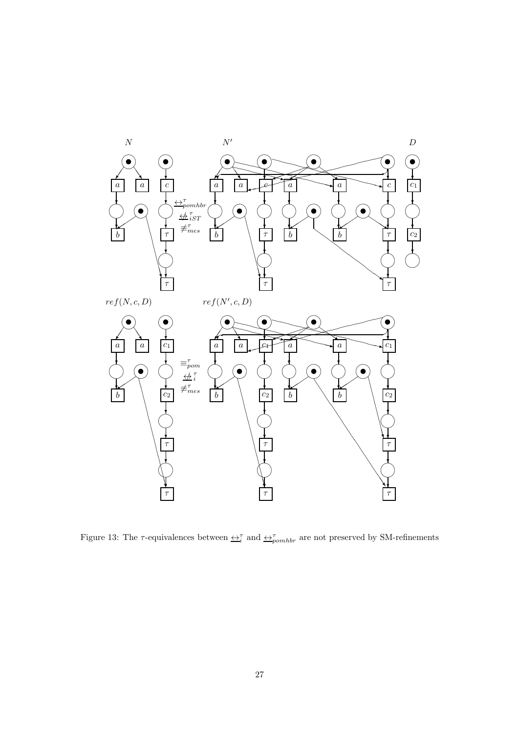Figure 13: The $\tau$-equivalences between $\underline{\leftrightarrow}_i^\tau$ and $\underline{\leftrightarrow}_{pomhbr}^\tau$ are not preserved by SM-refinements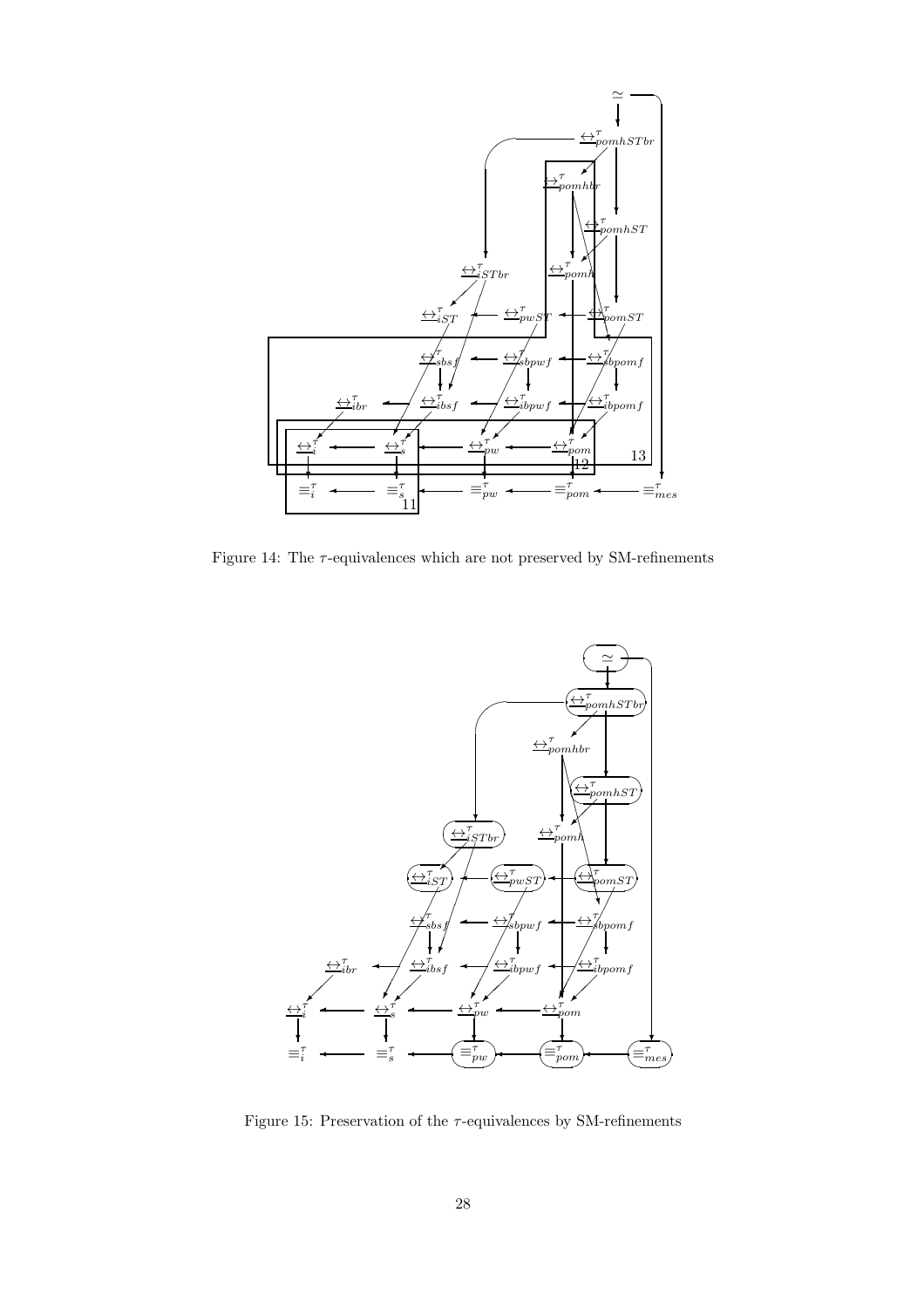Figure 14: The $\tau$-equivalences which are not preserved by SM-refinements

Figure 15: Preservation of the $\tau$-equivalences by SM-refinements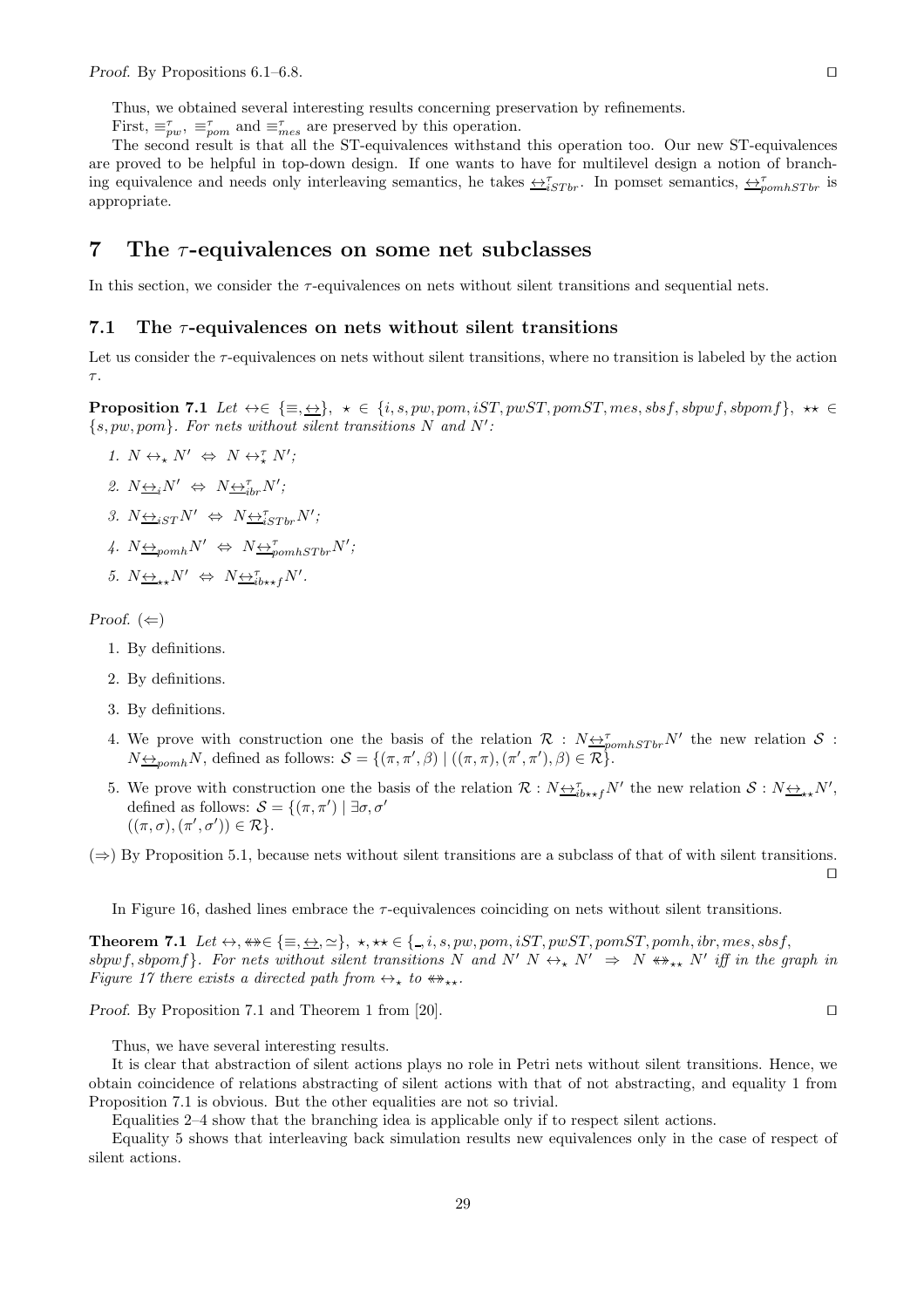*Proof.* By Propositions 6.1–6.8. ⊓⊔

Thus, we obtained several interesting results concerning preservation by refinements.

First, $\equiv^\tau_{pw}$, $\equiv^\tau_{pom}$ and $\equiv^\tau_{mes}$ are preserved by this operation.

The second result is that all the ST-equivalences withstand this operation too. Our new ST-equivalences are proved to be helpful in top-down design. If one wants to have for multilevel design a notion of branching equivalence and needs only interleaving semantics, he takes $\underline{\leftrightarrow}^\tau_{iSTbr}$. In pomset semantics, $\underline{\leftrightarrow}^\tau_{pomhSTbr}$ is appropriate.

# 7 The $\tau$-equivalences on some net subclasses

In this section, we consider the $\tau$-equivalences on nets without silent transitions and sequential nets.

## 7.1 The $\tau$-equivalences on nets without silent transitions

Let us consider the $\tau$-equivalences on nets without silent transitions, where no transition is labeled by the action $\tau$.

**Proposition 7.1** *Let* $\leftrightarrow \in \{\equiv, \underline{\leftrightarrow}\}$, $\star \in \{i, s, pw, pom, iST, pwST, pomST, mes, sbsf, sbpwf, sbpomf\}$, $\star\star \in \{s, pw, pom\}$. *For nets without silent transitions $N$ and $N'$:*

1. $N \leftrightarrow_\star N' \;\Leftrightarrow\; N \leftrightarrow^\tau_\star N'$;
2. $N \underline{\leftrightarrow}_i N' \;\Leftrightarrow\; N \underline{\leftrightarrow}^\tau_{ibr} N'$;
3. $N \underline{\leftrightarrow}_{iST} N' \;\Leftrightarrow\; N \underline{\leftrightarrow}^\tau_{iSTbr} N'$;
4. $N \underline{\leftrightarrow}_{pomh} N' \;\Leftrightarrow\; N \underline{\leftrightarrow}^\tau_{pomhSTbr} N'$;
5. $N \underline{\leftrightarrow}_{\star\star} N' \;\Leftrightarrow\; N \underline{\leftrightarrow}^\tau_{ib\star\star f} N'$.

*Proof.* $(\Leftarrow)$

1. By definitions.
2. By definitions.
3. By definitions.
4. We prove with construction one the basis of the relation $\mathcal{R} : N \underline{\leftrightarrow}^\tau_{pomhSTbr} N'$ the new relation $\mathcal{S} : N \underline{\leftrightarrow}_{pomh} N$, defined as follows: $\mathcal{S} = \{(\pi, \pi', \beta) \mid ((\pi, \pi), (\pi', \pi'), \beta) \in \mathcal{R}\}$.
5. We prove with construction one the basis of the relation $\mathcal{R} : N \underline{\leftrightarrow}^\tau_{ib\star\star f} N'$ the new relation $\mathcal{S} : N \underline{\leftrightarrow}_{\star\star} N'$, defined as follows: $\mathcal{S} = \{(\pi, \pi') \mid \exists \sigma, \sigma'$ $((\pi, \sigma), (\pi', \sigma')) \in \mathcal{R}\}$.

$(\Rightarrow)$ By Proposition 5.1, because nets without silent transitions are a subclass of that of with silent transitions. ⊓⊔

In Figure 16, dashed lines embrace the $\tau$-equivalences coinciding on nets without silent transitions.

**Theorem 7.1** *Let* $\leftrightarrow, \leftrightarrow\!\!\!\!\!\leftrightarrow \in \{\equiv, \underline{\leftrightarrow}, \simeq\}$, $\star, \star\star \in \{\_, i, s, pw, pom, iST, pwST, pomST, pomh, ibr, mes, sbsf,$ $sbpwf, sbpomf\}$. *For nets without silent transitions $N$ and $N'$ $N \leftrightarrow_\star N' \;\Rightarrow\; N \leftrightarrow\!\!\!\!\!\leftrightarrow_{\star\star} N'$ iff in the graph in Figure 17 there exists a directed path from $\leftrightarrow_\star$ to $\leftrightarrow\!\!\!\!\!\leftrightarrow_{\star\star}$.*

*Proof.* By Proposition 7.1 and Theorem 1 from [20]. ⊓⊔

Thus, we have several interesting results.

It is clear that abstraction of silent actions plays no role in Petri nets without silent transitions. Hence, we obtain coincidence of relations abstracting of silent actions with that of not abstracting, and equality 1 from Proposition 7.1 is obvious. But the other equalities are not so trivial.

Equalities 2–4 show that the branching idea is applicable only if to respect silent actions.

Equality 5 shows that interleaving back simulation results new equivalences only in the case of respect of silent actions.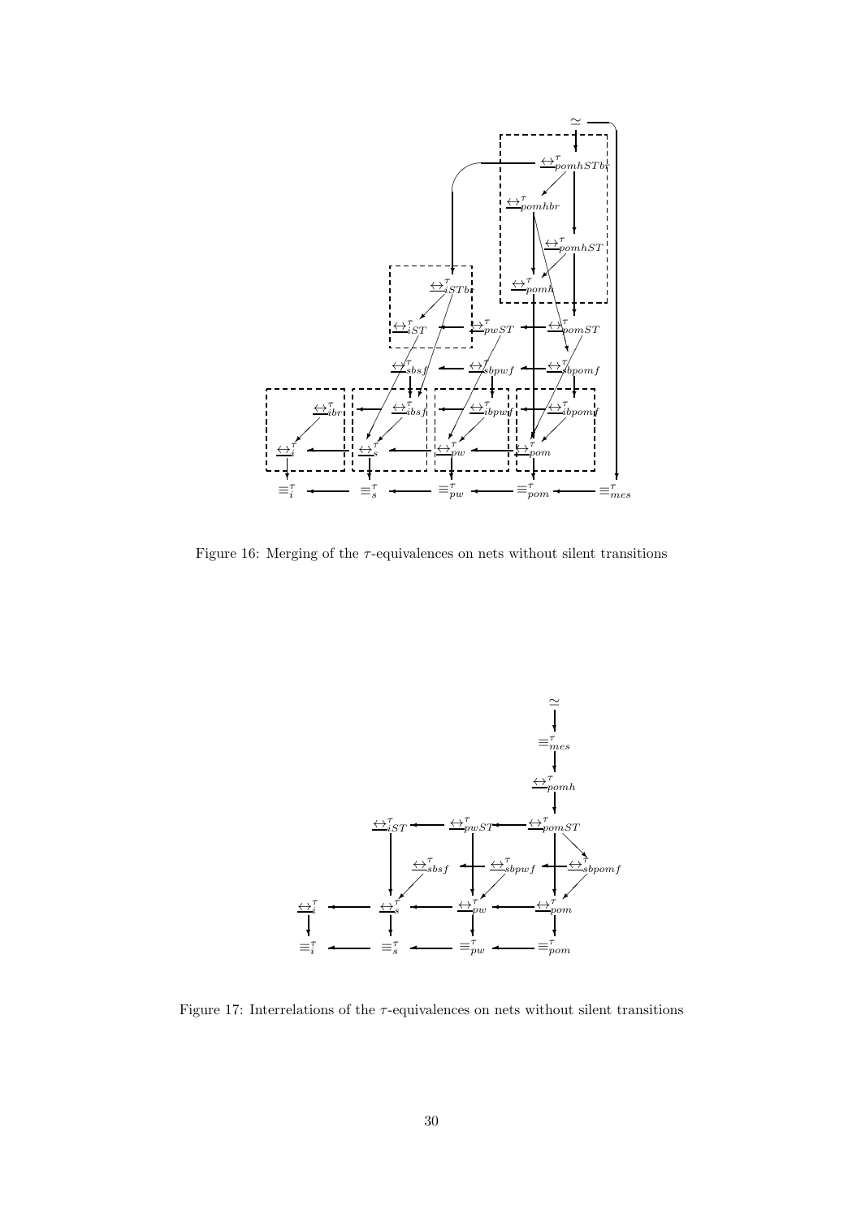Figure 16: Merging of the $\tau$-equivalences on nets without silent transitions

Figure 17: Interrelations of the $\tau$-equivalences on nets without silent transitions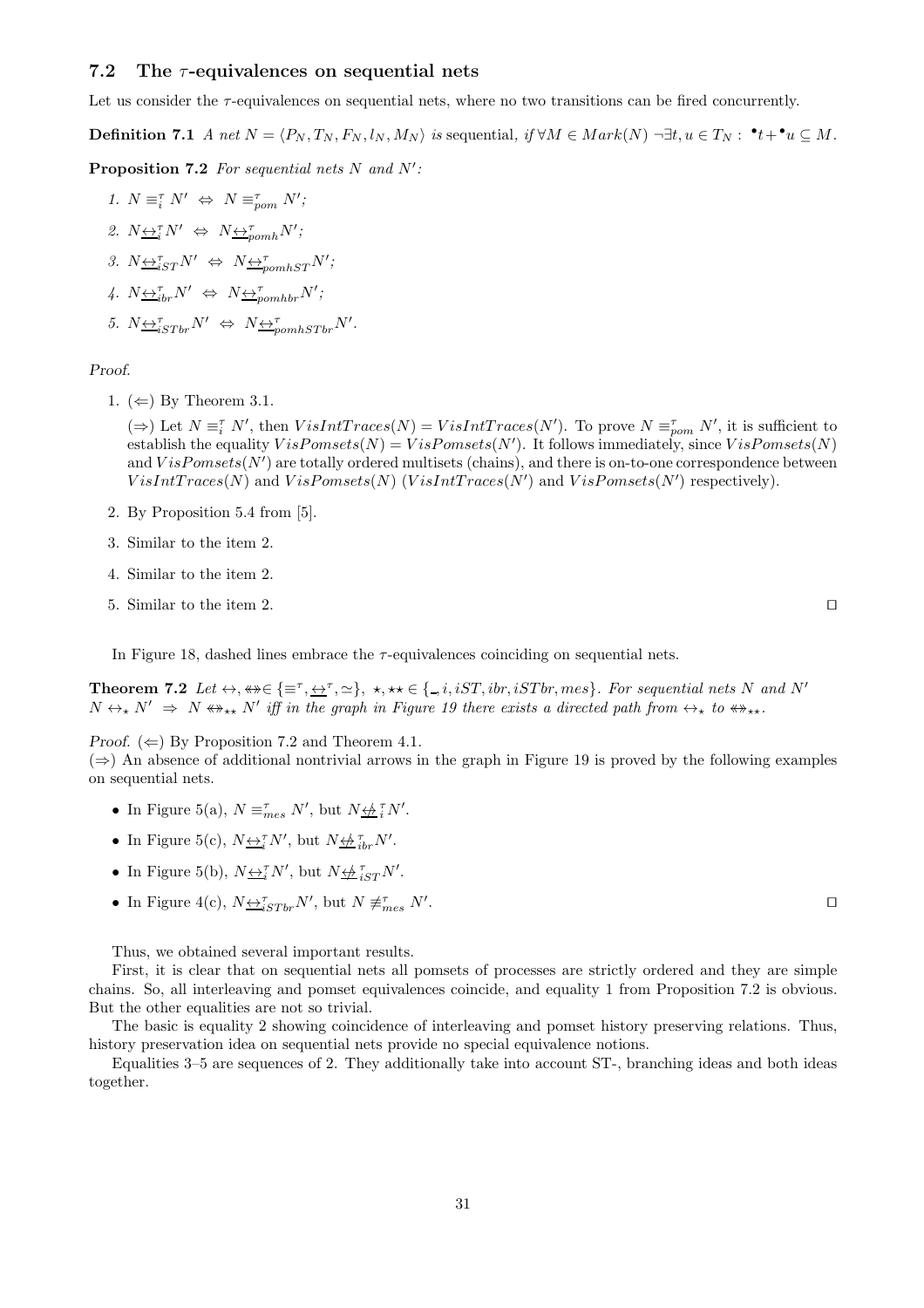### 7.2 The $\tau$-equivalences on sequential nets

Let us consider the $\tau$-equivalences on sequential nets, where no two transitions can be fired concurrently.

**Definition 7.1** *A net $N = \langle P_N, T_N, F_N, l_N, M_N \rangle$ is* sequential*, if $\forall M \in Mark(N)\ \neg\exists t, u \in T_N :\ {}^\bullet t + {}^\bullet u \subseteq M$.*

**Proposition 7.2** *For sequential nets $N$ and $N'$:*

1. $N \equiv_i^\tau N' \ \Leftrightarrow\ N \equiv_{pom}^\tau N'$;
2. $N \underline{\leftrightarrow}_i^\tau N' \ \Leftrightarrow\ N \underline{\leftrightarrow}_{pomh}^\tau N'$;
3. $N \underline{\leftrightarrow}_{iST}^\tau N' \ \Leftrightarrow\ N \underline{\leftrightarrow}_{pomhST}^\tau N'$;
4. $N \underline{\leftrightarrow}_{ibr}^\tau N' \ \Leftrightarrow\ N \underline{\leftrightarrow}_{pomhbr}^\tau N'$;
5. $N \underline{\leftrightarrow}_{iSTbr}^\tau N' \ \Leftrightarrow\ N \underline{\leftrightarrow}_{pomhSTbr}^\tau N'$.

*Proof.*

1. ($\Leftarrow$) By Theorem 3.1.

   ($\Rightarrow$) Let $N \equiv_i^\tau N'$, then $VisIntTraces(N) = VisIntTraces(N')$. To prove $N \equiv_{pom}^\tau N'$, it is sufficient to establish the equality $VisPomsets(N) = VisPomsets(N')$. It follows immediately, since $VisPomsets(N)$ and $VisPomsets(N')$ are totally ordered multisets (chains), and there is on-to-one correspondence between $VisIntTraces(N)$ and $VisPomsets(N)$ ($VisIntTraces(N')$ and $VisPomsets(N')$ respectively).
2. By Proposition 5.4 from [5].
3. Similar to the item 2.
4. Similar to the item 2.
5. Similar to the item 2. $\square$

In Figure 18, dashed lines embrace the $\tau$-equivalences coinciding on sequential nets.

**Theorem 7.2** *Let $\leftrightarrow, \leftrightarrow\!\!\!\!\!\leftrightarrow \in \{\equiv^\tau, \underline{\leftrightarrow}^\tau, \simeq\}$, $\star, \star\star \in \{\_, i, iST, ibr, iSTbr, mes\}$. For sequential nets $N$ and $N'$ $N \leftrightarrow_\star N' \ \Rightarrow\ N \leftrightarrow\!\!\!\!\!\leftrightarrow_{\star\star} N'$ iff in the graph in Figure 19 there exists a directed path from $\leftrightarrow_\star$ to $\leftrightarrow\!\!\!\!\!\leftrightarrow_{\star\star}$.*

*Proof.* ($\Leftarrow$) By Proposition 7.2 and Theorem 4.1.

($\Rightarrow$) An absence of additional nontrivial arrows in the graph in Figure 19 is proved by the following examples on sequential nets.

- In Figure 5(a), $N \equiv_{mes}^\tau N'$, but $N \underline{\not\leftrightarrow}_i^\tau N'$.
- In Figure 5(c), $N \underline{\leftrightarrow}_i^\tau N'$, but $N \underline{\not\leftrightarrow}_{ibr}^\tau N'$.
- In Figure 5(b), $N \underline{\leftrightarrow}_i^\tau N'$, but $N \underline{\not\leftrightarrow}_{iST}^\tau N'$.
- In Figure 4(c), $N \underline{\leftrightarrow}_{iSTbr}^\tau N'$, but $N \not\equiv_{mes}^\tau N'$. $\square$

Thus, we obtained several important results.

First, it is clear that on sequential nets all pomsets of processes are strictly ordered and they are simple chains. So, all interleaving and pomset equivalences coincide, and equality 1 from Proposition 7.2 is obvious. But the other equalities are not so trivial.

The basic is equality 2 showing coincidence of interleaving and pomset history preserving relations. Thus, history preservation idea on sequential nets provide no special equivalence notions.

Equalities 3–5 are sequences of 2. They additionally take into account ST-, branching ideas and both ideas together.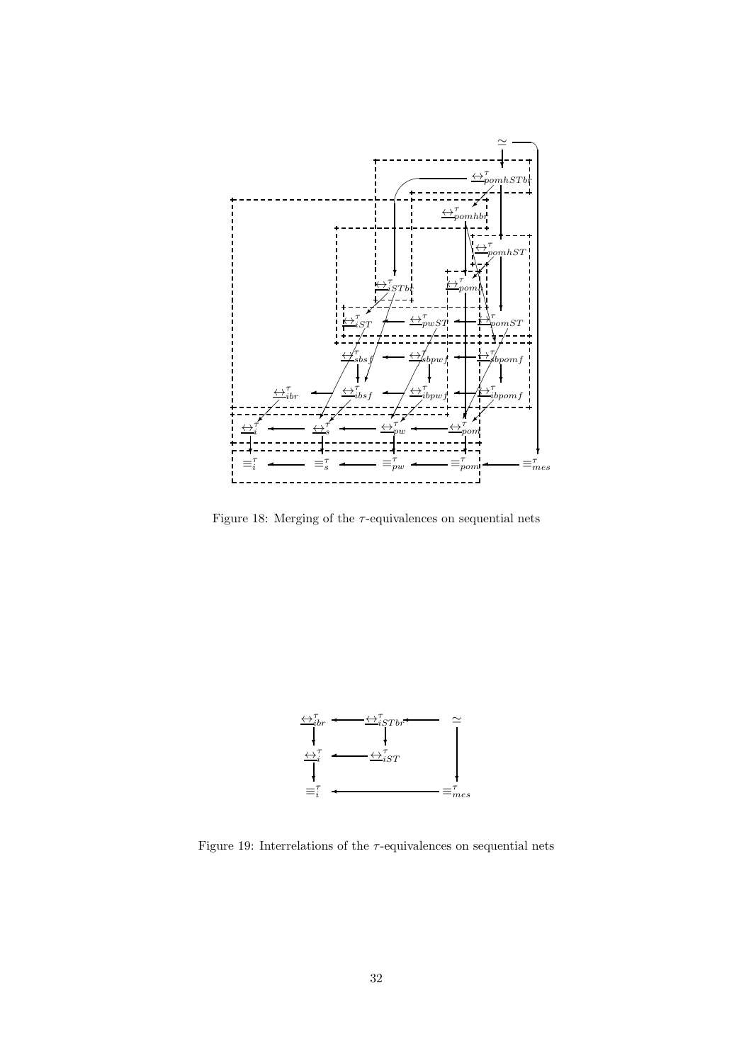Figure 18: Merging of the $\tau$-equivalences on sequential nets

Figure 19: Interrelations of the $\tau$-equivalences on sequential nets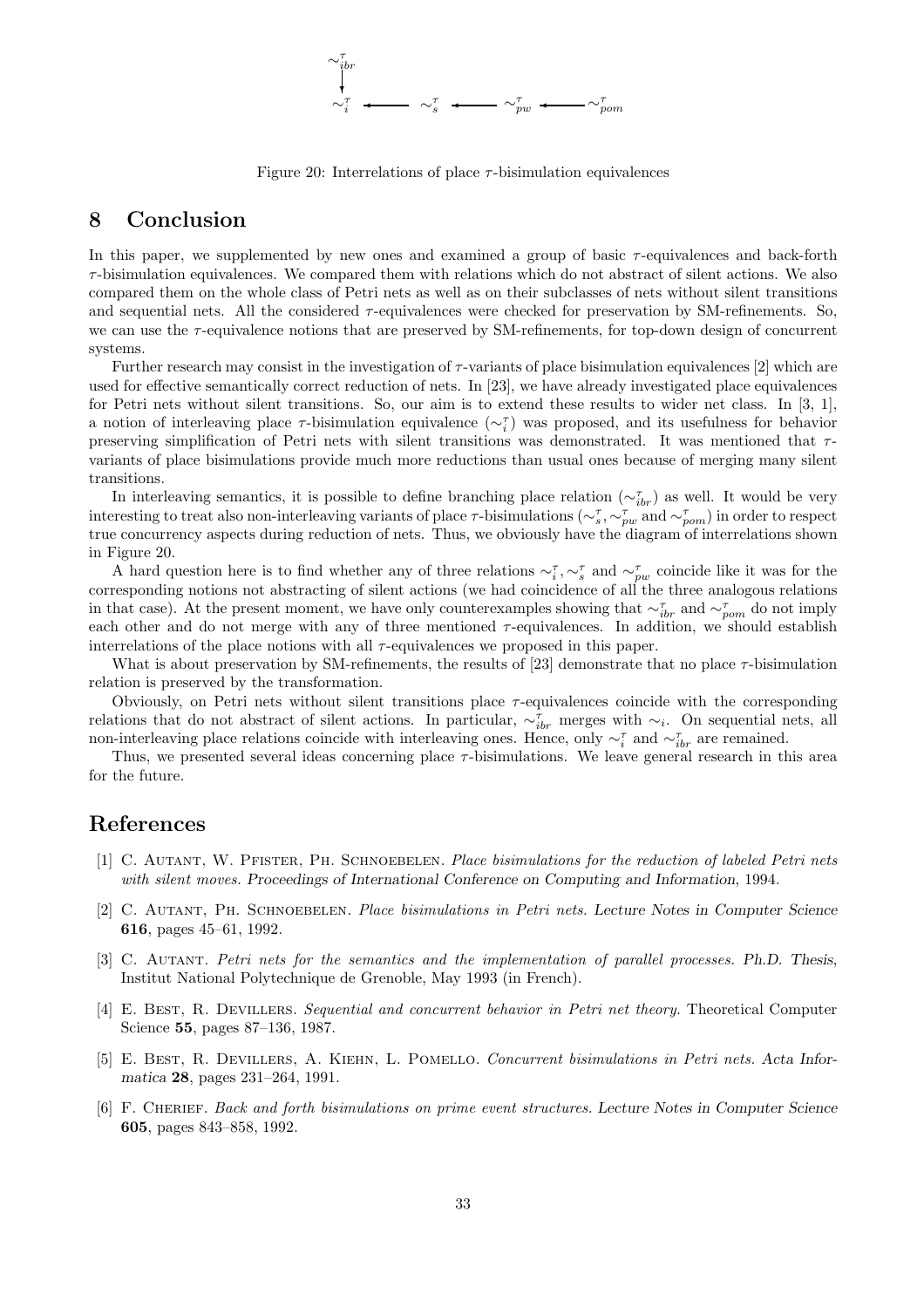$$\begin{array}{ccccccc} \sim^{\tau}_{ibr} & & & & & & \\ \downarrow & & & & & & \\ \sim^{\tau}_{i} & \longleftarrow & \sim^{\tau}_{s} & \longleftarrow & \sim^{\tau}_{pw} & \longleftarrow & \sim^{\tau}_{pom} \end{array}$$

Figure 20: Interrelations of place $\tau$-bisimulation equivalences

# 8 Conclusion

In this paper, we supplemented by new ones and examined a group of basic $\tau$-equivalences and back-forth $\tau$-bisimulation equivalences. We compared them with relations which do not abstract of silent actions. We also compared them on the whole class of Petri nets as well as on their subclasses of nets without silent transitions and sequential nets. All the considered $\tau$-equivalences were checked for preservation by SM-refinements. So, we can use the $\tau$-equivalence notions that are preserved by SM-refinements, for top-down design of concurrent systems.

Further research may consist in the investigation of $\tau$-variants of place bisimulation equivalences [2] which are used for effective semantically correct reduction of nets. In [23], we have already investigated place equivalences for Petri nets without silent transitions. So, our aim is to extend these results to wider net class. In [3, 1], a notion of interleaving place $\tau$-bisimulation equivalence ($\sim^{\tau}_{i}$) was proposed, and its usefulness for behavior preserving simplification of Petri nets with silent transitions was demonstrated. It was mentioned that $\tau$-variants of place bisimulations provide much more reductions than usual ones because of merging many silent transitions.

In interleaving semantics, it is possible to define branching place relation ($\sim^{\tau}_{ibr}$) as well. It would be very interesting to treat also non-interleaving variants of place $\tau$-bisimulations ($\sim^{\tau}_{s}, \sim^{\tau}_{pw}$ and $\sim^{\tau}_{pom}$) in order to respect true concurrency aspects during reduction of nets. Thus, we obviously have the diagram of interrelations shown in Figure 20.

A hard question here is to find whether any of three relations $\sim^{\tau}_{i}, \sim^{\tau}_{s}$ and $\sim^{\tau}_{pw}$ coincide like it was for the corresponding notions not abstracting of silent actions (we had coincidence of all the three analogous relations in that case). At the present moment, we have only counterexamples showing that $\sim^{\tau}_{ibr}$ and $\sim^{\tau}_{pom}$ do not imply each other and do not merge with any of three mentioned $\tau$-equivalences. In addition, we should establish interrelations of the place notions with all $\tau$-equivalences we proposed in this paper.

What is about preservation by SM-refinements, the results of [23] demonstrate that no place $\tau$-bisimulation relation is preserved by the transformation.

Obviously, on Petri nets without silent transitions place $\tau$-equivalences coincide with the corresponding relations that do not abstract of silent actions. In particular, $\sim^{\tau}_{ibr}$ merges with $\sim_{i}$. On sequential nets, all non-interleaving place relations coincide with interleaving ones. Hence, only $\sim^{\tau}_{i}$ and $\sim^{\tau}_{ibr}$ are remained.

Thus, we presented several ideas concerning place $\tau$-bisimulations. We leave general research in this area for the future.

# References

[1] C. Autant, W. Pfister, Ph. Schnoebelen. *Place bisimulations for the reduction of labeled Petri nets with silent moves.* Proceedings of International Conference on Computing and Information, 1994.

[2] C. Autant, Ph. Schnoebelen. *Place bisimulations in Petri nets.* Lecture Notes in Computer Science **616**, pages 45–61, 1992.

[3] C. Autant. *Petri nets for the semantics and the implementation of parallel processes.* Ph.D. Thesis, Institut National Polytechnique de Grenoble, May 1993 (in French).

[4] E. Best, R. Devillers. *Sequential and concurrent behavior in Petri net theory.* Theoretical Computer Science **55**, pages 87–136, 1987.

[5] E. Best, R. Devillers, A. Kiehn, L. Pomello. *Concurrent bisimulations in Petri nets.* Acta Informatica **28**, pages 231–264, 1991.

[6] F. Cherief. *Back and forth bisimulations on prime event structures.* Lecture Notes in Computer Science **605**, pages 843–858, 1992.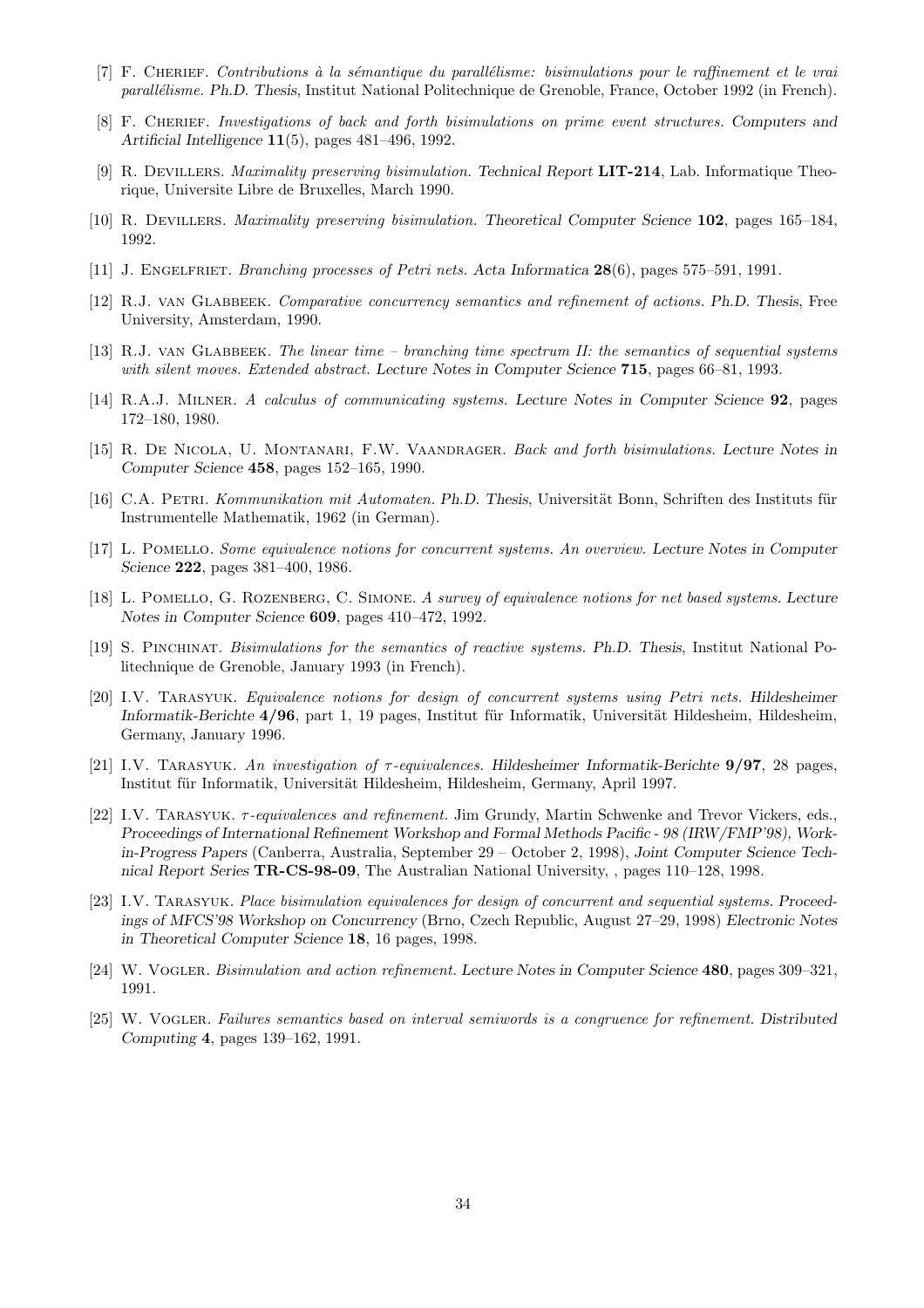[7] F. Cherief. *Contributions à la sémantique du parallélisme: bisimulations pour le raffinement et le vrai parallélisme. Ph.D. Thesis*, Institut National Politechnique de Grenoble, France, October 1992 (in French).

[8] F. Cherief. *Investigations of back and forth bisimulations on prime event structures. Computers and Artificial Intelligence* **11**(5), pages 481–496, 1992.

[9] R. Devillers. *Maximality preserving bisimulation. Technical Report* **LIT-214**, Lab. Informatique Theorique, Universite Libre de Bruxelles, March 1990.

[10] R. Devillers. *Maximality preserving bisimulation. Theoretical Computer Science* **102**, pages 165–184, 1992.

[11] J. Engelfriet. *Branching processes of Petri nets. Acta Informatica* **28**(6), pages 575–591, 1991.

[12] R.J. van Glabbeek. *Comparative concurrency semantics and refinement of actions. Ph.D. Thesis*, Free University, Amsterdam, 1990.

[13] R.J. van Glabbeek. *The linear time – branching time spectrum II: the semantics of sequential systems with silent moves. Extended abstract. Lecture Notes in Computer Science* **715**, pages 66–81, 1993.

[14] R.A.J. Milner. *A calculus of communicating systems. Lecture Notes in Computer Science* **92**, pages 172–180, 1980.

[15] R. De Nicola, U. Montanari, F.W. Vaandrager. *Back and forth bisimulations. Lecture Notes in Computer Science* **458**, pages 152–165, 1990.

[16] C.A. Petri. *Kommunikation mit Automaten. Ph.D. Thesis*, Universität Bonn, Schriften des Instituts für Instrumentelle Mathematik, 1962 (in German).

[17] L. Pomello. *Some equivalence notions for concurrent systems. An overview. Lecture Notes in Computer Science* **222**, pages 381–400, 1986.

[18] L. Pomello, G. Rozenberg, C. Simone. *A survey of equivalence notions for net based systems. Lecture Notes in Computer Science* **609**, pages 410–472, 1992.

[19] S. Pinchinat. *Bisimulations for the semantics of reactive systems. Ph.D. Thesis*, Institut National Politechnique de Grenoble, January 1993 (in French).

[20] I.V. Tarasyuk. *Equivalence notions for design of concurrent systems using Petri nets. Hildesheimer Informatik-Berichte* **4/96**, part 1, 19 pages, Institut für Informatik, Universität Hildesheim, Hildesheim, Germany, January 1996.

[21] I.V. Tarasyuk. *An investigation of $\tau$-equivalences. Hildesheimer Informatik-Berichte* **9/97**, 28 pages, Institut für Informatik, Universität Hildesheim, Hildesheim, Germany, April 1997.

[22] I.V. Tarasyuk. *$\tau$-equivalences and refinement.* Jim Grundy, Martin Schwenke and Trevor Vickers, eds., *Proceedings of International Refinement Workshop and Formal Methods Pacific - 98 (IRW/FMP'98), Work-in-Progress Papers* (Canberra, Australia, September 29 – October 2, 1998), *Joint Computer Science Technical Report Series* **TR-CS-98-09**, The Australian National University, , pages 110–128, 1998.

[23] I.V. Tarasyuk. *Place bisimulation equivalences for design of concurrent and sequential systems. Proceedings of MFCS'98 Workshop on Concurrency* (Brno, Czech Republic, August 27–29, 1998) *Electronic Notes in Theoretical Computer Science* **18**, 16 pages, 1998.

[24] W. Vogler. *Bisimulation and action refinement. Lecture Notes in Computer Science* **480**, pages 309–321, 1991.

[25] W. Vogler. *Failures semantics based on interval semiwords is a congruence for refinement. Distributed Computing* **4**, pages 139–162, 1991.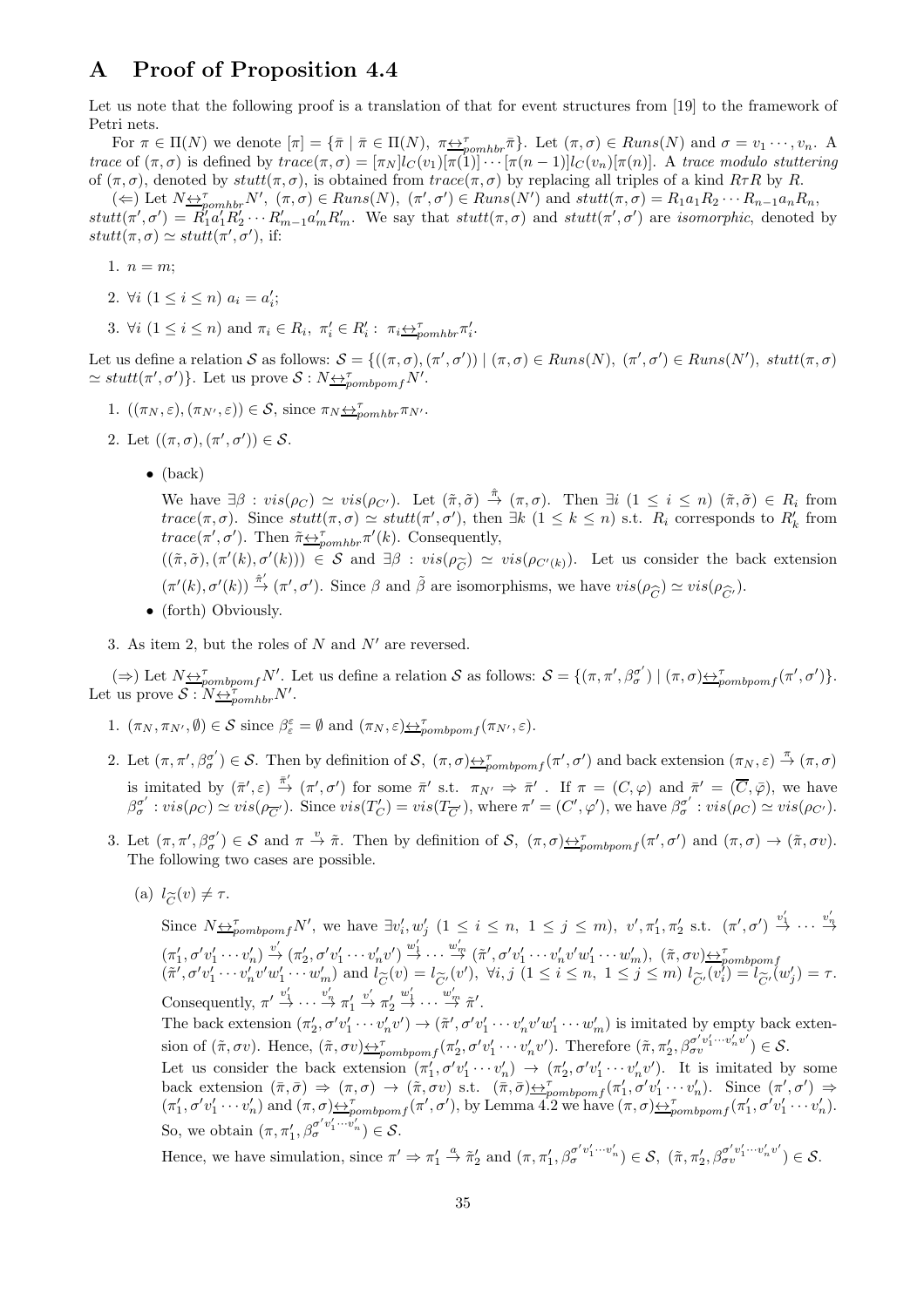# A Proof of Proposition 4.4

Let us note that the following proof is a translation of that for event structures from [19] to the framework of Petri nets.

For $\pi \in \Pi(N)$ we denote $[\pi] = \{\bar{\pi} \mid \bar{\pi} \in \Pi(N),\ \pi \underline{\leftrightarrow}^{\tau}_{pomhbr} \bar{\pi}\}$. Let $(\pi, \sigma) \in Runs(N)$ and $\sigma = v_1 \cdots, v_n$. A *trace* of $(\pi, \sigma)$ is defined by $trace(\pi, \sigma) = [\pi_N] l_C(v_1) [\pi(1)] \cdots [\pi(n-1)] l_C(v_n) [\pi(n)]$. A *trace modulo stuttering* of $(\pi, \sigma)$, denoted by $stutt(\pi, \sigma)$, is obtained from $trace(\pi, \sigma)$ by replacing all triples of a kind $R\tau R$ by $R$.

($\Leftarrow$) Let $N \underline{\leftrightarrow}^{\tau}_{pomhbr} N'$, $(\pi, \sigma) \in Runs(N)$, $(\pi', \sigma') \in Runs(N')$ and $stutt(\pi, \sigma) = R_1 a_1 R_2 \cdots R_{n-1} a_n R_n$, $stutt(\pi', \sigma') = R'_1 a'_1 R'_2 \cdots R'_{m-1} a'_m R'_m$. We say that $stutt(\pi, \sigma)$ and $stutt(\pi', \sigma')$ are *isomorphic*, denoted by $stutt(\pi, \sigma) \simeq stutt(\pi', \sigma')$, if:

1. $n = m$;
2. $\forall i\ (1 \le i \le n)\ a_i = a'_i$;
3. $\forall i\ (1 \le i \le n)$ and $\pi_i \in R_i,\ \pi'_i \in R'_i:\ \pi_i \underline{\leftrightarrow}^{\tau}_{pomhbr} \pi'_i$.

Let us define a relation $\mathcal{S}$ as follows: $\mathcal{S} = \{((\pi, \sigma), (\pi', \sigma')) \mid (\pi, \sigma) \in Runs(N),\ (\pi', \sigma') \in Runs(N'),\ stutt(\pi, \sigma) \simeq stutt(\pi', \sigma')\}$. Let us prove $\mathcal{S} : N \underline{\leftrightarrow}^{\tau}_{pombpomf} N'$.

1. $((\pi_N, \varepsilon), (\pi_{N'}, \varepsilon)) \in \mathcal{S}$, since $\pi_N \underline{\leftrightarrow}^{\tau}_{pomhbr} \pi_{N'}$.
2. Let $((\pi, \sigma), (\pi', \sigma')) \in \mathcal{S}$.
   - (back)

     We have $\exists \beta : vis(\rho_C) \simeq vis(\rho_{C'})$. Let $(\tilde{\pi}, \tilde{\sigma}) \xrightarrow{\hat{\pi}} (\pi, \sigma)$. Then $\exists i\ (1 \le i \le n)\ (\tilde{\pi}, \tilde{\sigma}) \in R_i$ from $trace(\pi, \sigma)$. Since $stutt(\pi, \sigma) \simeq stutt(\pi', \sigma')$, then $\exists k\ (1 \le k \le n)$ s.t. $R_i$ corresponds to $R'_k$ from $trace(\pi', \sigma')$. Then $\tilde{\pi} \underline{\leftrightarrow}^{\tau}_{pomhbr} \pi'(k)$. Consequently,

     $((\tilde{\pi}, \tilde{\sigma}), (\pi'(k), \sigma'(k))) \in \mathcal{S}$ and $\exists \tilde{\beta} : vis(\rho_{\widetilde{C}}) \simeq vis(\rho_{C'(k)})$. Let us consider the back extension $(\pi'(k), \sigma'(k)) \xrightarrow{\hat{\pi}'} (\pi', \sigma')$. Since $\beta$ and $\tilde{\beta}$ are isomorphisms, we have $vis(\rho_{\widehat{C}}) \simeq vis(\rho_{\widehat{C}'})$.
   - (forth) Obviously.
3. As item 2, but the roles of $N$ and $N'$ are reversed.

($\Rightarrow$) Let $N \underline{\leftrightarrow}^{\tau}_{pombpomf} N'$. Let us define a relation $\mathcal{S}$ as follows: $\mathcal{S} = \{(\pi, \pi', \beta^{\sigma'}_{\sigma}) \mid (\pi, \sigma) \underline{\leftrightarrow}^{\tau}_{pombpomf} (\pi', \sigma')\}$. Let us prove $\mathcal{S} : N \underline{\leftrightarrow}^{\tau}_{pomhbr} N'$.

1. $(\pi_N, \pi_{N'}, \emptyset) \in \mathcal{S}$ since $\beta^{\varepsilon}_{\varepsilon} = \emptyset$ and $(\pi_N, \varepsilon) \underline{\leftrightarrow}^{\tau}_{pombpomf} (\pi_{N'}, \varepsilon)$.
2. Let $(\pi, \pi', \beta^{\sigma'}_{\sigma}) \in \mathcal{S}$. Then by definition of $\mathcal{S}$, $(\pi, \sigma) \underline{\leftrightarrow}^{\tau}_{pombpomf} (\pi', \sigma')$ and back extension $(\pi_N, \varepsilon) \xrightarrow{\pi} (\pi, \sigma)$ is imitated by $(\bar{\pi}', \varepsilon) \xrightarrow{\bar{\pi}'} (\pi', \sigma')$ for some $\bar{\pi}'$ s.t. $\pi_{N'} \Rightarrow \bar{\pi}'$. If $\pi = (C, \varphi)$ and $\bar{\pi}' = (\overline{C}, \bar{\varphi})$, we have $\beta^{\sigma'}_{\sigma} : vis(\rho_C) \simeq vis(\rho_{\overline{C}'})$. Since $vis(T'_C) = vis(T_{\overline{C}'})$, where $\pi' = (C', \varphi')$, we have $\beta^{\sigma'}_{\sigma} : vis(\rho_C) \simeq vis(\rho_{C'})$.
3. Let $(\pi, \pi', \beta^{\sigma'}_{\sigma}) \in \mathcal{S}$ and $\pi \xrightarrow{v} \tilde{\pi}$. Then by definition of $\mathcal{S}$, $(\pi, \sigma) \underline{\leftrightarrow}^{\tau}_{pombpomf} (\pi', \sigma')$ and $(\pi, \sigma) \to (\tilde{\pi}, \sigma v)$. The following two cases are possible.

   (a) $l_{\widetilde{C}}(v) \neq \tau$.

   Since $N \underline{\leftrightarrow}^{\tau}_{pombpomf} N'$, we have $\exists v'_i, w'_j\ (1 \le i \le n,\ 1 \le j \le m)$, $v', \pi'_1, \pi'_2$ s.t. $(\pi', \sigma') \xrightarrow{v'_1} \cdots \xrightarrow{v'_n} (\pi'_1, \sigma' v'_1 \cdots v'_n) \xrightarrow{v'} (\pi'_2, \sigma' v'_1 \cdots v'_n v') \xrightarrow{w'_1} \cdots \xrightarrow{w'_m} (\tilde{\pi}', \sigma' v'_1 \cdots v'_n v' w'_1 \cdots w'_m)$, $(\tilde{\pi}, \sigma v) \underline{\leftrightarrow}^{\tau}_{pombpomf} (\tilde{\pi}', \sigma' v'_1 \cdots v'_n v' w'_1 \cdots w'_m)$ and $l_{\widetilde{C}}(v) = l_{\widetilde{C}'}(v')$, $\forall i, j\ (1 \le i \le n,\ 1 \le j \le m)\ l_{\widetilde{C}'}(v'_i) = l_{\widetilde{C}'}(w'_j) = \tau$.

   Consequently, $\pi' \xrightarrow{v'_1} \cdots \xrightarrow{v'_n} \pi'_1 \xrightarrow{v'} \pi'_2 \xrightarrow{w'_1} \cdots \xrightarrow{w'_m} \tilde{\pi}'$.

   The back extension $(\pi'_2, \sigma' v'_1 \cdots v'_n v') \to (\tilde{\pi}', \sigma' v'_1 \cdots v'_n v' w'_1 \cdots w'_m)$ is imitated by empty back extension of $(\tilde{\pi}, \sigma v)$. Hence, $(\tilde{\pi}, \sigma v) \underline{\leftrightarrow}^{\tau}_{pombpomf} (\pi'_2, \sigma' v'_1 \cdots v'_n v')$. Therefore $(\tilde{\pi}, \pi'_2, \beta^{\sigma' v'_1 \cdots v'_n v'}_{\sigma v}) \in \mathcal{S}$.

   Let us consider the back extension $(\pi'_1, \sigma' v'_1 \cdots v'_n) \to (\pi'_2, \sigma' v'_1 \cdots v'_n v')$. It is imitated by some back extension $(\bar{\pi}, \bar{\sigma}) \Rightarrow (\pi, \sigma) \to (\tilde{\pi}, \sigma v)$ s.t. $(\bar{\pi}, \bar{\sigma}) \underline{\leftrightarrow}^{\tau}_{pombpomf} (\pi'_1, \sigma' v'_1 \cdots v'_n)$. Since $(\pi', \sigma') \Rightarrow (\pi'_1, \sigma' v'_1 \cdots v'_n)$ and $(\pi, \sigma) \underline{\leftrightarrow}^{\tau}_{pombpomf} (\pi', \sigma')$, by Lemma 4.2 we have $(\pi, \sigma) \underline{\leftrightarrow}^{\tau}_{pombpomf} (\pi'_1, \sigma' v'_1 \cdots v'_n)$. So, we obtain $(\pi, \pi'_1, \beta^{\sigma' v'_1 \cdots v'_n}_{\sigma}) \in \mathcal{S}$.

   Hence, we have simulation, since $\pi' \Rightarrow \pi'_1 \xrightarrow{a} \tilde{\pi}'_2$ and $(\pi, \pi'_1, \beta^{\sigma' v'_1 \cdots v'_n}_{\sigma}) \in \mathcal{S}$, $(\tilde{\pi}, \pi'_2, \beta^{\sigma' v'_1 \cdots v'_n v'}_{\sigma v}) \in \mathcal{S}$.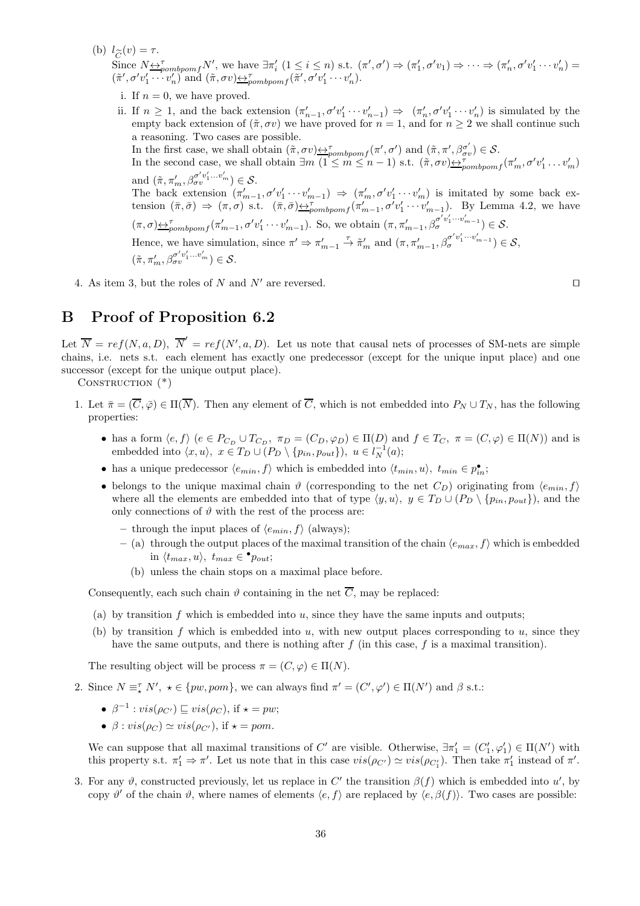(b) $l_{\widetilde{C}}(v) = \tau$.
Since $N \underline{\leftrightarrow}^{\tau}_{pombpomf} N'$, we have $\exists \pi'_i\ (1 \leq i \leq n)$ s.t. $(\pi', \sigma') \Rightarrow (\pi'_1, \sigma' v_1) \Rightarrow \cdots \Rightarrow (\pi'_n, \sigma' v'_1 \cdots v'_n) = (\tilde{\pi}', \sigma' v'_1 \cdots v'_n)$ and $(\tilde{\pi}, \sigma v) \underline{\leftrightarrow}^{\tau}_{pombpomf} (\tilde{\pi}', \sigma' v'_1 \cdots v'_n)$.

i. If $n = 0$, we have proved.

ii. If $n \geq 1$, and the back extension $(\pi'_{n-1}, \sigma' v'_1 \cdots v'_{n-1}) \Rightarrow (\pi'_n, \sigma' v'_1 \cdots v'_n)$ is simulated by the empty back extension of $(\tilde{\pi}, \sigma v)$ we have proved for $n = 1$, and for $n \geq 2$ we shall continue such a reasoning. Two cases are possible.
In the first case, we shall obtain $(\tilde{\pi}, \sigma v) \underline{\leftrightarrow}^{\tau}_{pombpomf} (\pi', \sigma')$ and $(\tilde{\pi}, \pi', \beta^{\sigma'}_{\sigma v}) \in \mathcal{S}$.
In the second case, we shall obtain $\exists m\ (1 \leq m \leq n-1)$ s.t. $(\tilde{\pi}, \sigma v) \underline{\leftrightarrow}^{\tau}_{pombpomf} (\pi'_m, \sigma' v'_1 \ldots v'_m)$ and $(\tilde{\pi}, \pi'_m, \beta^{\sigma' v'_1 \ldots v'_m}_{\sigma v}) \in \mathcal{S}$.
The back extension $(\pi'_{m-1}, \sigma' v'_1 \cdots v'_{m-1}) \Rightarrow (\pi'_m, \sigma' v'_1 \cdots v'_m)$ is imitated by some back extension $(\bar{\pi}, \bar{\sigma}) \Rightarrow (\pi, \sigma)$ s.t. $(\bar{\pi}, \bar{\sigma}) \underline{\leftrightarrow}^{\tau}_{pombpomf} (\pi'_{m-1}, \sigma' v'_1 \cdots v'_{m-1})$. By Lemma 4.2, we have $(\pi, \sigma) \underline{\leftrightarrow}^{\tau}_{pombpomf} (\pi'_{m-1}, \sigma' v'_1 \cdots v'_{m-1})$. So, we obtain $(\pi, \pi'_{m-1}, \beta^{\sigma' v'_1 \cdots v'_{m-1}}_{\sigma}) \in \mathcal{S}$.
Hence, we have simulation, since $\pi' \Rightarrow \pi'_{m-1} \xrightarrow{\tau} \tilde{\pi}'_m$ and $(\pi, \pi'_{m-1}, \beta^{\sigma' v'_1 \cdots v'_{m-1}}_{\sigma}) \in \mathcal{S}$, $(\tilde{\pi}, \pi'_m, \beta^{\sigma' v'_1 \ldots v'_m}_{\sigma v}) \in \mathcal{S}$.

4. As item 3, but the roles of $N$ and $N'$ are reversed. □

## B Proof of Proposition 6.2

Let $\overline{N} = ref(N, a, D)$, $\overline{N}' = ref(N', a, D)$. Let us note that causal nets of processes of SM-nets are simple chains, i.e. nets s.t. each element has exactly one predecessor (except for the unique input place) and one successor (except for the unique output place).

CONSTRUCTION (*)

1. Let $\bar{\pi} = (\overline{C}, \bar{\varphi}) \in \Pi(\overline{N})$. Then any element of $\overline{C}$, which is not embedded into $P_N \cup T_N$, has the following properties:
   - has a form $\langle e, f \rangle$ ($e \in P_{C_D} \cup T_{C_D}$, $\pi_D = (C_D, \varphi_D) \in \Pi(D)$ and $f \in T_C$, $\pi = (C, \varphi) \in \Pi(N)$) and is embedded into $\langle x, u \rangle$, $x \in T_D \cup (P_D \setminus \{p_{in}, p_{out}\})$, $u \in l_N^{-1}(a)$;
   - has a unique predecessor $\langle e_{min}, f \rangle$ which is embedded into $\langle t_{min}, u \rangle$, $t_{min} \in p_{in}^{\bullet}$;
   - belongs to the unique maximal chain $\vartheta$ (corresponding to the net $C_D$) originating from $\langle e_{min}, f \rangle$ where all the elements are embedded into that of type $\langle y, u \rangle$, $y \in T_D \cup (P_D \setminus \{p_{in}, p_{out}\})$, and the only connections of $\vartheta$ with the rest of the process are:
     - through the input places of $\langle e_{min}, f \rangle$ (always);
     - (a) through the output places of the maximal transition of the chain $\langle e_{max}, f \rangle$ which is embedded in $\langle t_{max}, u \rangle$, $t_{max} \in {}^{\bullet}p_{out}$;
       (b) unless the chain stops on a maximal place before.

   Consequently, each such chain $\vartheta$ containing in the net $\overline{C}$, may be replaced:

   (a) by transition $f$ which is embedded into $u$, since they have the same inputs and outputs;

   (b) by transition $f$ which is embedded into $u$, with new output places corresponding to $u$, since they have the same outputs, and there is nothing after $f$ (in this case, $f$ is a maximal transition).

   The resulting object will be process $\pi = (C, \varphi) \in \Pi(N)$.

2. Since $N \equiv^{\tau}_{\star} N'$, $\star \in \{pw, pom\}$, we can always find $\pi' = (C', \varphi') \in \Pi(N')$ and $\beta$ s.t.:
   - $\beta^{-1} : vis(\rho_{C'}) \sqsubseteq vis(\rho_C)$, if $\star = pw$;
   - $\beta : vis(\rho_C) \simeq vis(\rho_{C'})$, if $\star = pom$.

   We can suppose that all maximal transitions of $C'$ are visible. Otherwise, $\exists \pi'_1 = (C'_1, \varphi'_1) \in \Pi(N')$ with this property s.t. $\pi'_1 \Rightarrow \pi'$. Let us note that in this case $vis(\rho_{C'}) \simeq vis(\rho_{C'_1})$. Then take $\pi'_1$ instead of $\pi'$.

3. For any $\vartheta$, constructed previously, let us replace in $C'$ the transition $\beta(f)$ which is embedded into $u'$, by copy $\vartheta'$ of the chain $\vartheta$, where names of elements $\langle e, f \rangle$ are replaced by $\langle e, \beta(f) \rangle$. Two cases are possible: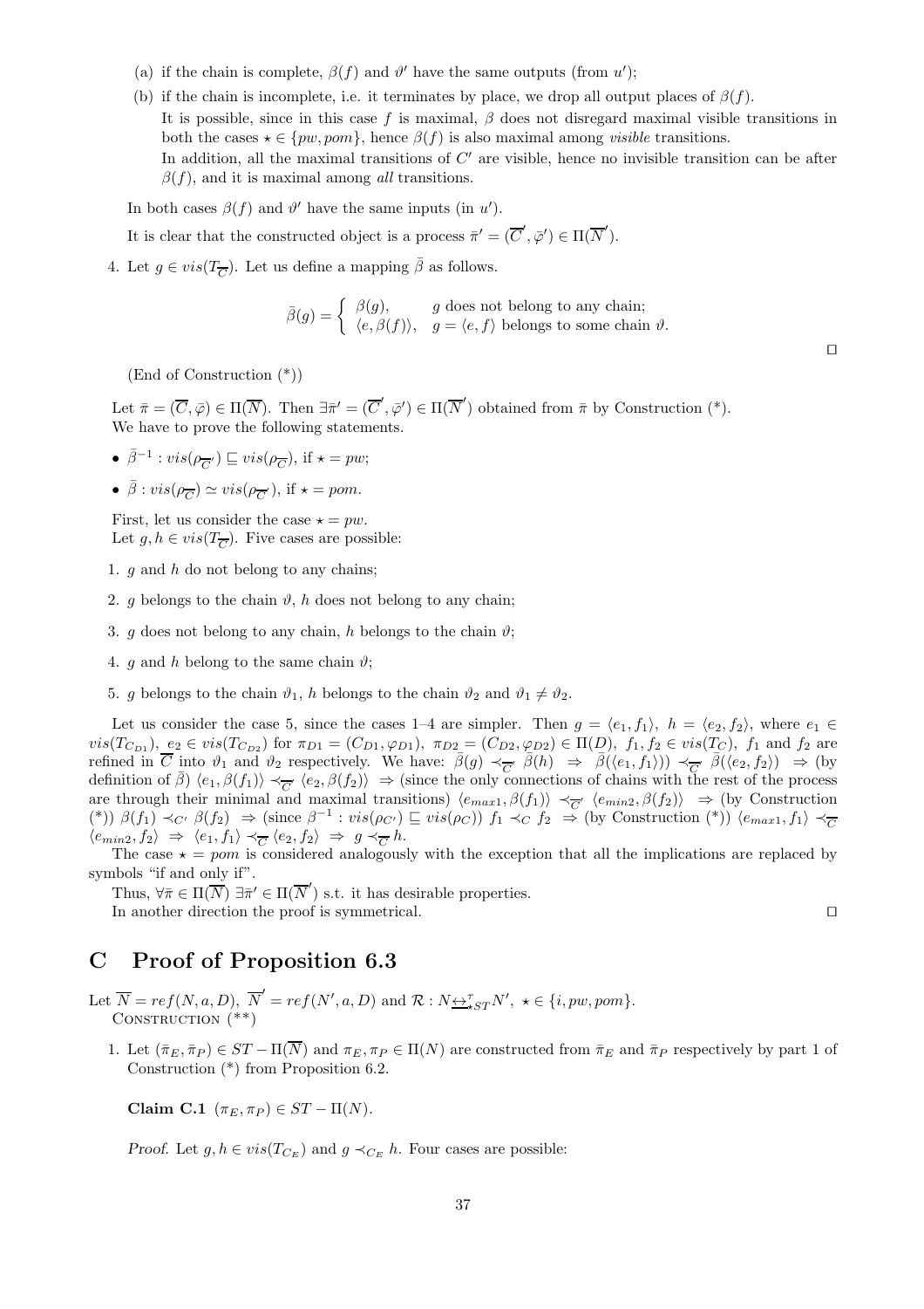(a) if the chain is complete, $\beta(f)$ and $\vartheta'$ have the same outputs (from $u'$);

(b) if the chain is incomplete, i.e. it terminates by place, we drop all output places of $\beta(f)$.
It is possible, since in this case $f$ is maximal, $\beta$ does not disregard maximal visible transitions in both the cases $\star \in \{pw, pom\}$, hence $\beta(f)$ is also maximal among *visible* transitions.
In addition, all the maximal transitions of $C'$ are visible, hence no invisible transition can be after $\beta(f)$, and it is maximal among *all* transitions.

In both cases $\beta(f)$ and $\vartheta'$ have the same inputs (in $u'$).

It is clear that the constructed object is a process $\bar{\pi}' = (\overline{C}', \bar{\varphi}') \in \Pi(\overline{N}')$.

4. Let $g \in vis(T_{\overline{C}})$. Let us define a mapping $\bar{\beta}$ as follows.

$$\bar{\beta}(g) = \begin{cases} \beta(g), & g \text{ does not belong to any chain;} \\ \langle e, \beta(f)\rangle, & g = \langle e, f\rangle \text{ belongs to some chain } \vartheta. \end{cases}$$

□

(End of Construction (*))

Let $\bar{\pi} = (\overline{C}, \bar{\varphi}) \in \Pi(\overline{N})$. Then $\exists \bar{\pi}' = (\overline{C}', \bar{\varphi}') \in \Pi(\overline{N}')$ obtained from $\bar{\pi}$ by Construction (*).
We have to prove the following statements.

- $\bar{\beta}^{-1} : vis(\rho_{\overline{C}'}) \sqsubseteq vis(\rho_{\overline{C}})$, if $\star = pw$;
- $\bar{\beta} : vis(\rho_{\overline{C}}) \simeq vis(\rho_{\overline{C}'})$, if $\star = pom$.

First, let us consider the case $\star = pw$.
Let $g, h \in vis(T_{\overline{C}})$. Five cases are possible:

1. $g$ and $h$ do not belong to any chains;
2. $g$ belongs to the chain $\vartheta$, $h$ does not belong to any chain;
3. $g$ does not belong to any chain, $h$ belongs to the chain $\vartheta$;
4. $g$ and $h$ belong to the same chain $\vartheta$;
5. $g$ belongs to the chain $\vartheta_1$, $h$ belongs to the chain $\vartheta_2$ and $\vartheta_1 \neq \vartheta_2$.

Let us consider the case 5, since the cases 1–4 are simpler. Then $g = \langle e_1, f_1\rangle$, $h = \langle e_2, f_2\rangle$, where $e_1 \in vis(T_{C_{D1}})$, $e_2 \in vis(T_{C_{D2}})$ for $\pi_{D1} = (C_{D1}, \varphi_{D1})$, $\pi_{D2} = (C_{D2}, \varphi_{D2}) \in \Pi(D)$, $f_1, f_2 \in vis(T_C)$, $f_1$ and $f_2$ are refined in $\overline{C}$ into $\vartheta_1$ and $\vartheta_2$ respectively. We have: $\bar{\beta}(g) \prec_{\overline{C}'} \bar{\beta}(h) \;\Rightarrow\; \bar{\beta}(\langle e_1, f_1\rangle) \prec_{\overline{C}'} \bar{\beta}(\langle e_2, f_2\rangle) \;\Rightarrow$ (by definition of $\bar{\beta}$) $\langle e_1, \beta(f_1)\rangle \prec_{\overline{C}'} \langle e_2, \beta(f_2)\rangle \;\Rightarrow$ (since the only connections of chains with the rest of the process are through their minimal and maximal transitions) $\langle e_{max1}, \beta(f_1)\rangle \prec_{\overline{C}'} \langle e_{min2}, \beta(f_2)\rangle \;\Rightarrow$ (by Construction (*)) $\beta(f_1) \prec_{C'} \beta(f_2) \;\Rightarrow$ (since $\beta^{-1} : vis(\rho_{C'}) \sqsubseteq vis(\rho_C)$) $f_1 \prec_C f_2 \;\Rightarrow$ (by Construction (*)) $\langle e_{max1}, f_1\rangle \prec_{\overline{C}} \langle e_{min2}, f_2\rangle \;\Rightarrow\; \langle e_1, f_1\rangle \prec_{\overline{C}} \langle e_2, f_2\rangle \;\Rightarrow\; g \prec_{\overline{C}} h$.

The case $\star = pom$ is considered analogously with the exception that all the implications are replaced by symbols "if and only if".

Thus, $\forall \bar{\pi} \in \Pi(\overline{N})\ \exists \bar{\pi}' \in \Pi(\overline{N}')$ s.t. it has desirable properties.
In another direction the proof is symmetrical. □

# C Proof of Proposition 6.3

Let $\overline{N} = ref(N, a, D)$, $\overline{N}' = ref(N', a, D)$ and $\mathcal{R} : N \underline{\leftrightarrow}^{\tau}_{\star ST} N'$, $\star \in \{i, pw, pom\}$.
CONSTRUCTION (**)

1. Let $(\bar{\pi}_E, \bar{\pi}_P) \in ST - \Pi(\overline{N})$ and $\pi_E, \pi_P \in \Pi(N)$ are constructed from $\bar{\pi}_E$ and $\bar{\pi}_P$ respectively by part 1 of Construction (*) from Proposition 6.2.

**Claim C.1** $(\pi_E, \pi_P) \in ST - \Pi(N)$.

*Proof.* Let $g, h \in vis(T_{C_E})$ and $g \prec_{C_E} h$. Four cases are possible: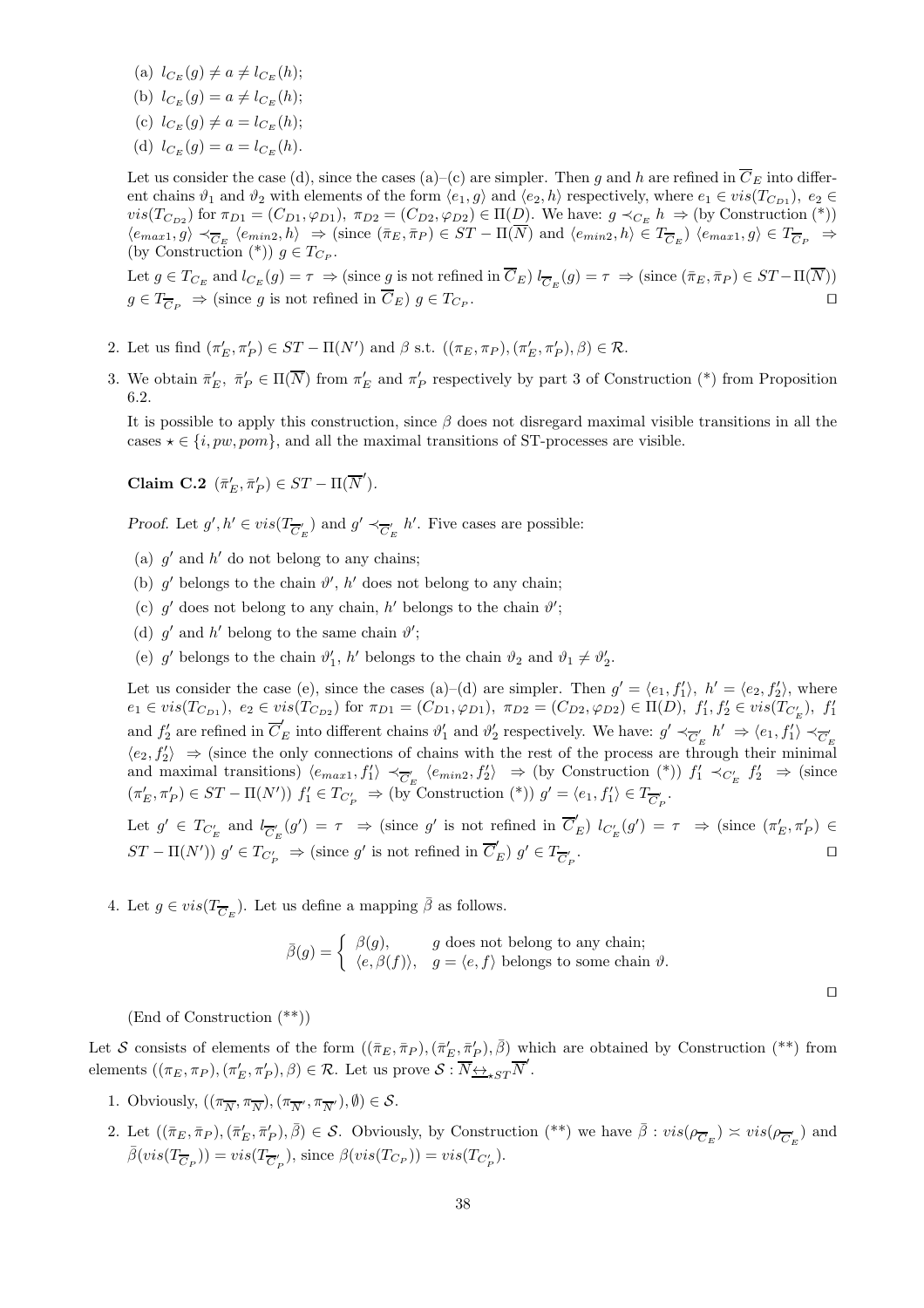(a) $l_{C_E}(g) \neq a \neq l_{C_E}(h)$;

(b) $l_{C_E}(g) = a \neq l_{C_E}(h)$;

(c) $l_{C_E}(g) \neq a = l_{C_E}(h)$;

(d) $l_{C_E}(g) = a = l_{C_E}(h)$.

Let us consider the case (d), since the cases (a)–(c) are simpler. Then $g$ and $h$ are refined in $\overline{C}_E$ into different chains $\vartheta_1$ and $\vartheta_2$ with elements of the form $\langle e_1, g\rangle$ and $\langle e_2, h\rangle$ respectively, where $e_1 \in vis(T_{C_{D1}})$, $e_2 \in vis(T_{C_{D2}})$ for $\pi_{D1} = (C_{D1}, \varphi_{D1})$, $\pi_{D2} = (C_{D2}, \varphi_{D2}) \in \Pi(D)$. We have: $g \prec_{C_E} h \Rightarrow$ (by Construction (\*)) $\langle e_{max1}, g\rangle \prec_{\overline{C}_E} \langle e_{min2}, h\rangle \Rightarrow$ (since $(\bar{\pi}_E, \bar{\pi}_P) \in ST - \Pi(\overline{N})$ and $\langle e_{min2}, h\rangle \in T_{\overline{C}_E}$) $\langle e_{max1}, g\rangle \in T_{\overline{C}_P} \Rightarrow$ (by Construction (\*)) $g \in T_{C_P}$.

Let $g \in T_{C_E}$ and $l_{C_E}(g) = \tau \Rightarrow$ (since $g$ is not refined in $\overline{C}_E$) $l_{\overline{C}_E}(g) = \tau \Rightarrow$ (since $(\bar{\pi}_E, \bar{\pi}_P) \in ST - \Pi(\overline{N})$) $g \in T_{\overline{C}_P} \Rightarrow$ (since $g$ is not refined in $\overline{C}_E$) $g \in T_{C_P}$. ◻

2. Let us find $(\pi'_E, \pi'_P) \in ST - \Pi(N')$ and $\beta$ s.t. $((\pi_E, \pi_P), (\pi'_E, \pi'_P), \beta) \in \mathcal{R}$.

3. We obtain $\bar{\pi}'_E$, $\bar{\pi}'_P \in \Pi(\overline{N})$ from $\pi'_E$ and $\pi'_P$ respectively by part 3 of Construction (\*) from Proposition 6.2.

It is possible to apply this construction, since $\beta$ does not disregard maximal visible transitions in all the cases $\star \in \{i, pw, pom\}$, and all the maximal transitions of ST-processes are visible.

**Claim C.2** $(\bar{\pi}'_E, \bar{\pi}'_P) \in ST - \Pi(\overline{N}')$.

*Proof.* Let $g', h' \in vis(T_{\overline{C}'_E})$ and $g' \prec_{\overline{C}'_E} h'$. Five cases are possible:

(a) $g'$ and $h'$ do not belong to any chains;

(b) $g'$ belongs to the chain $\vartheta'$, $h'$ does not belong to any chain;

(c) $g'$ does not belong to any chain, $h'$ belongs to the chain $\vartheta'$;

(d) $g'$ and $h'$ belong to the same chain $\vartheta'$;

(e) $g'$ belongs to the chain $\vartheta'_1$, $h'$ belongs to the chain $\vartheta_2$ and $\vartheta_1 \neq \vartheta'_2$.

Let us consider the case (e), since the cases (a)–(d) are simpler. Then $g' = \langle e_1, f'_1\rangle$, $h' = \langle e_2, f'_2\rangle$, where $e_1 \in vis(T_{C_{D1}})$, $e_2 \in vis(T_{C_{D2}})$ for $\pi_{D1} = (C_{D1}, \varphi_{D1})$, $\pi_{D2} = (C_{D2}, \varphi_{D2}) \in \Pi(D)$, $f'_1, f'_2 \in vis(T_{C'_E})$, $f'_1$ and $f'_2$ are refined in $\overline{C}'_E$ into different chains $\vartheta'_1$ and $\vartheta'_2$ respectively. We have: $g' \prec_{\overline{C}'_E} h' \Rightarrow \langle e_1, f'_1\rangle \prec_{\overline{C}'_E} \langle e_2, f'_2\rangle \Rightarrow$ (since the only connections of chains with the rest of the process are through their minimal and maximal transitions) $\langle e_{max1}, f'_1\rangle \prec_{\overline{C}'_E} \langle e_{min2}, f'_2\rangle \Rightarrow$ (by Construction (\*)) $f'_1 \prec_{C'_E} f'_2 \Rightarrow$ (since $(\pi'_E, \pi'_P) \in ST - \Pi(N')$) $f'_1 \in T_{C'_P} \Rightarrow$ (by Construction (\*)) $g' = \langle e_1, f'_1\rangle \in T_{\overline{C}'_P}$.

Let $g' \in T_{C'_E}$ and $l_{\overline{C}'_E}(g') = \tau \Rightarrow$ (since $g'$ is not refined in $\overline{C}'_E$) $l_{C'_E}(g') = \tau \Rightarrow$ (since $(\pi'_E, \pi'_P) \in ST - \Pi(N')$) $g' \in T_{C'_P} \Rightarrow$ (since $g'$ is not refined in $\overline{C}'_E$) $g' \in T_{\overline{C}'_P}$. ◻

4. Let $g \in vis(T_{\overline{C}_E})$. Let us define a mapping $\bar{\beta}$ as follows.

$$\bar{\beta}(g) = \begin{cases} \beta(g), & g \text{ does not belong to any chain;} \\ \langle e, \beta(f)\rangle, & g = \langle e, f\rangle \text{ belongs to some chain } \vartheta. \end{cases}$$

◻

(End of Construction (\*\*))

Let $\mathcal{S}$ consists of elements of the form $((\bar{\pi}_E, \bar{\pi}_P), (\bar{\pi}'_E, \bar{\pi}'_P), \bar{\beta})$ which are obtained by Construction (\*\*) from elements $((\pi_E, \pi_P), (\pi'_E, \pi'_P), \beta) \in \mathcal{R}$. Let us prove $\mathcal{S} : \overline{N} \underline{\leftrightarrow}_{\star ST} \overline{N}'$.

1. Obviously, $((\pi_{\overline{N}}, \pi_{\overline{N}}), (\pi_{\overline{N}'}, \pi_{\overline{N}'}), \emptyset) \in \mathcal{S}$.

2. Let $((\bar{\pi}_E, \bar{\pi}_P), (\bar{\pi}'_E, \bar{\pi}'_P), \bar{\beta}) \in \mathcal{S}$. Obviously, by Construction (\*\*) we have $\bar{\beta} : vis(\rho_{\overline{C}_E}) \asymp vis(\rho_{\overline{C}'_E})$ and $\bar{\beta}(vis(T_{\overline{C}_P})) = vis(T_{\overline{C}'_P})$, since $\beta(vis(T_{C_P})) = vis(T_{C'_P})$.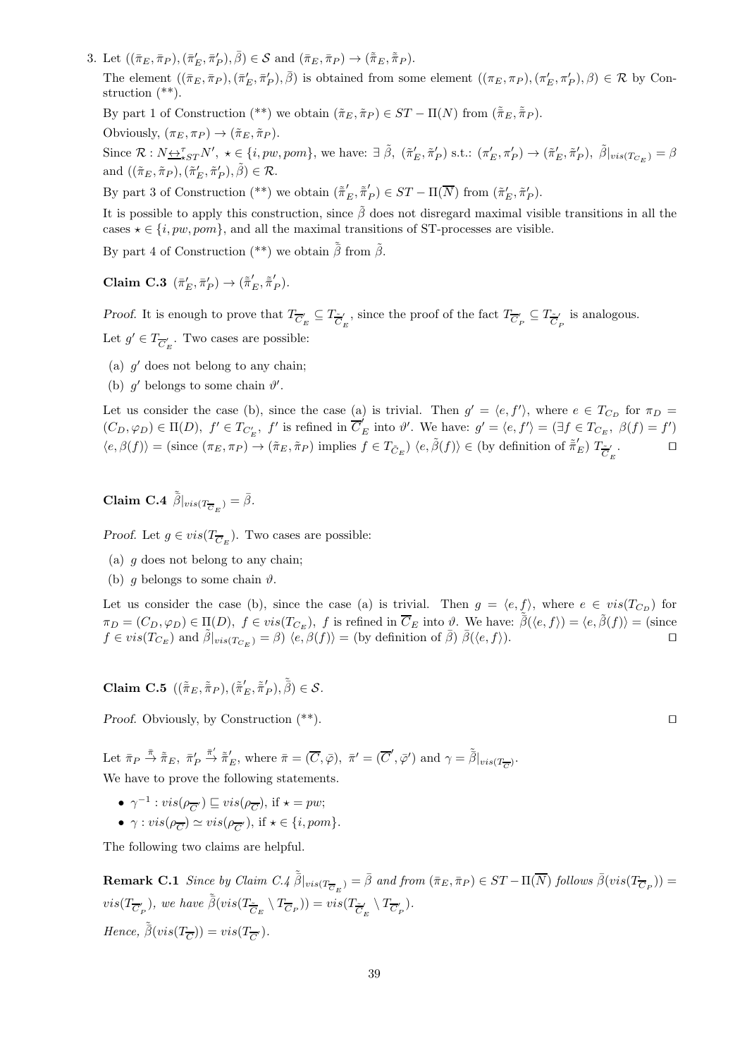3. Let $((\bar{\pi}_E, \bar{\pi}_P), (\bar{\pi}'_E, \bar{\pi}'_P), \bar{\beta}) \in \mathcal{S}$ and $(\bar{\pi}_E, \bar{\pi}_P) \to (\tilde{\bar{\pi}}_E, \tilde{\bar{\pi}}_P)$.

   The element $((\bar{\pi}_E, \bar{\pi}_P), (\bar{\pi}'_E, \bar{\pi}'_P), \bar{\beta})$ is obtained from some element $((\pi_E, \pi_P), (\pi'_E, \pi'_P), \beta) \in \mathcal{R}$ by Construction (\*\*).

   By part 1 of Construction (\*\*) we obtain $(\tilde{\pi}_E, \tilde{\pi}_P) \in ST-\Pi(N)$ from $(\tilde{\bar{\pi}}_E, \tilde{\bar{\pi}}_P)$.

   Obviously, $(\pi_E, \pi_P) \to (\tilde{\pi}_E, \tilde{\pi}_P)$.

   Since $\mathcal{R} : N \underline{\leftrightarrow}^{\tau}_{\star ST} N'$, $\star \in \{i, pw, pom\}$, we have: $\exists\ \tilde{\beta},\ (\tilde{\pi}'_E, \tilde{\pi}'_P)$ s.t.: $(\pi'_E, \pi'_P) \to (\tilde{\pi}'_E, \tilde{\pi}'_P),\ \tilde{\beta}|_{vis(T_{C_E})} = \beta$ and $((\tilde{\pi}_E, \tilde{\pi}_P), (\tilde{\pi}'_E, \tilde{\pi}'_P), \tilde{\beta}) \in \mathcal{R}$.

   By part 3 of Construction (\*\*) we obtain $(\tilde{\bar{\pi}}'_E, \tilde{\bar{\pi}}'_P) \in ST-\Pi(\overline{N})$ from $(\tilde{\pi}'_E, \tilde{\pi}'_P)$.

   It is possible to apply this construction, since $\tilde{\beta}$ does not disregard maximal visible transitions in all the cases $\star \in \{i, pw, pom\}$, and all the maximal transitions of ST-processes are visible.

   By part 4 of Construction (\*\*) we obtain $\tilde{\bar{\beta}}$ from $\tilde{\beta}$.

**Claim C.3** $(\bar{\pi}'_E, \bar{\pi}'_P) \to (\tilde{\bar{\pi}}'_E, \tilde{\bar{\pi}}'_P)$.

*Proof.* It is enough to prove that $T_{\overline{C}'_E} \subseteq T_{\tilde{\overline{C}}'_E}$, since the proof of the fact $T_{\overline{C}'_P} \subseteq T_{\tilde{\overline{C}}'_P}$ is analogous.

Let $g' \in T_{\overline{C}'_E}$. Two cases are possible:

(a) $g'$ does not belong to any chain;

(b) $g'$ belongs to some chain $\vartheta'$.

Let us consider the case (b), since the case (a) is trivial. Then $g' = \langle e, f' \rangle$, where $e \in T_{C_D}$ for $\pi_D = (C_D, \varphi_D) \in \Pi(D)$, $f' \in T_{C'_E}$, $f'$ is refined in $\overline{C}'_E$ into $\vartheta'$. We have: $g' = \langle e, f' \rangle = (\exists f \in T_{C_E},\ \beta(f) = f')$ $\langle e, \beta(f) \rangle =$ (since $(\pi_E, \pi_P) \to (\tilde{\pi}_E, \tilde{\pi}_P)$ implies $f \in T_{\tilde{C}_E}$) $\langle e, \tilde{\beta}(f) \rangle \in$ (by definition of $\tilde{\bar{\pi}}'_E$) $T_{\tilde{\overline{C}}'_E}$. ◻

**Claim C.4** $\tilde{\bar{\beta}}|_{vis(T_{\overline{C}_E})} = \bar{\beta}$.

*Proof.* Let $g \in vis(T_{\overline{C}_E})$. Two cases are possible:

(a) $g$ does not belong to any chain;

(b) $g$ belongs to some chain $\vartheta$.

Let us consider the case (b), since the case (a) is trivial. Then $g = \langle e, f \rangle$, where $e \in vis(T_{C_D})$ for $\pi_D = (C_D, \varphi_D) \in \Pi(D)$, $f \in vis(T_{C_E})$, $f$ is refined in $\overline{C}_E$ into $\vartheta$. We have: $\tilde{\bar{\beta}}(\langle e, f \rangle) = \langle e, \tilde{\beta}(f) \rangle =$ (since $f \in vis(T_{C_E})$ and $\tilde{\beta}|_{vis(T_{C_E})} = \beta$) $\langle e, \beta(f) \rangle =$ (by definition of $\bar{\beta}$) $\bar{\beta}(\langle e, f \rangle)$. ◻

**Claim C.5** $((\tilde{\bar{\pi}}_E, \tilde{\bar{\pi}}_P), (\tilde{\bar{\pi}}'_E, \tilde{\bar{\pi}}'_P), \tilde{\bar{\beta}}) \in \mathcal{S}$.

*Proof.* Obviously, by Construction (\*\*). ◻

Let $\bar{\pi}_P \overset{\bar{\pi}}{\to} \tilde{\bar{\pi}}_E$, $\bar{\pi}'_P \overset{\bar{\pi}'}{\to} \tilde{\bar{\pi}}'_E$, where $\bar{\pi} = (\overline{C}, \bar{\varphi})$, $\bar{\pi}' = (\overline{C}', \bar{\varphi}')$ and $\gamma = \tilde{\bar{\beta}}|_{vis(T_{\overline{C}})}$.

We have to prove the following statements.

- $\gamma^{-1} : vis(\rho_{\overline{C}'}) \sqsubseteq vis(\rho_{\overline{C}})$, if $\star = pw$;
- $\gamma : vis(\rho_{\overline{C}}) \simeq vis(\rho_{\overline{C}'})$, if $\star \in \{i, pom\}$.

The following two claims are helpful.

**Remark C.1** *Since by Claim C.4 $\tilde{\bar{\beta}}|_{vis(T_{\overline{C}_E})} = \bar{\beta}$ and from $(\bar{\pi}_E, \bar{\pi}_P) \in ST-\Pi(\overline{N})$ follows $\bar{\beta}(vis(T_{\overline{C}_P})) = vis(T_{\overline{C}'_P})$, we have $\tilde{\bar{\beta}}(vis(T_{\tilde{\overline{C}}_E} \setminus T_{\overline{C}_P})) = vis(T_{\tilde{\overline{C}}'_E} \setminus T_{\overline{C}'_P})$.*

*Hence, $\tilde{\bar{\beta}}(vis(T_{\overline{C}})) = vis(T_{\overline{C}'})$.*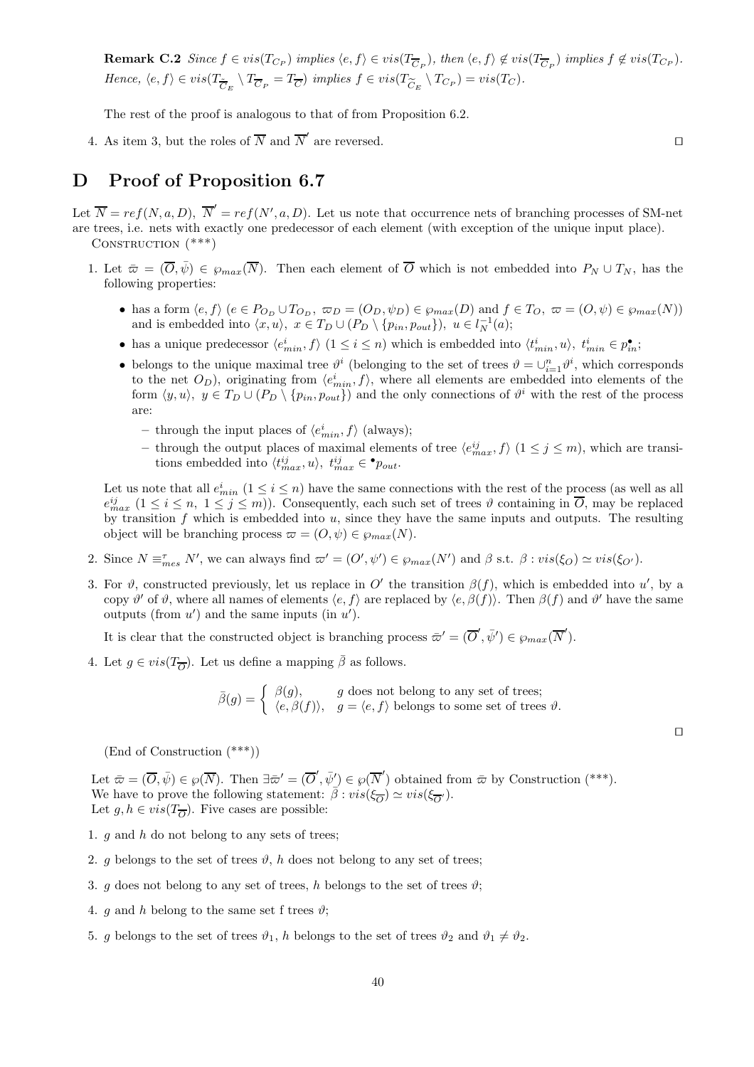**Remark C.2** *Since $f \in vis(T_{C_P})$ implies $\langle e, f\rangle \in vis(T_{\overline{C}_P})$, then $\langle e, f\rangle \notin vis(T_{\overline{C}_P})$ implies $f \notin vis(T_{C_P})$. Hence, $\langle e, f\rangle \in vis(T_{\widetilde{\overline{C}}_E} \setminus T_{\overline{C}_P} = T_{\overline{C}})$ implies $f \in vis(T_{\widetilde{C}_E} \setminus T_{C_P}) = vis(T_C)$.*

The rest of the proof is analogous to that of from Proposition 6.2.

4. As item 3, but the roles of $\overline{N}$ and $\overline{N}'$ are reversed. $\square$

# D Proof of Proposition 6.7

Let $\overline{N} = ref(N, a, D),\ \overline{N}' = ref(N', a, D)$. Let us note that occurrence nets of branching processes of SM-net are trees, i.e. nets with exactly one predecessor of each element (with exception of the unique input place).

Construction (***)

1. Let $\bar{\varpi} = (\overline{O}, \bar{\psi}) \in \wp_{max}(\overline{N})$. Then each element of $\overline{O}$ which is not embedded into $P_N \cup T_N$, has the following properties:
   - has a form $\langle e, f\rangle$ ($e \in P_{O_D} \cup T_{O_D},\ \varpi_D = (O_D, \psi_D) \in \wp_{max}(D)$ and $f \in T_O,\ \varpi = (O, \psi) \in \wp_{max}(N)$) and is embedded into $\langle x, u\rangle,\ x \in T_D \cup (P_D \setminus \{p_{in}, p_{out}\}),\ u \in l_N^{-1}(a)$;
   - has a unique predecessor $\langle e^i_{min}, f\rangle$ ($1 \leq i \leq n$) which is embedded into $\langle t^i_{min}, u\rangle,\ t^i_{min} \in p^\bullet_{in}$;
   - belongs to the unique maximal tree $\vartheta^i$ (belonging to the set of trees $\vartheta = \cup_{i=1}^n \vartheta^i$, which corresponds to the net $O_D$), originating from $\langle e^i_{min}, f\rangle$, where all elements are embedded into elements of the form $\langle y, u\rangle,\ y \in T_D \cup (P_D \setminus \{p_{in}, p_{out}\})$ and the only connections of $\vartheta^i$ with the rest of the process are:
     - through the input places of $\langle e^i_{min}, f\rangle$ (always);
     - through the output places of maximal elements of tree $\langle e^{ij}_{max}, f\rangle$ ($1 \leq j \leq m$), which are transitions embedded into $\langle t^{ij}_{max}, u\rangle,\ t^{ij}_{max} \in {}^\bullet p_{out}$.

   Let us note that all $e^i_{min}$ ($1 \leq i \leq n$) have the same connections with the rest of the process (as well as all $e^{ij}_{max}$ ($1 \leq i \leq n,\ 1 \leq j \leq m$)). Consequently, each such set of trees $\vartheta$ containing in $\overline{O}$, may be replaced by transition $f$ which is embedded into $u$, since they have the same inputs and outputs. The resulting object will be branching process $\varpi = (O, \psi) \in \wp_{max}(N)$.

2. Since $N \equiv^\tau_{mes} N'$, we can always find $\varpi' = (O', \psi') \in \wp_{max}(N')$ and $\beta$ s.t. $\beta : vis(\xi_O) \simeq vis(\xi_{O'})$.

3. For $\vartheta$, constructed previously, let us replace in $O'$ the transition $\beta(f)$, which is embedded into $u'$, by a copy $\vartheta'$ of $\vartheta$, where all names of elements $\langle e, f\rangle$ are replaced by $\langle e, \beta(f)\rangle$. Then $\beta(f)$ and $\vartheta'$ have the same outputs (from $u'$) and the same inputs (in $u'$).

   It is clear that the constructed object is branching process $\bar{\varpi}' = (\overline{O}', \bar{\psi}') \in \wp_{max}(\overline{N}')$.

4. Let $g \in vis(T_{\overline{O}})$. Let us define a mapping $\bar{\beta}$ as follows.

$$\bar{\beta}(g) = \begin{cases} \beta(g), & g \text{ does not belong to any set of trees;} \\ \langle e, \beta(f)\rangle, & g = \langle e, f\rangle \text{ belongs to some set of trees } \vartheta. \end{cases}$$

$\square$

(End of Construction (***))

Let $\bar{\varpi} = (\overline{O}, \bar{\psi}) \in \wp(\overline{N})$. Then $\exists \bar{\varpi}' = (\overline{O}', \bar{\psi}') \in \wp(\overline{N}')$ obtained from $\bar{\varpi}$ by Construction (***).
We have to prove the following statement: $\bar{\beta} : vis(\xi_{\overline{O}}) \simeq vis(\xi_{\overline{O}'})$.
Let $g, h \in vis(T_{\overline{O}})$. Five cases are possible:

1. $g$ and $h$ do not belong to any sets of trees;
2. $g$ belongs to the set of trees $\vartheta$, $h$ does not belong to any set of trees;
3. $g$ does not belong to any set of trees, $h$ belongs to the set of trees $\vartheta$;
4. $g$ and $h$ belong to the same set f trees $\vartheta$;
5. $g$ belongs to the set of trees $\vartheta_1$, $h$ belongs to the set of trees $\vartheta_2$ and $\vartheta_1 \neq \vartheta_2$.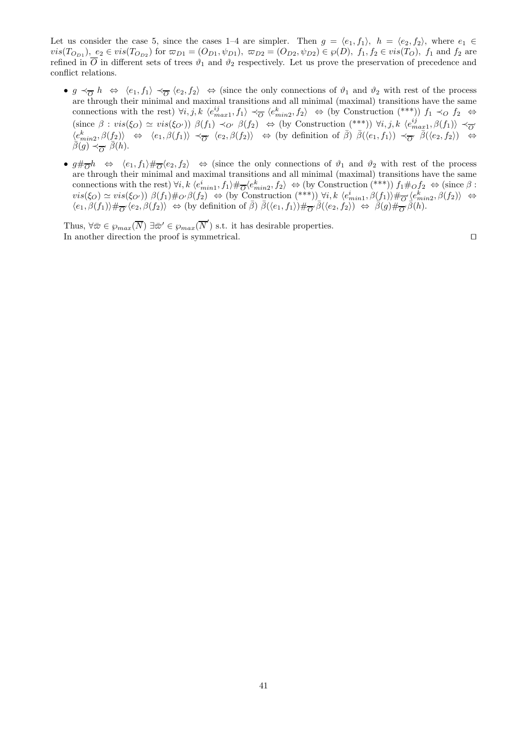Let us consider the case 5, since the cases 1–4 are simpler. Then $g = \langle e_1, f_1\rangle,\ h = \langle e_2, f_2\rangle$, where $e_1 \in vis(T_{O_{D1}}),\ e_2 \in vis(T_{O_{D2}})$ for $\varpi_{D1} = (O_{D1}, \psi_{D1}),\ \varpi_{D2} = (O_{D2}, \psi_{D2}) \in \wp(D),\ f_1, f_2 \in vis(T_O),\ f_1$ and $f_2$ are refined in $\overline{O}$ in different sets of trees $\vartheta_1$ and $\vartheta_2$ respectively. Let us prove the preservation of precedence and conflict relations.

- $g \prec_{\overline{O}} h \ \Leftrightarrow\ \langle e_1, f_1\rangle \prec_{\overline{O}} \langle e_2, f_2\rangle \ \Leftrightarrow$ (since the only connections of $\vartheta_1$ and $\vartheta_2$ with rest of the process are through their minimal and maximal transitions and all minimal (maximal) transitions have the same connections with the rest) $\forall i, j, k\ \langle e^{ij}_{max1}, f_1\rangle \prec_{\overline{O}} \langle e^{k}_{min2}, f_2\rangle \ \Leftrightarrow$ (by Construction (\*\*\*)) $f_1 \prec_O f_2 \ \Leftrightarrow$ (since $\beta : vis(\xi_O) \simeq vis(\xi_{O'})$) $\beta(f_1) \prec_{O'} \beta(f_2) \ \Leftrightarrow$ (by Construction (\*\*\*)) $\forall i, j, k\ \langle e^{ij}_{max1}, \beta(f_1)\rangle \prec_{\overline{O}'} \langle e^{k}_{min2}, \beta(f_2)\rangle \ \Leftrightarrow\ \langle e_1, \beta(f_1)\rangle \prec_{\overline{O}'} \langle e_2, \beta(f_2)\rangle \ \Leftrightarrow$ (by definition of $\bar{\beta}$) $\bar{\beta}(\langle e_1, f_1\rangle) \prec_{\overline{O}'} \bar{\beta}(\langle e_2, f_2\rangle) \ \Leftrightarrow\ \bar{\beta}(g) \prec_{\overline{O}'} \bar{\beta}(h)$.

- $g \#_{\overline{O}} h \ \Leftrightarrow\ \langle e_1, f_1\rangle \#_{\overline{O}} \langle e_2, f_2\rangle \ \Leftrightarrow$ (since the only connections of $\vartheta_1$ and $\vartheta_2$ with rest of the process are through their minimal and maximal transitions and all minimal (maximal) transitions have the same connections with the rest) $\forall i, k\ \langle e^{i}_{min1}, f_1\rangle \#_{\overline{O}} \langle e^{k}_{min2}, f_2\rangle \ \Leftrightarrow$ (by Construction (\*\*\*)) $f_1 \#_O f_2 \ \Leftrightarrow$ (since $\beta : vis(\xi_O) \simeq vis(\xi_{O'})$) $\beta(f_1) \#_{O'} \beta(f_2) \ \Leftrightarrow$ (by Construction (\*\*\*)) $\forall i, k\ \langle e^{i}_{min1}, \beta(f_1)\rangle \#_{\overline{O}'} \langle e^{k}_{min2}, \beta(f_2)\rangle \ \Leftrightarrow\ \langle e_1, \beta(f_1)\rangle \#_{\overline{O}'} \langle e_2, \beta(f_2)\rangle \ \Leftrightarrow$ (by definition of $\bar{\beta}$) $\bar{\beta}(\langle e_1, f_1\rangle) \#_{\overline{O}'} \bar{\beta}(\langle e_2, f_2\rangle) \ \Leftrightarrow\ \bar{\beta}(g) \#_{\overline{O}'} \bar{\beta}(h)$.

Thus, $\forall \bar{\varpi} \in \wp_{max}(\overline{N})\ \exists \bar{\varpi}' \in \wp_{max}(\overline{N}')$ s.t. it has desirable properties.
In another direction the proof is symmetrical. ◻